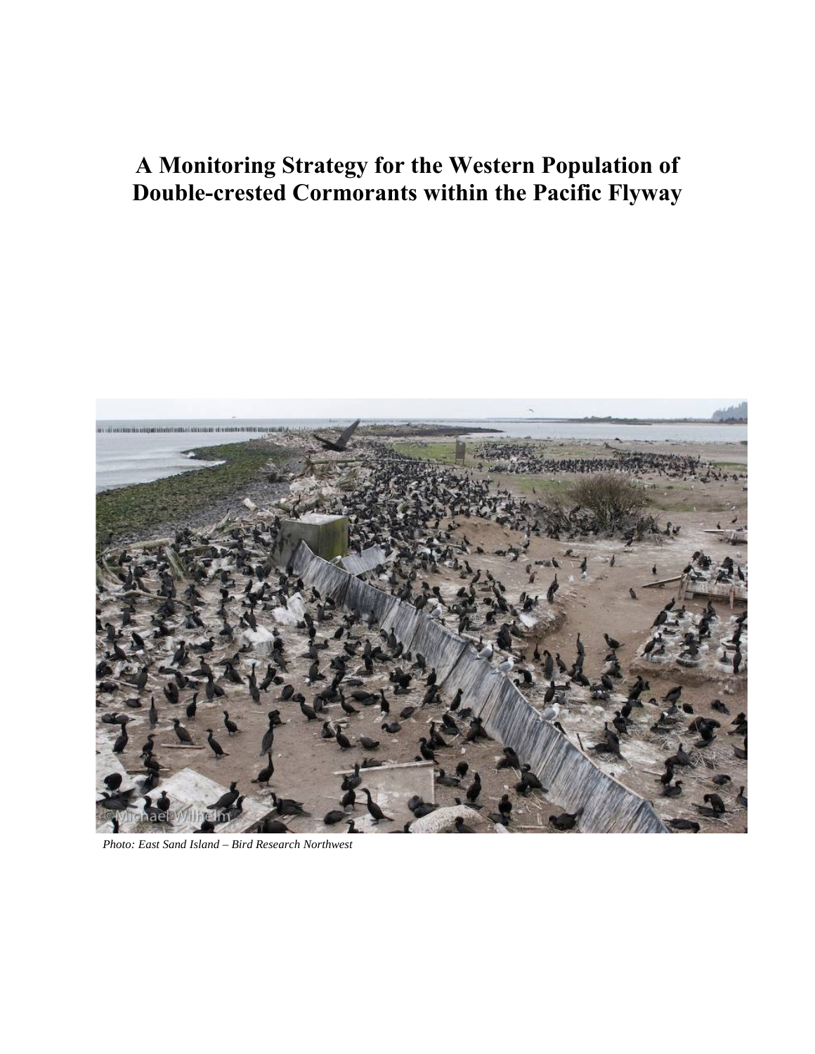# A Monitoring Strategy for the Western Population of Double-crested Cormorants within the Pacific Flyway

*Photo: East Sand Island – Bird Research Northwest*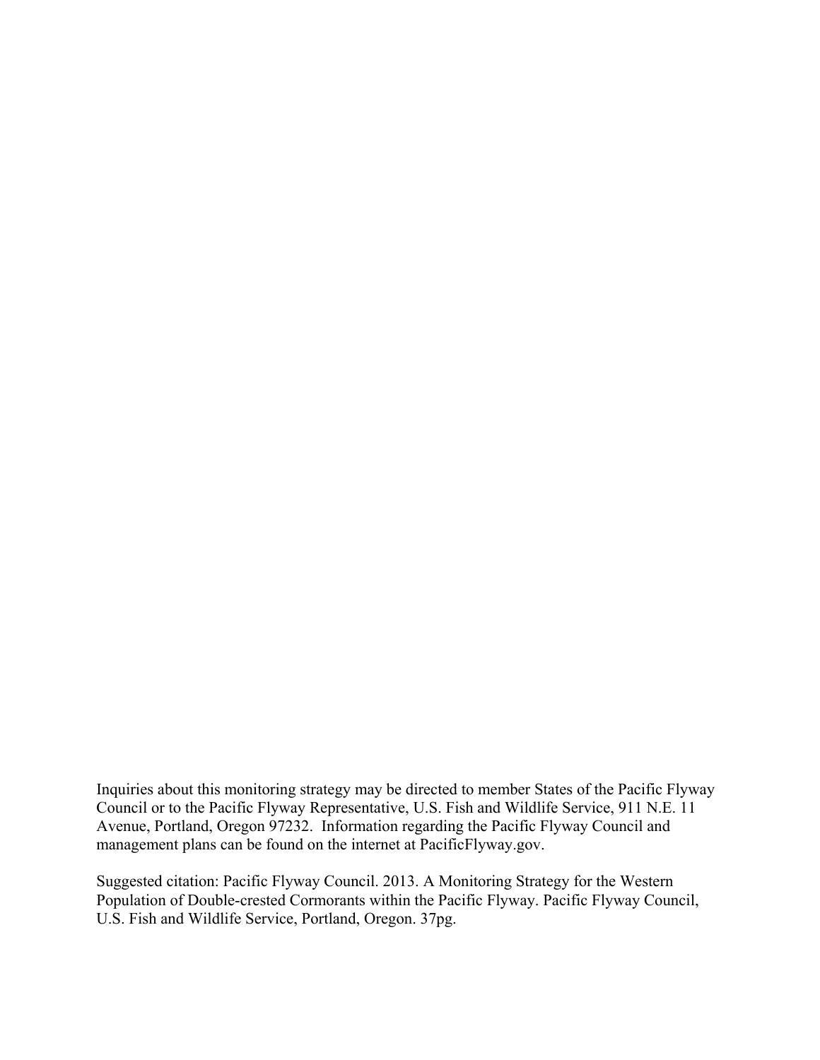Inquiries about this monitoring strategy may be directed to member States of the Pacific Flyway Council or to the Pacific Flyway Representative, U.S. Fish and Wildlife Service, 911 N.E. 11 Avenue, Portland, Oregon 97232. Information regarding the Pacific Flyway Council and management plans can be found on the internet at PacificFlyway.gov.

Suggested citation: Pacific Flyway Council. 2013. A Monitoring Strategy for the Western Population of Double-crested Cormorants within the Pacific Flyway. Pacific Flyway Council, U.S. Fish and Wildlife Service, Portland, Oregon. 37pg.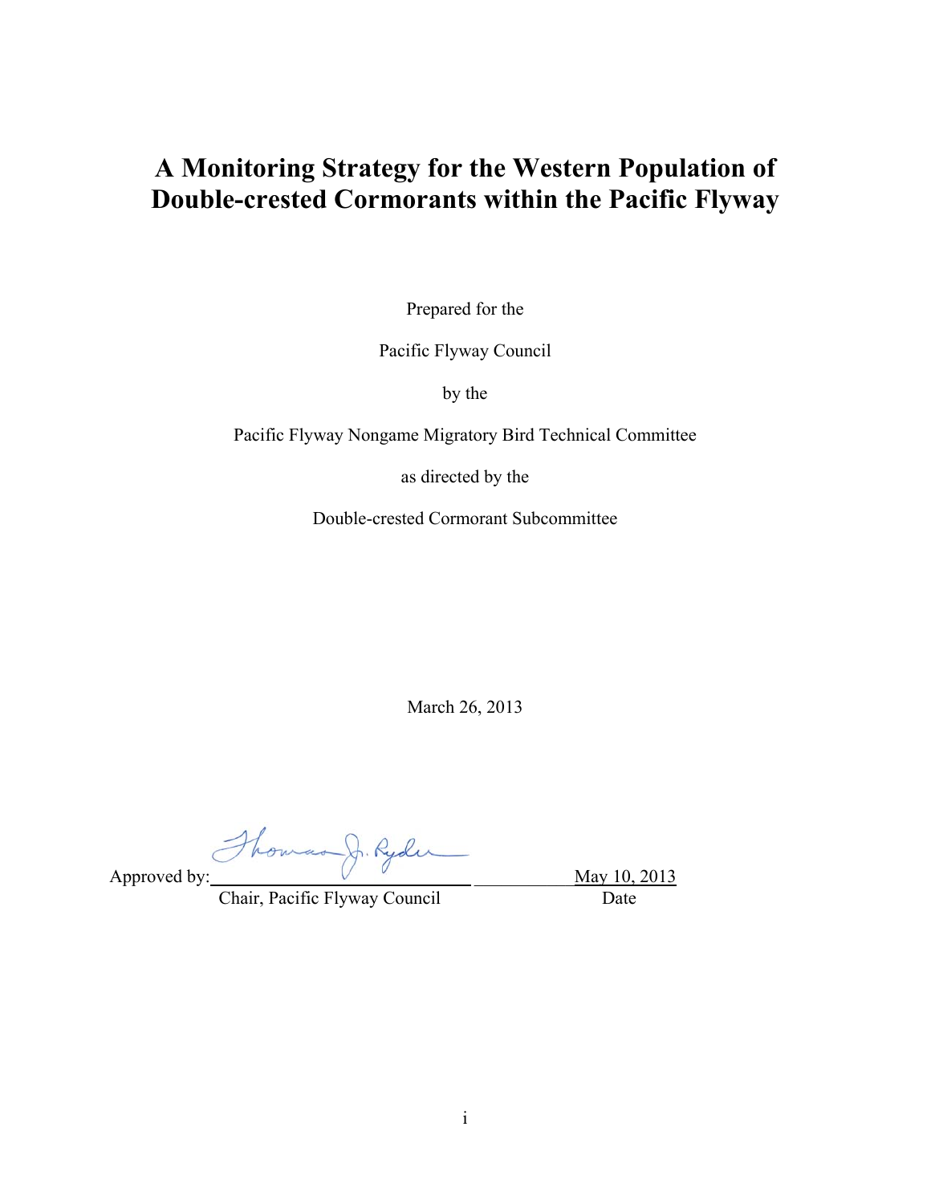# A Monitoring Strategy for the Western Population of Double-crested Cormorants within the Pacific Flyway

Prepared for the

Pacific Flyway Council

by the

Pacific Flyway Nongame Migratory Bird Technical Committee

as directed by the

Double-crested Cormorant Subcommittee

March 26, 2013

Approved by: Thomas J. Ryder — May 10, 2013

Chair, Pacific Flyway Council — Date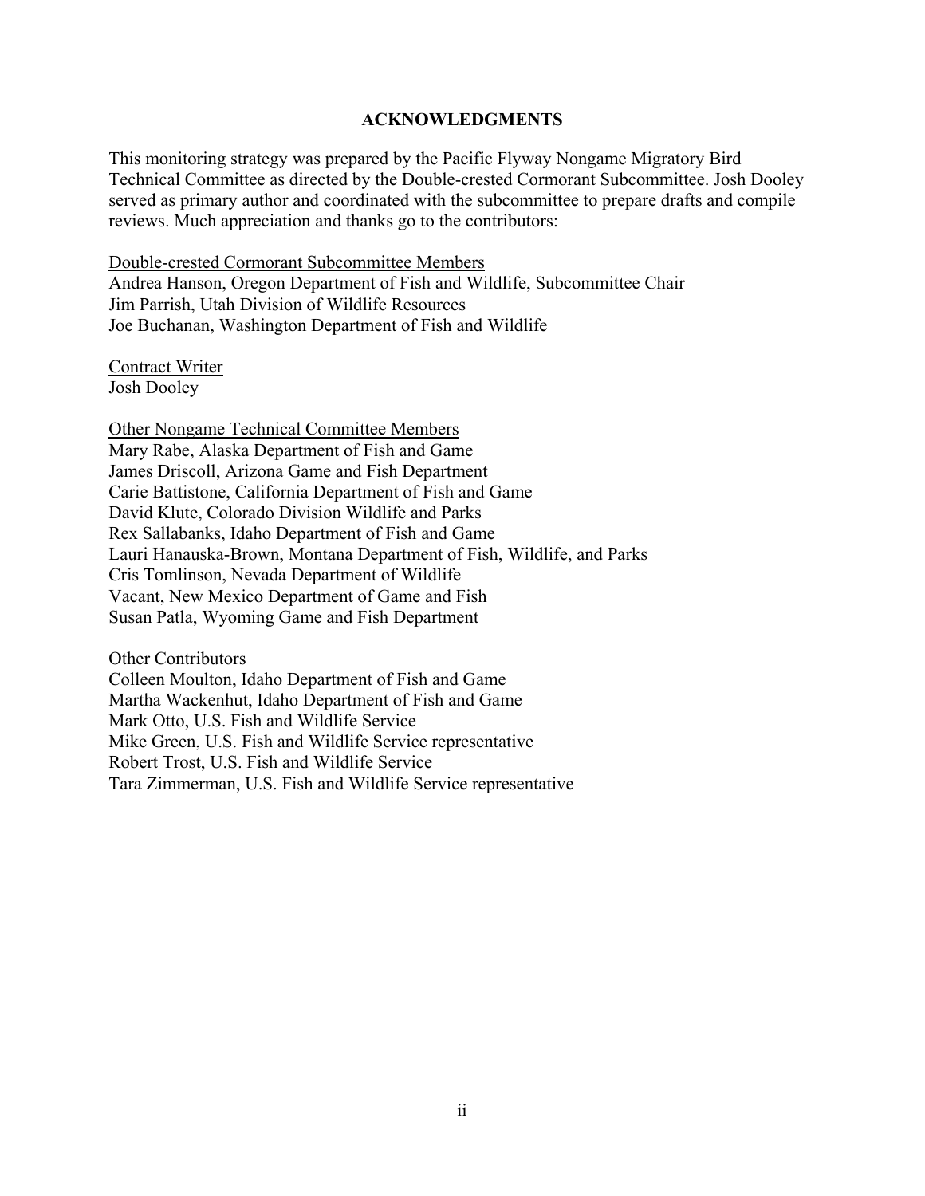## ACKNOWLEDGMENTS

This monitoring strategy was prepared by the Pacific Flyway Nongame Migratory Bird Technical Committee as directed by the Double-crested Cormorant Subcommittee. Josh Dooley served as primary author and coordinated with the subcommittee to prepare drafts and compile reviews. Much appreciation and thanks go to the contributors:

<u>Double-crested Cormorant Subcommittee Members</u>
Andrea Hanson, Oregon Department of Fish and Wildlife, Subcommittee Chair
Jim Parrish, Utah Division of Wildlife Resources
Joe Buchanan, Washington Department of Fish and Wildlife

<u>Contract Writer</u>
Josh Dooley

<u>Other Nongame Technical Committee Members</u>
Mary Rabe, Alaska Department of Fish and Game
James Driscoll, Arizona Game and Fish Department
Carie Battistone, California Department of Fish and Game
David Klute, Colorado Division Wildlife and Parks
Rex Sallabanks, Idaho Department of Fish and Game
Lauri Hanauska-Brown, Montana Department of Fish, Wildlife, and Parks
Cris Tomlinson, Nevada Department of Wildlife
Vacant, New Mexico Department of Game and Fish
Susan Patla, Wyoming Game and Fish Department

<u>Other Contributors</u>
Colleen Moulton, Idaho Department of Fish and Game
Martha Wackenhut, Idaho Department of Fish and Game
Mark Otto, U.S. Fish and Wildlife Service
Mike Green, U.S. Fish and Wildlife Service representative
Robert Trost, U.S. Fish and Wildlife Service
Tara Zimmerman, U.S. Fish and Wildlife Service representative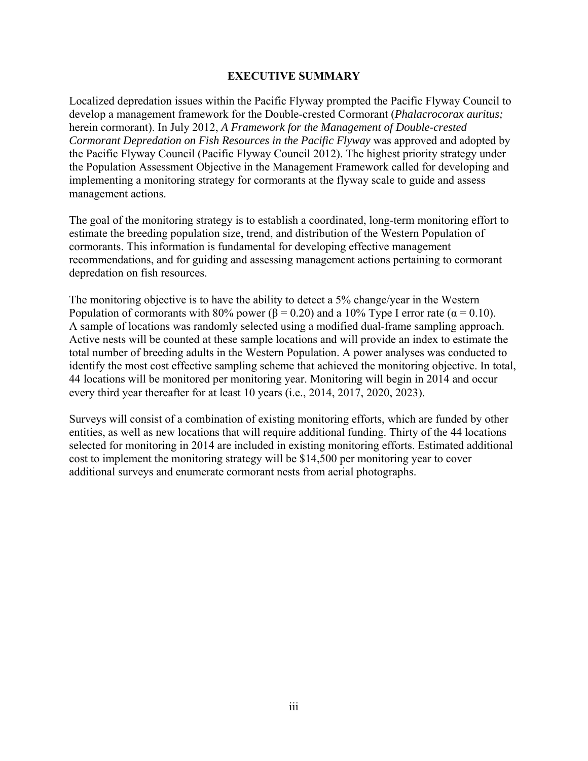# EXECUTIVE SUMMARY

Localized depredation issues within the Pacific Flyway prompted the Pacific Flyway Council to develop a management framework for the Double-crested Cormorant (*Phalacrocorax auritus;* herein cormorant). In July 2012, *A Framework for the Management of Double-crested Cormorant Depredation on Fish Resources in the Pacific Flyway* was approved and adopted by the Pacific Flyway Council (Pacific Flyway Council 2012). The highest priority strategy under the Population Assessment Objective in the Management Framework called for developing and implementing a monitoring strategy for cormorants at the flyway scale to guide and assess management actions.

The goal of the monitoring strategy is to establish a coordinated, long-term monitoring effort to estimate the breeding population size, trend, and distribution of the Western Population of cormorants. This information is fundamental for developing effective management recommendations, and for guiding and assessing management actions pertaining to cormorant depredation on fish resources.

The monitoring objective is to have the ability to detect a 5% change/year in the Western Population of cormorants with 80% power ($\beta = 0.20$) and a 10% Type I error rate ($\alpha = 0.10$). A sample of locations was randomly selected using a modified dual-frame sampling approach. Active nests will be counted at these sample locations and will provide an index to estimate the total number of breeding adults in the Western Population. A power analyses was conducted to identify the most cost effective sampling scheme that achieved the monitoring objective. In total, 44 locations will be monitored per monitoring year. Monitoring will begin in 2014 and occur every third year thereafter for at least 10 years (i.e., 2014, 2017, 2020, 2023).

Surveys will consist of a combination of existing monitoring efforts, which are funded by other entities, as well as new locations that will require additional funding. Thirty of the 44 locations selected for monitoring in 2014 are included in existing monitoring efforts. Estimated additional cost to implement the monitoring strategy will be $14,500 per monitoring year to cover additional surveys and enumerate cormorant nests from aerial photographs.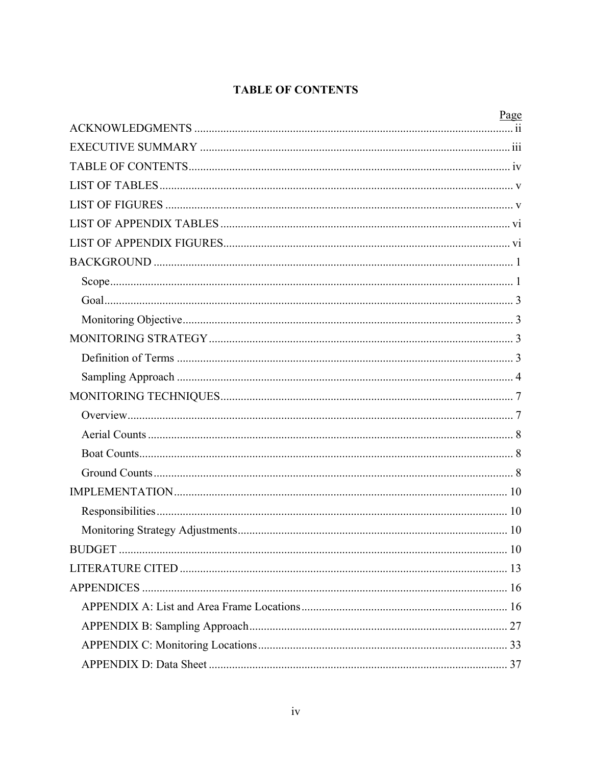# TABLE OF CONTENTS

| | Page |
|---|---|
| ACKNOWLEDGMENTS | ii |
| EXECUTIVE SUMMARY | iii |
| TABLE OF CONTENTS | iv |
| LIST OF TABLES | v |
| LIST OF FIGURES | v |
| LIST OF APPENDIX TABLES | vi |
| LIST OF APPENDIX FIGURES | vi |
| BACKGROUND | 1 |
| Scope | 1 |
| Goal | 3 |
| Monitoring Objective | 3 |
| MONITORING STRATEGY | 3 |
| Definition of Terms | 3 |
| Sampling Approach | 4 |
| MONITORING TECHNIQUES | 7 |
| Overview | 7 |
| Aerial Counts | 8 |
| Boat Counts | 8 |
| Ground Counts | 8 |
| IMPLEMENTATION | 10 |
| Responsibilities | 10 |
| Monitoring Strategy Adjustments | 10 |
| BUDGET | 10 |
| LITERATURE CITED | 13 |
| APPENDICES | 16 |
| APPENDIX A: List and Area Frame Locations | 16 |
| APPENDIX B: Sampling Approach | 27 |
| APPENDIX C: Monitoring Locations | 33 |
| APPENDIX D: Data Sheet | 37 |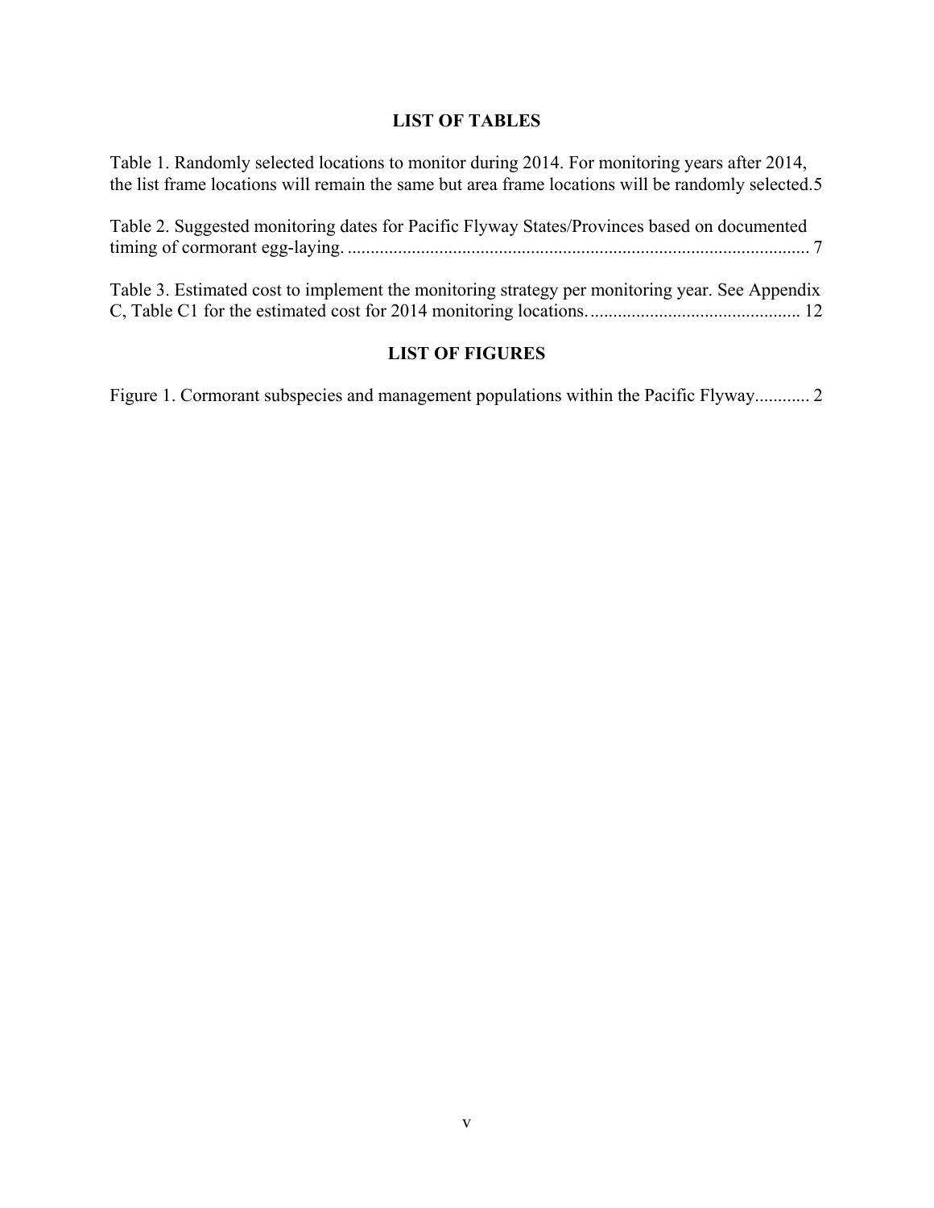## LIST OF TABLES

Table 1. Randomly selected locations to monitor during 2014. For monitoring years after 2014, the list frame locations will remain the same but area frame locations will be randomly selected. 5

Table 2. Suggested monitoring dates for Pacific Flyway States/Provinces based on documented timing of cormorant egg-laying. 7

Table 3. Estimated cost to implement the monitoring strategy per monitoring year. See Appendix C, Table C1 for the estimated cost for 2014 monitoring locations. 12

## LIST OF FIGURES

Figure 1. Cormorant subspecies and management populations within the Pacific Flyway. 2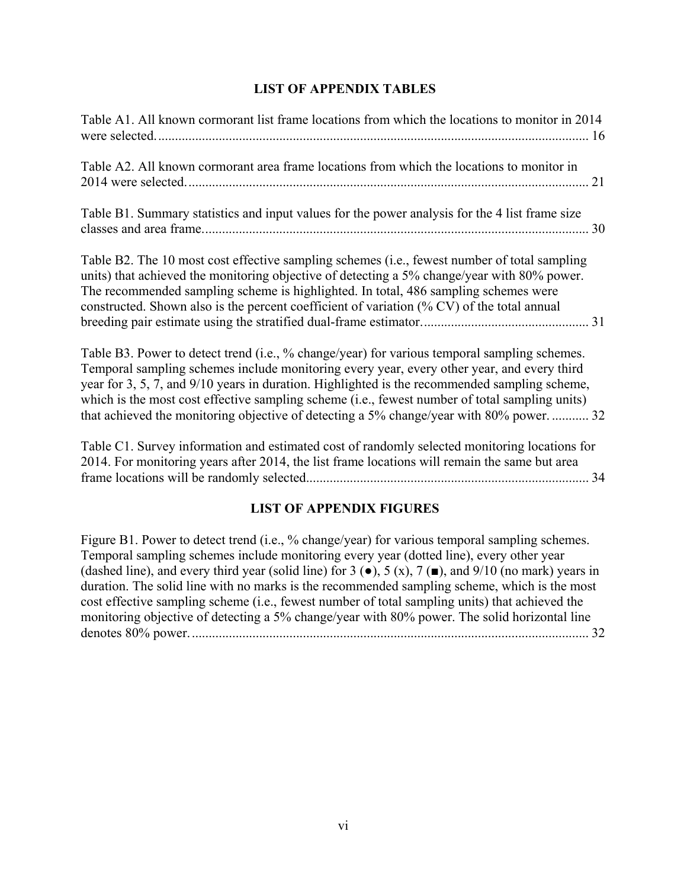## LIST OF APPENDIX TABLES

Table A1. All known cormorant list frame locations from which the locations to monitor in 2014 were selected. ........ 16

Table A2. All known cormorant area frame locations from which the locations to monitor in 2014 were selected. ........ 21

Table B1. Summary statistics and input values for the power analysis for the 4 list frame size classes and area frame. ........ 30

Table B2. The 10 most cost effective sampling schemes (i.e., fewest number of total sampling units) that achieved the monitoring objective of detecting a 5% change/year with 80% power. The recommended sampling scheme is highlighted. In total, 486 sampling schemes were constructed. Shown also is the percent coefficient of variation (% CV) of the total annual breeding pair estimate using the stratified dual-frame estimator. ........ 31

Table B3. Power to detect trend (i.e., % change/year) for various temporal sampling schemes. Temporal sampling schemes include monitoring every year, every other year, and every third year for 3, 5, 7, and 9/10 years in duration. Highlighted is the recommended sampling scheme, which is the most cost effective sampling scheme (i.e., fewest number of total sampling units) that achieved the monitoring objective of detecting a 5% change/year with 80% power. ........ 32

Table C1. Survey information and estimated cost of randomly selected monitoring locations for 2014. For monitoring years after 2014, the list frame locations will remain the same but area frame locations will be randomly selected. ........ 34

## LIST OF APPENDIX FIGURES

Figure B1. Power to detect trend (i.e., % change/year) for various temporal sampling schemes. Temporal sampling schemes include monitoring every year (dotted line), every other year (dashed line), and every third year (solid line) for 3 (●), 5 (x), 7 (■), and 9/10 (no mark) years in duration. The solid line with no marks is the recommended sampling scheme, which is the most cost effective sampling scheme (i.e., fewest number of total sampling units) that achieved the monitoring objective of detecting a 5% change/year with 80% power. The solid horizontal line denotes 80% power. ........ 32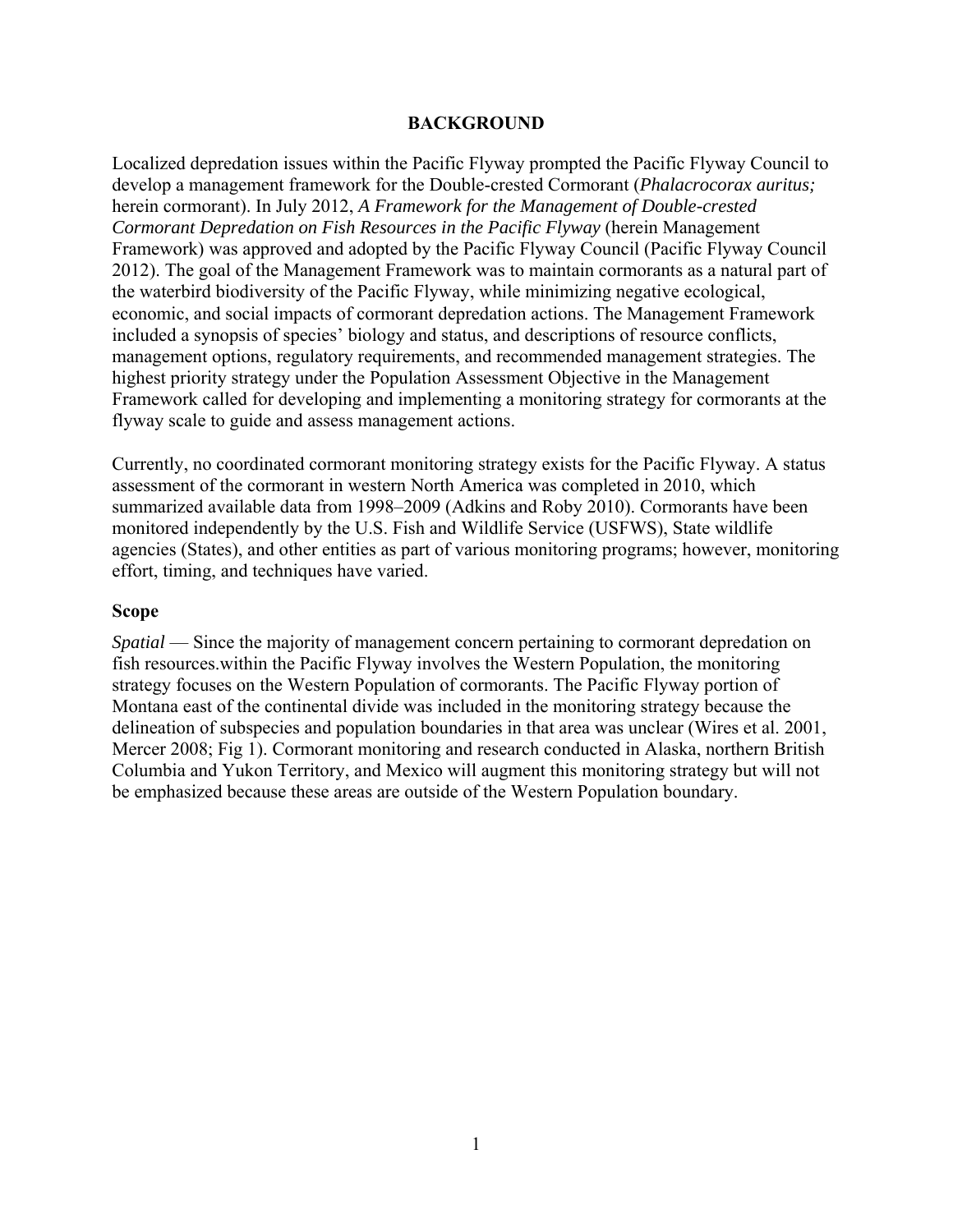# BACKGROUND

Localized depredation issues within the Pacific Flyway prompted the Pacific Flyway Council to develop a management framework for the Double-crested Cormorant (*Phalacrocorax auritus;* herein cormorant). In July 2012, *A Framework for the Management of Double-crested Cormorant Depredation on Fish Resources in the Pacific Flyway* (herein Management Framework) was approved and adopted by the Pacific Flyway Council (Pacific Flyway Council 2012). The goal of the Management Framework was to maintain cormorants as a natural part of the waterbird biodiversity of the Pacific Flyway, while minimizing negative ecological, economic, and social impacts of cormorant depredation actions. The Management Framework included a synopsis of species' biology and status, and descriptions of resource conflicts, management options, regulatory requirements, and recommended management strategies. The highest priority strategy under the Population Assessment Objective in the Management Framework called for developing and implementing a monitoring strategy for cormorants at the flyway scale to guide and assess management actions.

Currently, no coordinated cormorant monitoring strategy exists for the Pacific Flyway. A status assessment of the cormorant in western North America was completed in 2010, which summarized available data from 1998–2009 (Adkins and Roby 2010). Cormorants have been monitored independently by the U.S. Fish and Wildlife Service (USFWS), State wildlife agencies (States), and other entities as part of various monitoring programs; however, monitoring effort, timing, and techniques have varied.

## Scope

*Spatial* — Since the majority of management concern pertaining to cormorant depredation on fish resources.within the Pacific Flyway involves the Western Population, the monitoring strategy focuses on the Western Population of cormorants. The Pacific Flyway portion of Montana east of the continental divide was included in the monitoring strategy because the delineation of subspecies and population boundaries in that area was unclear (Wires et al. 2001, Mercer 2008; Fig 1). Cormorant monitoring and research conducted in Alaska, northern British Columbia and Yukon Territory, and Mexico will augment this monitoring strategy but will not be emphasized because these areas are outside of the Western Population boundary.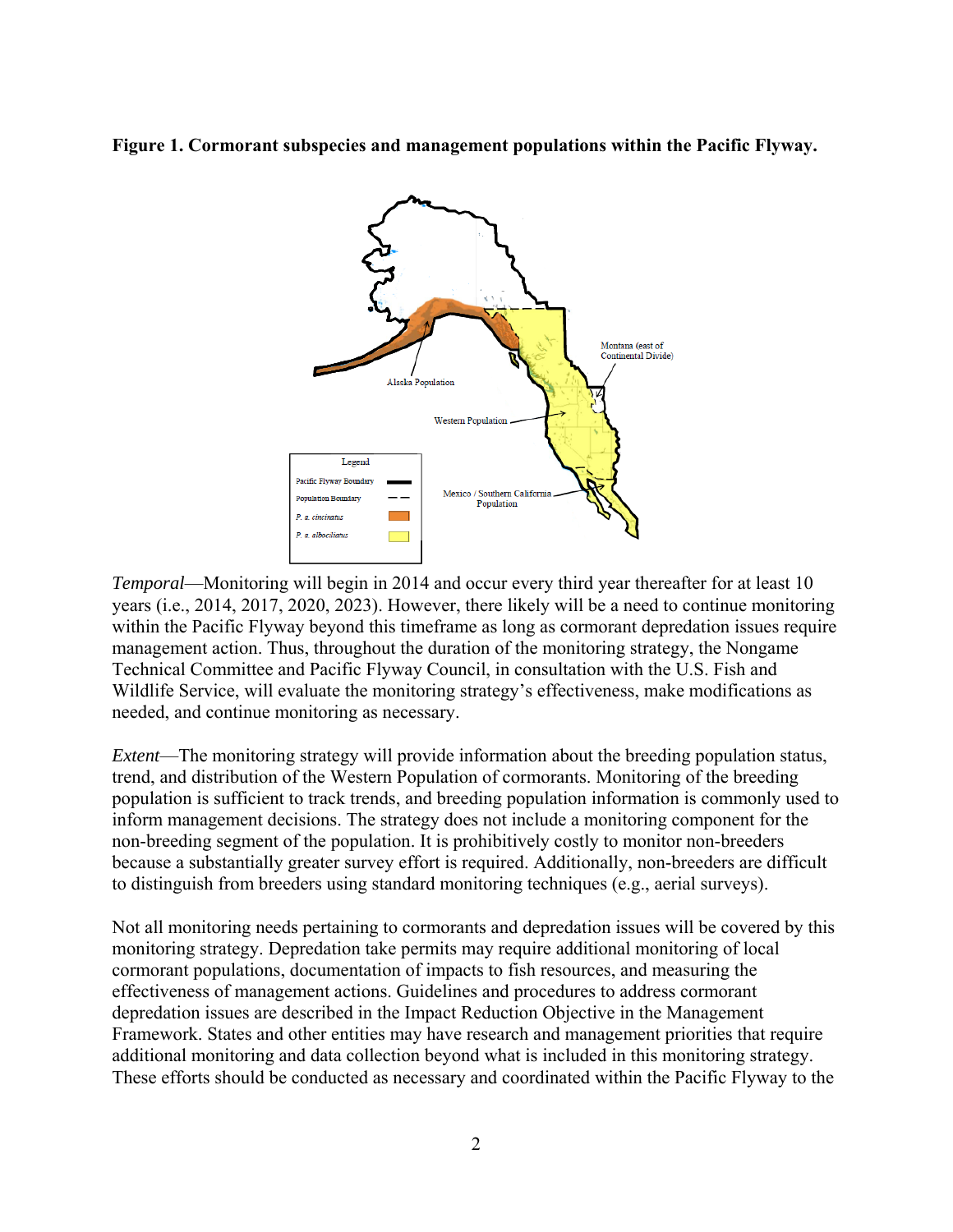**Figure 1. Cormorant subspecies and management populations within the Pacific Flyway.**

*Temporal*—Monitoring will begin in 2014 and occur every third year thereafter for at least 10 years (i.e., 2014, 2017, 2020, 2023). However, there likely will be a need to continue monitoring within the Pacific Flyway beyond this timeframe as long as cormorant depredation issues require management action. Thus, throughout the duration of the monitoring strategy, the Nongame Technical Committee and Pacific Flyway Council, in consultation with the U.S. Fish and Wildlife Service, will evaluate the monitoring strategy's effectiveness, make modifications as needed, and continue monitoring as necessary.

*Extent*—The monitoring strategy will provide information about the breeding population status, trend, and distribution of the Western Population of cormorants. Monitoring of the breeding population is sufficient to track trends, and breeding population information is commonly used to inform management decisions. The strategy does not include a monitoring component for the non-breeding segment of the population. It is prohibitively costly to monitor non-breeders because a substantially greater survey effort is required. Additionally, non-breeders are difficult to distinguish from breeders using standard monitoring techniques (e.g., aerial surveys).

Not all monitoring needs pertaining to cormorants and depredation issues will be covered by this monitoring strategy. Depredation take permits may require additional monitoring of local cormorant populations, documentation of impacts to fish resources, and measuring the effectiveness of management actions. Guidelines and procedures to address cormorant depredation issues are described in the Impact Reduction Objective in the Management Framework. States and other entities may have research and management priorities that require additional monitoring and data collection beyond what is included in this monitoring strategy. These efforts should be conducted as necessary and coordinated within the Pacific Flyway to the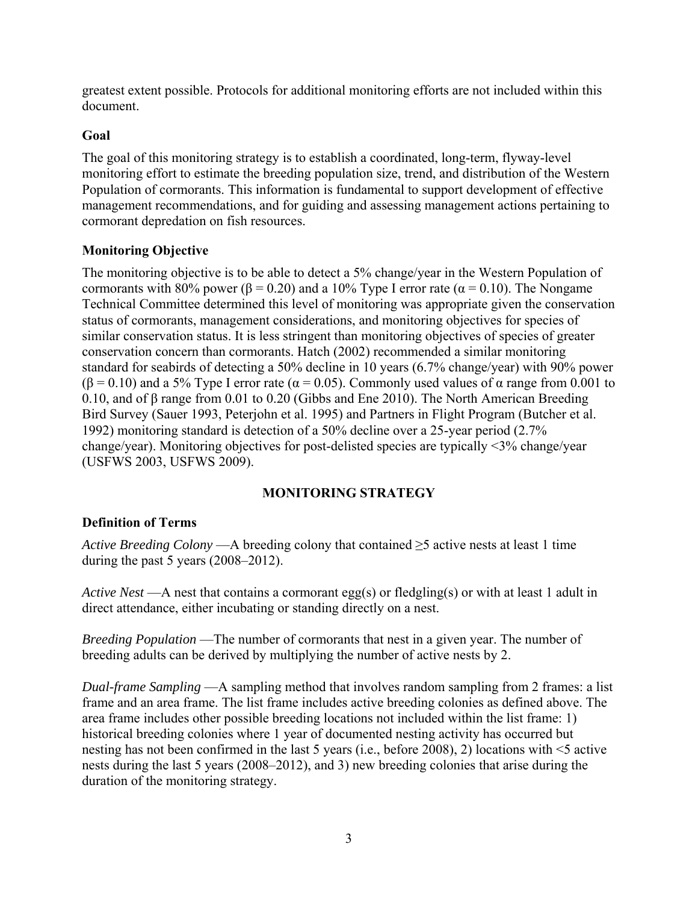greatest extent possible. Protocols for additional monitoring efforts are not included within this document.

## Goal

The goal of this monitoring strategy is to establish a coordinated, long-term, flyway-level monitoring effort to estimate the breeding population size, trend, and distribution of the Western Population of cormorants. This information is fundamental to support development of effective management recommendations, and for guiding and assessing management actions pertaining to cormorant depredation on fish resources.

## Monitoring Objective

The monitoring objective is to be able to detect a 5% change/year in the Western Population of cormorants with 80% power ($\beta = 0.20$) and a 10% Type I error rate ($\alpha = 0.10$). The Nongame Technical Committee determined this level of monitoring was appropriate given the conservation status of cormorants, management considerations, and monitoring objectives for species of similar conservation status. It is less stringent than monitoring objectives of species of greater conservation concern than cormorants. Hatch (2002) recommended a similar monitoring standard for seabirds of detecting a 50% decline in 10 years (6.7% change/year) with 90% power ($\beta = 0.10$) and a 5% Type I error rate ($\alpha = 0.05$). Commonly used values of $\alpha$ range from 0.001 to 0.10, and of $\beta$ range from 0.01 to 0.20 (Gibbs and Ene 2010). The North American Breeding Bird Survey (Sauer 1993, Peterjohn et al. 1995) and Partners in Flight Program (Butcher et al. 1992) monitoring standard is detection of a 50% decline over a 25-year period (2.7% change/year). Monitoring objectives for post-delisted species are typically <3% change/year (USFWS 2003, USFWS 2009).

# MONITORING STRATEGY

## Definition of Terms

*Active Breeding Colony* —A breeding colony that contained ≥5 active nests at least 1 time during the past 5 years (2008–2012).

*Active Nest* —A nest that contains a cormorant egg(s) or fledgling(s) or with at least 1 adult in direct attendance, either incubating or standing directly on a nest.

*Breeding Population* —The number of cormorants that nest in a given year. The number of breeding adults can be derived by multiplying the number of active nests by 2.

*Dual-frame Sampling* —A sampling method that involves random sampling from 2 frames: a list frame and an area frame. The list frame includes active breeding colonies as defined above. The area frame includes other possible breeding locations not included within the list frame: 1) historical breeding colonies where 1 year of documented nesting activity has occurred but nesting has not been confirmed in the last 5 years (i.e., before 2008), 2) locations with <5 active nests during the last 5 years (2008–2012), and 3) new breeding colonies that arise during the duration of the monitoring strategy.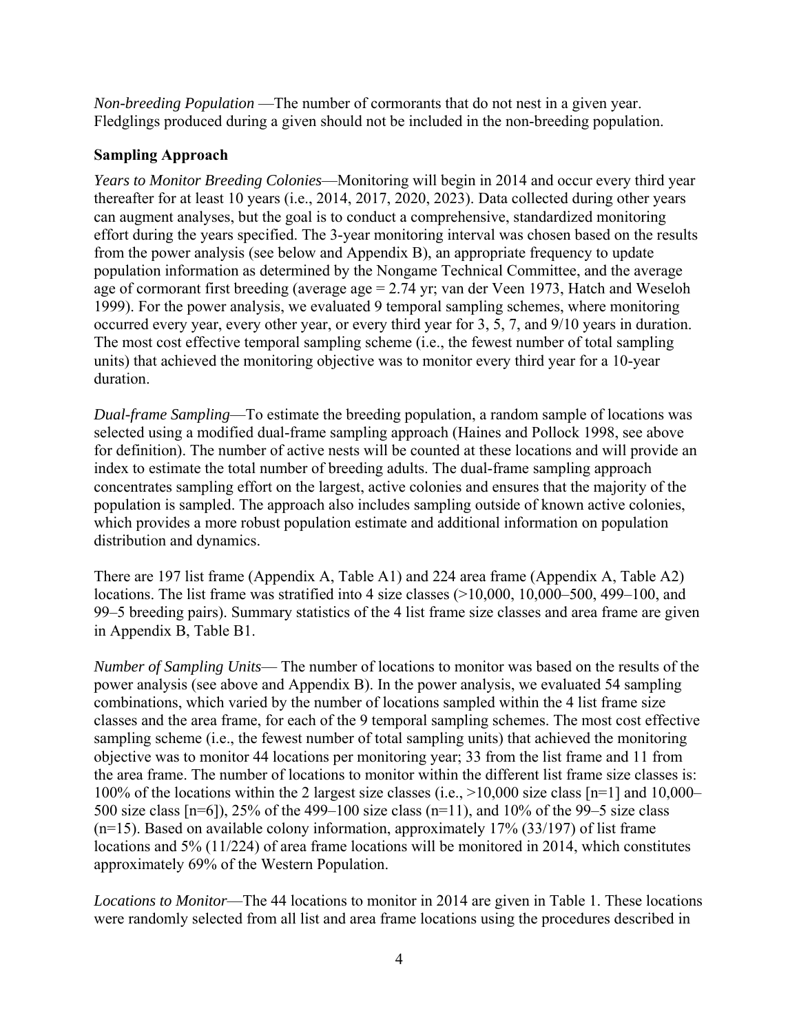*Non-breeding Population* —The number of cormorants that do not nest in a given year. Fledglings produced during a given should not be included in the non-breeding population.

**Sampling Approach**

*Years to Monitor Breeding Colonies*—Monitoring will begin in 2014 and occur every third year thereafter for at least 10 years (i.e., 2014, 2017, 2020, 2023). Data collected during other years can augment analyses, but the goal is to conduct a comprehensive, standardized monitoring effort during the years specified. The 3-year monitoring interval was chosen based on the results from the power analysis (see below and Appendix B), an appropriate frequency to update population information as determined by the Nongame Technical Committee, and the average age of cormorant first breeding (average age = 2.74 yr; van der Veen 1973, Hatch and Weseloh 1999). For the power analysis, we evaluated 9 temporal sampling schemes, where monitoring occurred every year, every other year, or every third year for 3, 5, 7, and 9/10 years in duration. The most cost effective temporal sampling scheme (i.e., the fewest number of total sampling units) that achieved the monitoring objective was to monitor every third year for a 10-year duration.

*Dual-frame Sampling*—To estimate the breeding population, a random sample of locations was selected using a modified dual-frame sampling approach (Haines and Pollock 1998, see above for definition). The number of active nests will be counted at these locations and will provide an index to estimate the total number of breeding adults. The dual-frame sampling approach concentrates sampling effort on the largest, active colonies and ensures that the majority of the population is sampled. The approach also includes sampling outside of known active colonies, which provides a more robust population estimate and additional information on population distribution and dynamics.

There are 197 list frame (Appendix A, Table A1) and 224 area frame (Appendix A, Table A2) locations. The list frame was stratified into 4 size classes (>10,000, 10,000–500, 499–100, and 99–5 breeding pairs). Summary statistics of the 4 list frame size classes and area frame are given in Appendix B, Table B1.

*Number of Sampling Units*— The number of locations to monitor was based on the results of the power analysis (see above and Appendix B). In the power analysis, we evaluated 54 sampling combinations, which varied by the number of locations sampled within the 4 list frame size classes and the area frame, for each of the 9 temporal sampling schemes. The most cost effective sampling scheme (i.e., the fewest number of total sampling units) that achieved the monitoring objective was to monitor 44 locations per monitoring year; 33 from the list frame and 11 from the area frame. The number of locations to monitor within the different list frame size classes is: 100% of the locations within the 2 largest size classes (i.e., >10,000 size class [n=1] and 10,000–500 size class [n=6]), 25% of the 499–100 size class (n=11), and 10% of the 99–5 size class (n=15). Based on available colony information, approximately 17% (33/197) of list frame locations and 5% (11/224) of area frame locations will be monitored in 2014, which constitutes approximately 69% of the Western Population.

*Locations to Monitor*—The 44 locations to monitor in 2014 are given in Table 1. These locations were randomly selected from all list and area frame locations using the procedures described in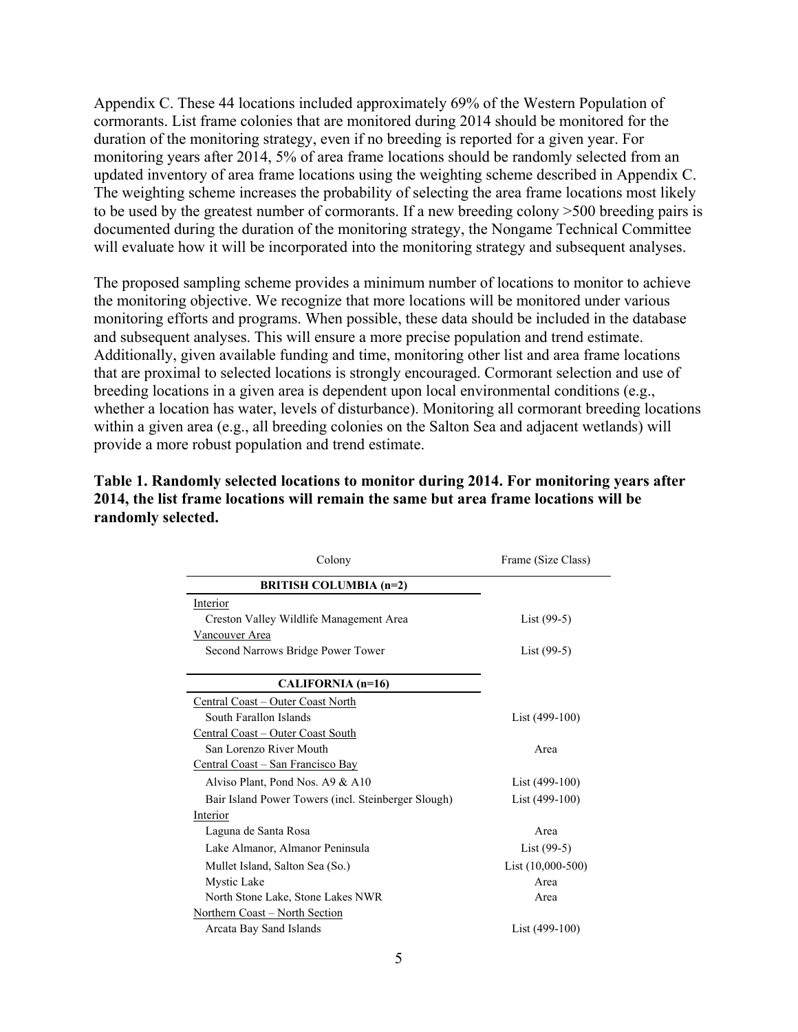Appendix C. These 44 locations included approximately 69% of the Western Population of cormorants. List frame colonies that are monitored during 2014 should be monitored for the duration of the monitoring strategy, even if no breeding is reported for a given year. For monitoring years after 2014, 5% of area frame locations should be randomly selected from an updated inventory of area frame locations using the weighting scheme described in Appendix C. The weighting scheme increases the probability of selecting the area frame locations most likely to be used by the greatest number of cormorants. If a new breeding colony >500 breeding pairs is documented during the duration of the monitoring strategy, the Nongame Technical Committee will evaluate how it will be incorporated into the monitoring strategy and subsequent analyses.

The proposed sampling scheme provides a minimum number of locations to monitor to achieve the monitoring objective. We recognize that more locations will be monitored under various monitoring efforts and programs. When possible, these data should be included in the database and subsequent analyses. This will ensure a more precise population and trend estimate. Additionally, given available funding and time, monitoring other list and area frame locations that are proximal to selected locations is strongly encouraged. Cormorant selection and use of breeding locations in a given area is dependent upon local environmental conditions (e.g., whether a location has water, levels of disturbance). Monitoring all cormorant breeding locations within a given area (e.g., all breeding colonies on the Salton Sea and adjacent wetlands) will provide a more robust population and trend estimate.

**Table 1. Randomly selected locations to monitor during 2014. For monitoring years after 2014, the list frame locations will remain the same but area frame locations will be randomly selected.**

| Colony | Frame (Size Class) |
|---|---|
| **BRITISH COLUMBIA (n=2)** | |
| Interior | |
| Creston Valley Wildlife Management Area | List (99-5) |
| Vancouver Area | |
| Second Narrows Bridge Power Tower | List (99-5) |
| **CALIFORNIA (n=16)** | |
| Central Coast – Outer Coast North | |
| South Farallon Islands | List (499-100) |
| Central Coast – Outer Coast South | |
| San Lorenzo River Mouth | Area |
| Central Coast – San Francisco Bay | |
| Alviso Plant, Pond Nos. A9 & A10 | List (499-100) |
| Bair Island Power Towers (incl. Steinberger Slough) | List (499-100) |
| Interior | |
| Laguna de Santa Rosa | Area |
| Lake Almanor, Almanor Peninsula | List (99-5) |
| Mullet Island, Salton Sea (So.) | List (10,000-500) |
| Mystic Lake | Area |
| North Stone Lake, Stone Lakes NWR | Area |
| Northern Coast – North Section | |
| Arcata Bay Sand Islands | List (499-100) |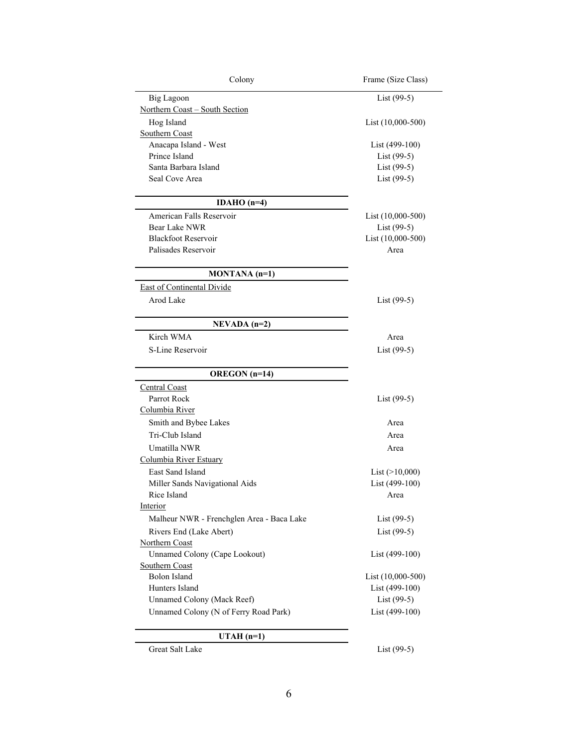| Colony | Frame (Size Class) |
|---|---|
| Big Lagoon | List (99-5) |
| Northern Coast – South Section | |
| Hog Island | List (10,000-500) |
| Southern Coast | |
| Anacapa Island - West | List (499-100) |
| Prince Island | List (99-5) |
| Santa Barbara Island | List (99-5) |
| Seal Cove Area | List (99-5) |
| **IDAHO (n=4)** | |
| American Falls Reservoir | List (10,000-500) |
| Bear Lake NWR | List (99-5) |
| Blackfoot Reservoir | List (10,000-500) |
| Palisades Reservoir | Area |
| **MONTANA (n=1)** | |
| East of Continental Divide | |
| Arod Lake | List (99-5) |
| **NEVADA (n=2)** | |
| Kirch WMA | Area |
| S-Line Reservoir | List (99-5) |
| **OREGON (n=14)** | |
| Central Coast | |
| Parrot Rock | List (99-5) |
| Columbia River | |
| Smith and Bybee Lakes | Area |
| Tri-Club Island | Area |
| Umatilla NWR | Area |
| Columbia River Estuary | |
| East Sand Island | List (>10,000) |
| Miller Sands Navigational Aids | List (499-100) |
| Rice Island | Area |
| Interior | |
| Malheur NWR - Frenchglen Area - Baca Lake | List (99-5) |
| Rivers End (Lake Abert) | List (99-5) |
| Northern Coast | |
| Unnamed Colony (Cape Lookout) | List (499-100) |
| Southern Coast | |
| Bolon Island | List (10,000-500) |
| Hunters Island | List (499-100) |
| Unnamed Colony (Mack Reef) | List (99-5) |
| Unnamed Colony (N of Ferry Road Park) | List (499-100) |
| **UTAH (n=1)** | |
| Great Salt Lake | List (99-5) |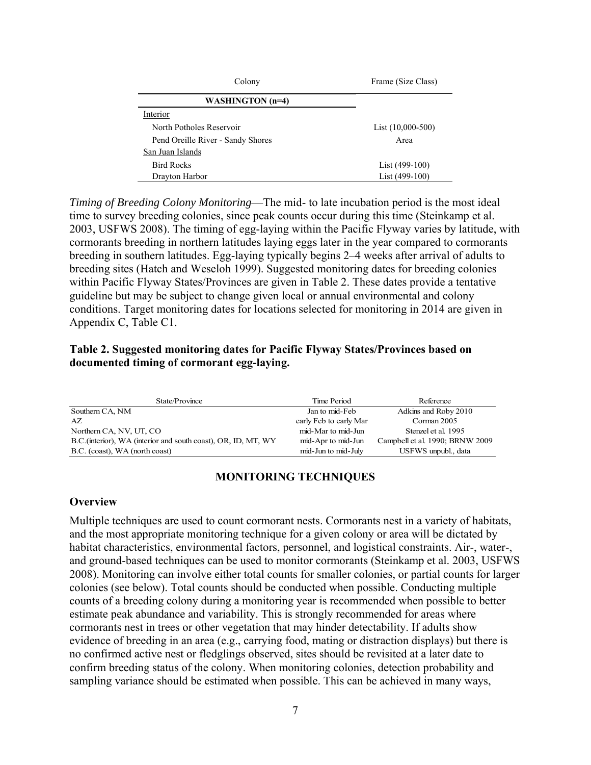| Colony | Frame (Size Class) |
|---|---|
| **WASHINGTON (n=4)** | |
| Interior | |
| North Potholes Reservoir | List (10,000-500) |
| Pend Oreille River - Sandy Shores | Area |
| San Juan Islands | |
| Bird Rocks | List (499-100) |
| Drayton Harbor | List (499-100) |

*Timing of Breeding Colony Monitoring*—The mid- to late incubation period is the most ideal time to survey breeding colonies, since peak counts occur during this time (Steinkamp et al. 2003, USFWS 2008). The timing of egg-laying within the Pacific Flyway varies by latitude, with cormorants breeding in northern latitudes laying eggs later in the year compared to cormorants breeding in southern latitudes. Egg-laying typically begins 2–4 weeks after arrival of adults to breeding sites (Hatch and Weseloh 1999). Suggested monitoring dates for breeding colonies within Pacific Flyway States/Provinces are given in Table 2. These dates provide a tentative guideline but may be subject to change given local or annual environmental and colony conditions. Target monitoring dates for locations selected for monitoring in 2014 are given in Appendix C, Table C1.

**Table 2. Suggested monitoring dates for Pacific Flyway States/Provinces based on documented timing of cormorant egg-laying.**

| State/Province | Time Period | Reference |
|---|---|---|
| Southern CA, NM | Jan to mid-Feb | Adkins and Roby 2010 |
| AZ | early Feb to early Mar | Corman 2005 |
| Northern CA, NV, UT, CO | mid-Mar to mid-Jun | Stenzel et al. 1995 |
| B.C.(interior), WA (interior and south coast), OR, ID, MT, WY | mid-Apr to mid-Jun | Campbell et al. 1990; BRNW 2009 |
| B.C. (coast), WA (north coast) | mid-Jun to mid-July | USFWS unpubl., data |

## MONITORING TECHNIQUES

### Overview

Multiple techniques are used to count cormorant nests. Cormorants nest in a variety of habitats, and the most appropriate monitoring technique for a given colony or area will be dictated by habitat characteristics, environmental factors, personnel, and logistical constraints. Air-, water-, and ground-based techniques can be used to monitor cormorants (Steinkamp et al. 2003, USFWS 2008). Monitoring can involve either total counts for smaller colonies, or partial counts for larger colonies (see below). Total counts should be conducted when possible. Conducting multiple counts of a breeding colony during a monitoring year is recommended when possible to better estimate peak abundance and variability. This is strongly recommended for areas where cormorants nest in trees or other vegetation that may hinder detectability. If adults show evidence of breeding in an area (e.g., carrying food, mating or distraction displays) but there is no confirmed active nest or fledglings observed, sites should be revisited at a later date to confirm breeding status of the colony. When monitoring colonies, detection probability and sampling variance should be estimated when possible. This can be achieved in many ways,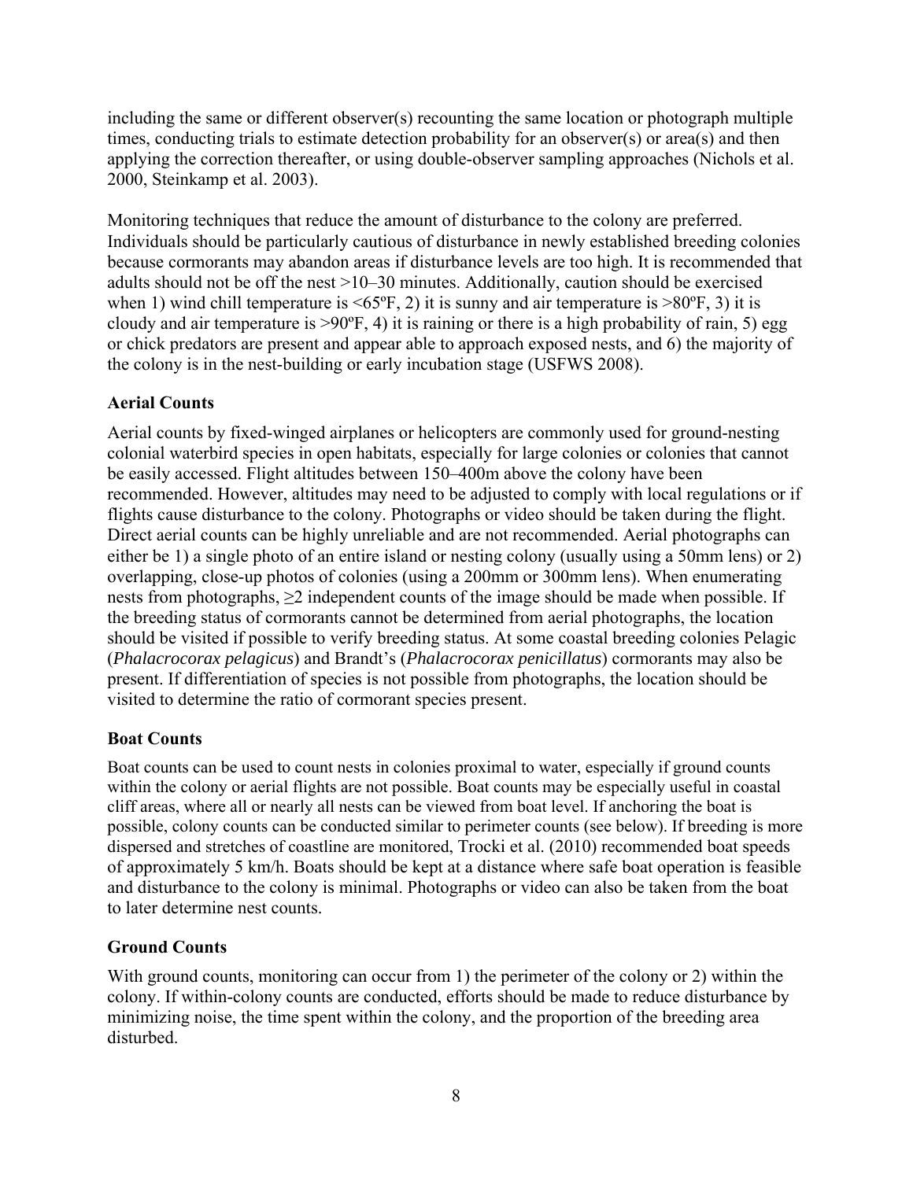including the same or different observer(s) recounting the same location or photograph multiple times, conducting trials to estimate detection probability for an observer(s) or area(s) and then applying the correction thereafter, or using double-observer sampling approaches (Nichols et al. 2000, Steinkamp et al. 2003).

Monitoring techniques that reduce the amount of disturbance to the colony are preferred. Individuals should be particularly cautious of disturbance in newly established breeding colonies because cormorants may abandon areas if disturbance levels are too high. It is recommended that adults should not be off the nest >10–30 minutes. Additionally, caution should be exercised when 1) wind chill temperature is <65ºF, 2) it is sunny and air temperature is >80ºF, 3) it is cloudy and air temperature is >90ºF, 4) it is raining or there is a high probability of rain, 5) egg or chick predators are present and appear able to approach exposed nests, and 6) the majority of the colony is in the nest-building or early incubation stage (USFWS 2008).

### Aerial Counts

Aerial counts by fixed-winged airplanes or helicopters are commonly used for ground-nesting colonial waterbird species in open habitats, especially for large colonies or colonies that cannot be easily accessed. Flight altitudes between 150–400m above the colony have been recommended. However, altitudes may need to be adjusted to comply with local regulations or if flights cause disturbance to the colony. Photographs or video should be taken during the flight. Direct aerial counts can be highly unreliable and are not recommended. Aerial photographs can either be 1) a single photo of an entire island or nesting colony (usually using a 50mm lens) or 2) overlapping, close-up photos of colonies (using a 200mm or 300mm lens). When enumerating nests from photographs, ≥2 independent counts of the image should be made when possible. If the breeding status of cormorants cannot be determined from aerial photographs, the location should be visited if possible to verify breeding status. At some coastal breeding colonies Pelagic (*Phalacrocorax pelagicus*) and Brandt's (*Phalacrocorax penicillatus*) cormorants may also be present. If differentiation of species is not possible from photographs, the location should be visited to determine the ratio of cormorant species present.

### Boat Counts

Boat counts can be used to count nests in colonies proximal to water, especially if ground counts within the colony or aerial flights are not possible. Boat counts may be especially useful in coastal cliff areas, where all or nearly all nests can be viewed from boat level. If anchoring the boat is possible, colony counts can be conducted similar to perimeter counts (see below). If breeding is more dispersed and stretches of coastline are monitored, Trocki et al. (2010) recommended boat speeds of approximately 5 km/h. Boats should be kept at a distance where safe boat operation is feasible and disturbance to the colony is minimal. Photographs or video can also be taken from the boat to later determine nest counts.

### Ground Counts

With ground counts, monitoring can occur from 1) the perimeter of the colony or 2) within the colony. If within-colony counts are conducted, efforts should be made to reduce disturbance by minimizing noise, the time spent within the colony, and the proportion of the breeding area disturbed.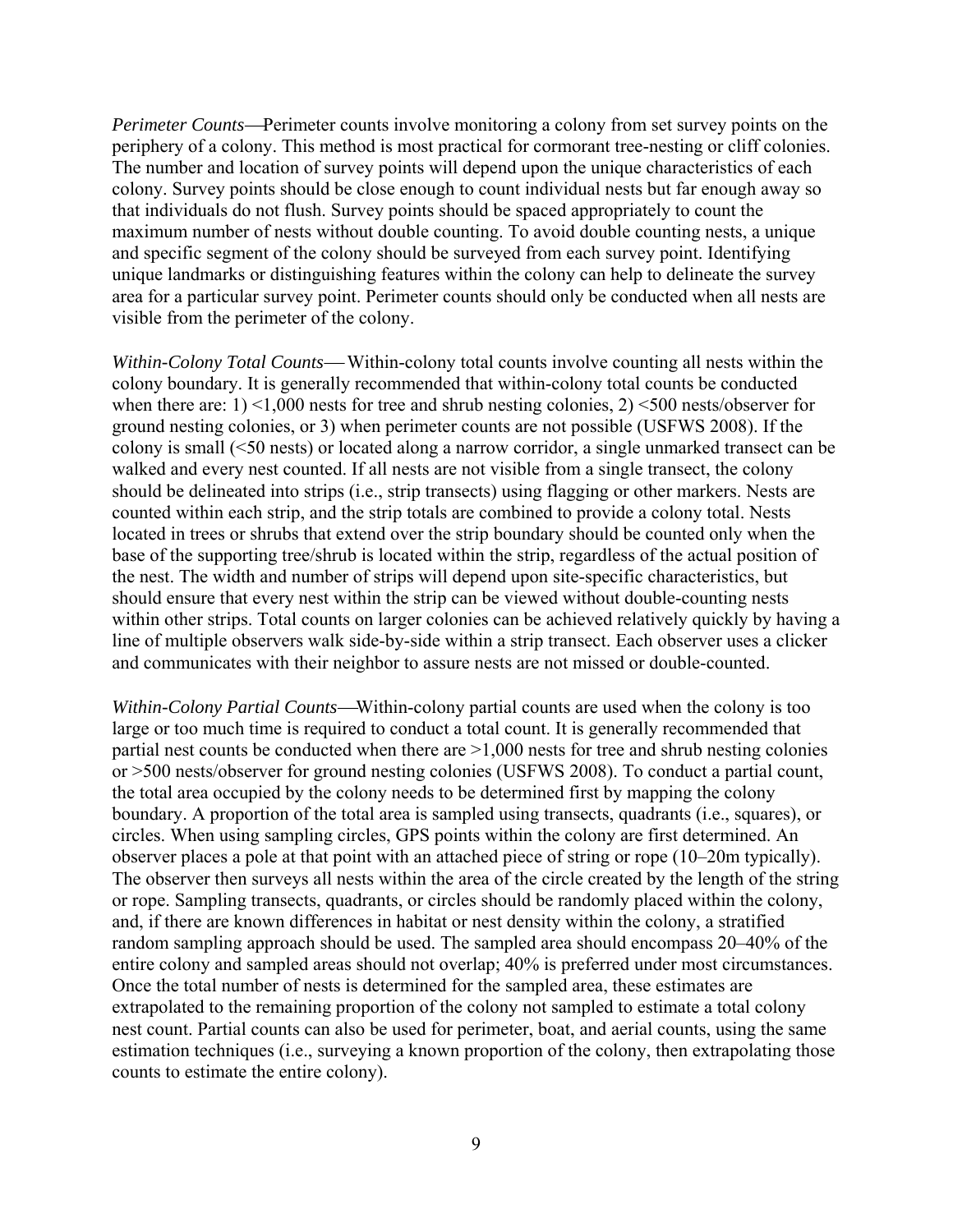*Perimeter Counts*—Perimeter counts involve monitoring a colony from set survey points on the periphery of a colony. This method is most practical for cormorant tree-nesting or cliff colonies. The number and location of survey points will depend upon the unique characteristics of each colony. Survey points should be close enough to count individual nests but far enough away so that individuals do not flush. Survey points should be spaced appropriately to count the maximum number of nests without double counting. To avoid double counting nests, a unique and specific segment of the colony should be surveyed from each survey point. Identifying unique landmarks or distinguishing features within the colony can help to delineate the survey area for a particular survey point. Perimeter counts should only be conducted when all nests are visible from the perimeter of the colony.

*Within-Colony Total Counts*— Within-colony total counts involve counting all nests within the colony boundary. It is generally recommended that within-colony total counts be conducted when there are: 1) <1,000 nests for tree and shrub nesting colonies, 2) <500 nests/observer for ground nesting colonies, or 3) when perimeter counts are not possible (USFWS 2008). If the colony is small (<50 nests) or located along a narrow corridor, a single unmarked transect can be walked and every nest counted. If all nests are not visible from a single transect, the colony should be delineated into strips (i.e., strip transects) using flagging or other markers. Nests are counted within each strip, and the strip totals are combined to provide a colony total. Nests located in trees or shrubs that extend over the strip boundary should be counted only when the base of the supporting tree/shrub is located within the strip, regardless of the actual position of the nest. The width and number of strips will depend upon site-specific characteristics, but should ensure that every nest within the strip can be viewed without double-counting nests within other strips. Total counts on larger colonies can be achieved relatively quickly by having a line of multiple observers walk side-by-side within a strip transect. Each observer uses a clicker and communicates with their neighbor to assure nests are not missed or double-counted.

*Within-Colony Partial Counts*—Within-colony partial counts are used when the colony is too large or too much time is required to conduct a total count. It is generally recommended that partial nest counts be conducted when there are >1,000 nests for tree and shrub nesting colonies or >500 nests/observer for ground nesting colonies (USFWS 2008). To conduct a partial count, the total area occupied by the colony needs to be determined first by mapping the colony boundary. A proportion of the total area is sampled using transects, quadrants (i.e., squares), or circles. When using sampling circles, GPS points within the colony are first determined. An observer places a pole at that point with an attached piece of string or rope (10–20m typically). The observer then surveys all nests within the area of the circle created by the length of the string or rope. Sampling transects, quadrants, or circles should be randomly placed within the colony, and, if there are known differences in habitat or nest density within the colony, a stratified random sampling approach should be used. The sampled area should encompass 20–40% of the entire colony and sampled areas should not overlap; 40% is preferred under most circumstances. Once the total number of nests is determined for the sampled area, these estimates are extrapolated to the remaining proportion of the colony not sampled to estimate a total colony nest count. Partial counts can also be used for perimeter, boat, and aerial counts, using the same estimation techniques (i.e., surveying a known proportion of the colony, then extrapolating those counts to estimate the entire colony).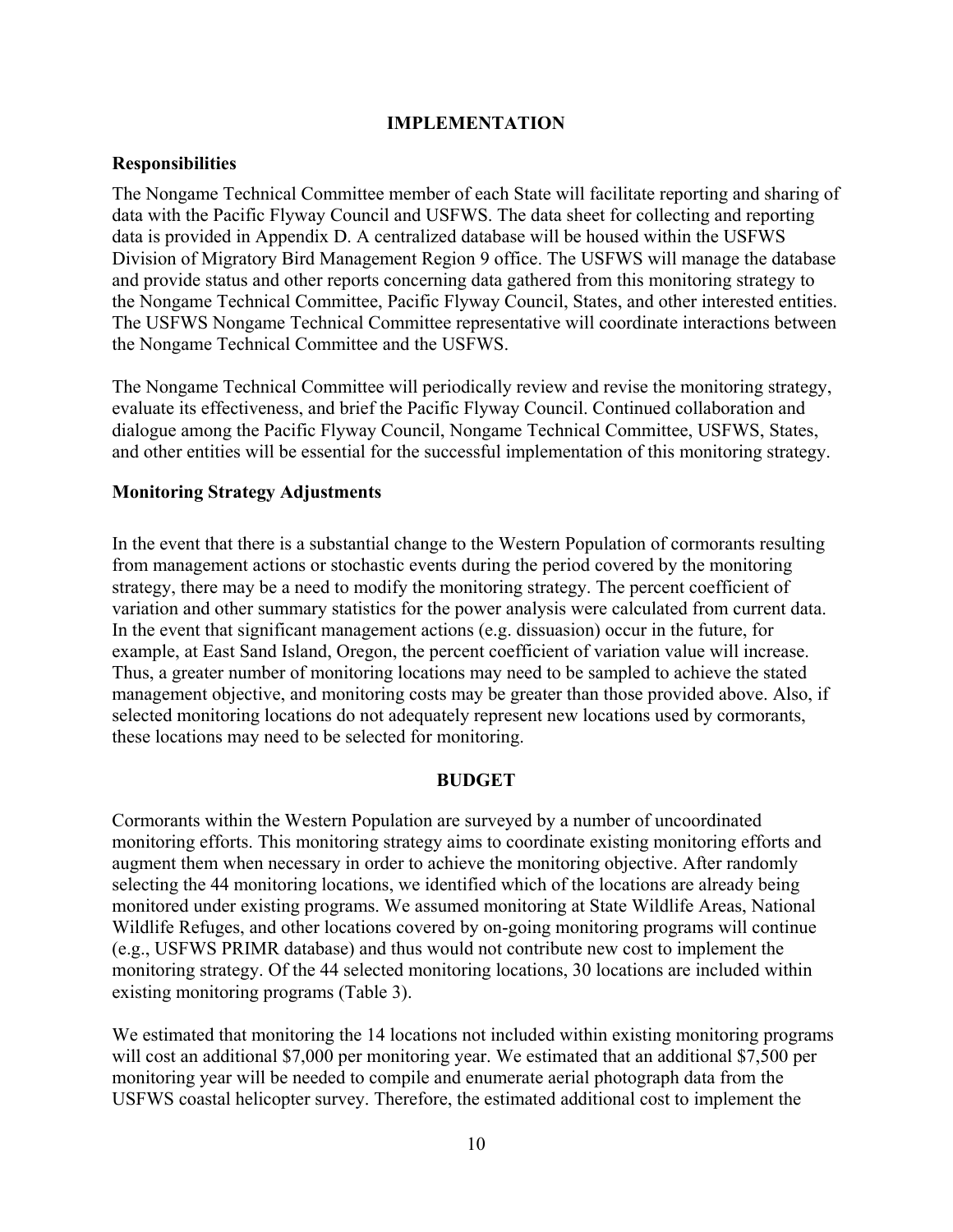## IMPLEMENTATION

### Responsibilities

The Nongame Technical Committee member of each State will facilitate reporting and sharing of data with the Pacific Flyway Council and USFWS. The data sheet for collecting and reporting data is provided in Appendix D. A centralized database will be housed within the USFWS Division of Migratory Bird Management Region 9 office. The USFWS will manage the database and provide status and other reports concerning data gathered from this monitoring strategy to the Nongame Technical Committee, Pacific Flyway Council, States, and other interested entities. The USFWS Nongame Technical Committee representative will coordinate interactions between the Nongame Technical Committee and the USFWS.

The Nongame Technical Committee will periodically review and revise the monitoring strategy, evaluate its effectiveness, and brief the Pacific Flyway Council. Continued collaboration and dialogue among the Pacific Flyway Council, Nongame Technical Committee, USFWS, States, and other entities will be essential for the successful implementation of this monitoring strategy.

### Monitoring Strategy Adjustments

In the event that there is a substantial change to the Western Population of cormorants resulting from management actions or stochastic events during the period covered by the monitoring strategy, there may be a need to modify the monitoring strategy. The percent coefficient of variation and other summary statistics for the power analysis were calculated from current data. In the event that significant management actions (e.g. dissuasion) occur in the future, for example, at East Sand Island, Oregon, the percent coefficient of variation value will increase. Thus, a greater number of monitoring locations may need to be sampled to achieve the stated management objective, and monitoring costs may be greater than those provided above. Also, if selected monitoring locations do not adequately represent new locations used by cormorants, these locations may need to be selected for monitoring.

## BUDGET

Cormorants within the Western Population are surveyed by a number of uncoordinated monitoring efforts. This monitoring strategy aims to coordinate existing monitoring efforts and augment them when necessary in order to achieve the monitoring objective. After randomly selecting the 44 monitoring locations, we identified which of the locations are already being monitored under existing programs. We assumed monitoring at State Wildlife Areas, National Wildlife Refuges, and other locations covered by on-going monitoring programs will continue (e.g., USFWS PRIMR database) and thus would not contribute new cost to implement the monitoring strategy. Of the 44 selected monitoring locations, 30 locations are included within existing monitoring programs (Table 3).

We estimated that monitoring the 14 locations not included within existing monitoring programs will cost an additional $7,000 per monitoring year. We estimated that an additional $7,500 per monitoring year will be needed to compile and enumerate aerial photograph data from the USFWS coastal helicopter survey. Therefore, the estimated additional cost to implement the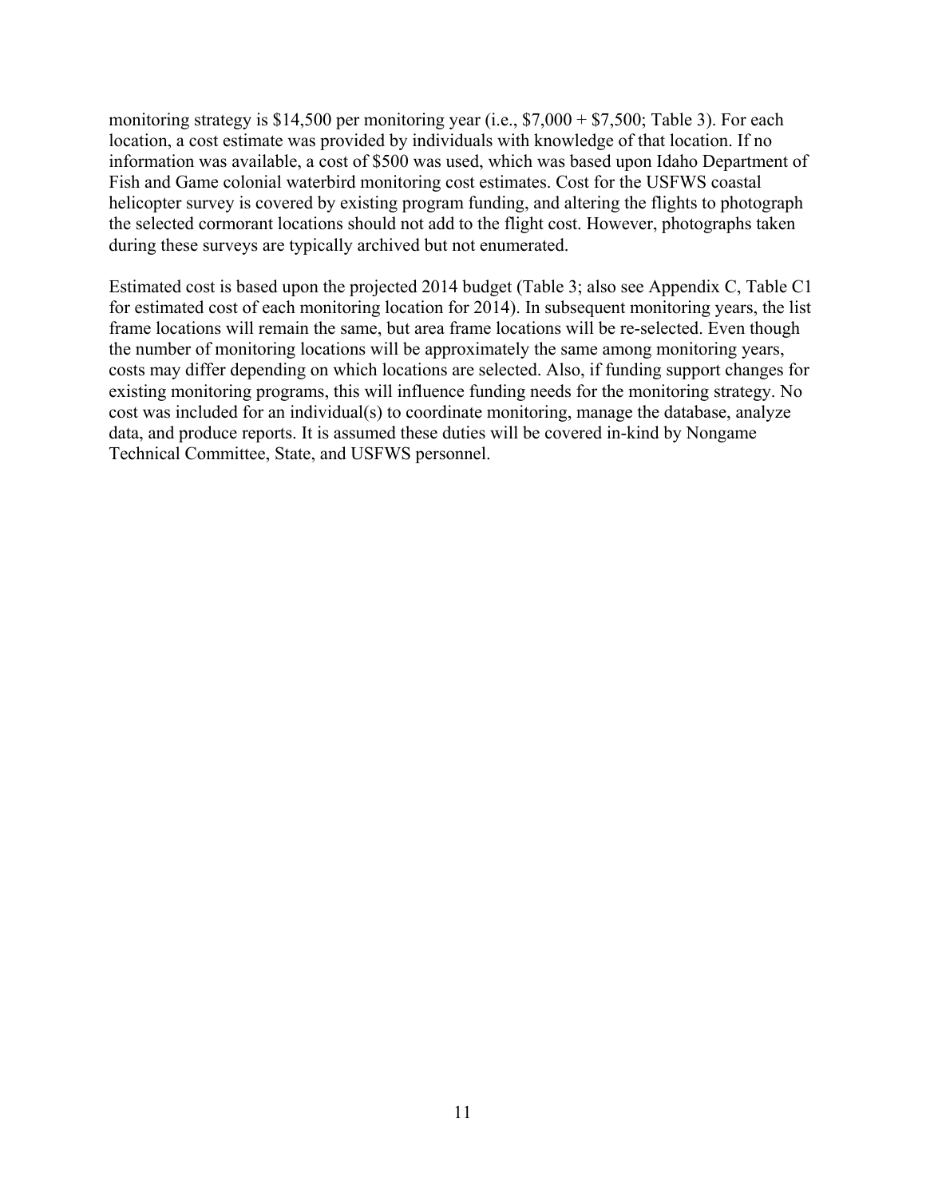monitoring strategy is $14,500 per monitoring year (i.e., $7,000 + $7,500; Table 3). For each location, a cost estimate was provided by individuals with knowledge of that location. If no information was available, a cost of $500 was used, which was based upon Idaho Department of Fish and Game colonial waterbird monitoring cost estimates. Cost for the USFWS coastal helicopter survey is covered by existing program funding, and altering the flights to photograph the selected cormorant locations should not add to the flight cost. However, photographs taken during these surveys are typically archived but not enumerated.

Estimated cost is based upon the projected 2014 budget (Table 3; also see Appendix C, Table C1 for estimated cost of each monitoring location for 2014). In subsequent monitoring years, the list frame locations will remain the same, but area frame locations will be re-selected. Even though the number of monitoring locations will be approximately the same among monitoring years, costs may differ depending on which locations are selected. Also, if funding support changes for existing monitoring programs, this will influence funding needs for the monitoring strategy. No cost was included for an individual(s) to coordinate monitoring, manage the database, analyze data, and produce reports. It is assumed these duties will be covered in-kind by Nongame Technical Committee, State, and USFWS personnel.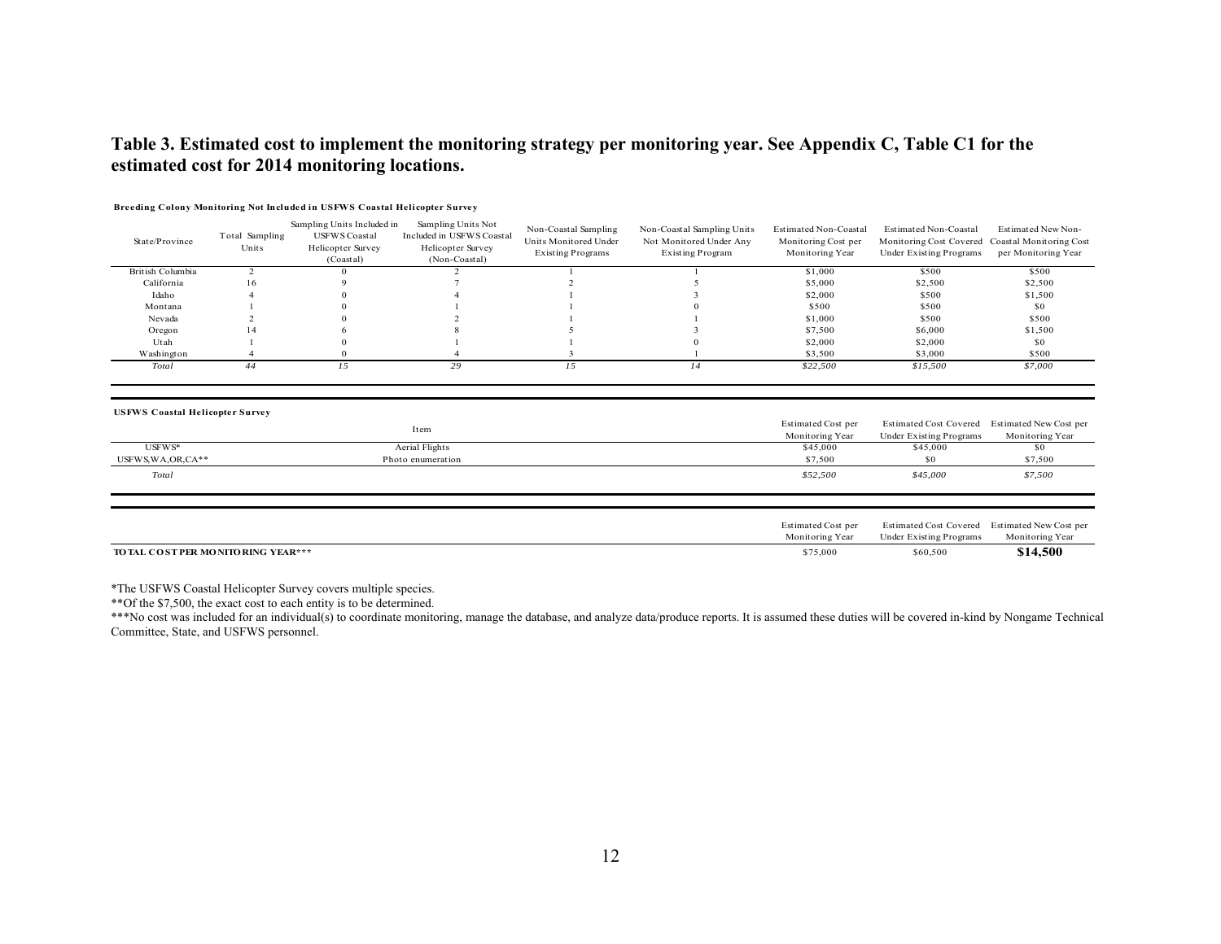**Table 3. Estimated cost to implement the monitoring strategy per monitoring year. See Appendix C, Table C1 for the estimated cost for 2014 monitoring locations.**

**Breeding Colony Monitoring Not Included in USFWS Coastal Helicopter Survey**

| State/Province | Total Sampling Units | Sampling Units Included in USFWS Coastal Helicopter Survey (Coastal) | Sampling Units Not Included in USFWS Coastal Helicopter Survey (Non-Coastal) | Non-Coastal Sampling Units Monitored Under Existing Programs | Non-Coastal Sampling Units Not Monitored Under Any Existing Program | Estimated Non-Coastal Monitoring Cost per Monitoring Year | Estimated Non-Coastal Monitoring Cost Covered Under Existing Programs | Estimated New Non-Coastal Monitoring Cost per Monitoring Year |
|---|---|---|---|---|---|---|---|---|
| British Columbia | 2 | 0 | 2 | 1 | 1 | $1,000 | $500 | $500 |
| California | 16 | 9 | 7 | 2 | 5 | $5,000 | $2,500 | $2,500 |
| Idaho | 4 | 0 | 4 | 1 | 3 | $2,000 | $500 | $1,500 |
| Montana | 1 | 0 | 1 | 1 | 0 | $500 | $500 | $0 |
| Nevada | 2 | 0 | 2 | 1 | 1 | $1,000 | $500 | $500 |
| Oregon | 14 | 6 | 8 | 5 | 3 | $7,500 | $6,000 | $1,500 |
| Utah | 1 | 0 | 1 | 1 | 0 | $2,000 | $2,000 | $0 |
| Washington | 4 | 0 | 4 | 3 | 1 | $3,500 | $3,000 | $500 |
| *Total* | *44* | *15* | *29* | *15* | *14* | *$22,500* | *$15,500* | *$7,000* |

**USFWS Coastal Helicopter Survey**

| | Item | Estimated Cost per Monitoring Year | Estimated Cost Covered Under Existing Programs | Estimated New Cost per Monitoring Year |
|---|---|---|---|---|
| USFWS* | Aerial Flights | $45,000 | $45,000 | $0 |
| USFWS,WA,OR,CA** | Photo enumeration | $7,500 | $0 | $7,500 |
| *Total* | | *$52,500* | *$45,000* | *$7,500* |

| | Estimated Cost per Monitoring Year | Estimated Cost Covered Under Existing Programs | Estimated New Cost per Monitoring Year |
|---|---|---|---|
| **TOTAL COST PER MONITORING YEAR*** ** | $75,000 | $60,500 | **$14,500** |

*The USFWS Coastal Helicopter Survey covers multiple species.

**Of the $7,500, the exact cost to each entity is to be determined.

***No cost was included for an individual(s) to coordinate monitoring, manage the database, and analyze data/produce reports. It is assumed these duties will be covered in-kind by Nongame Technical Committee, State, and USFWS personnel.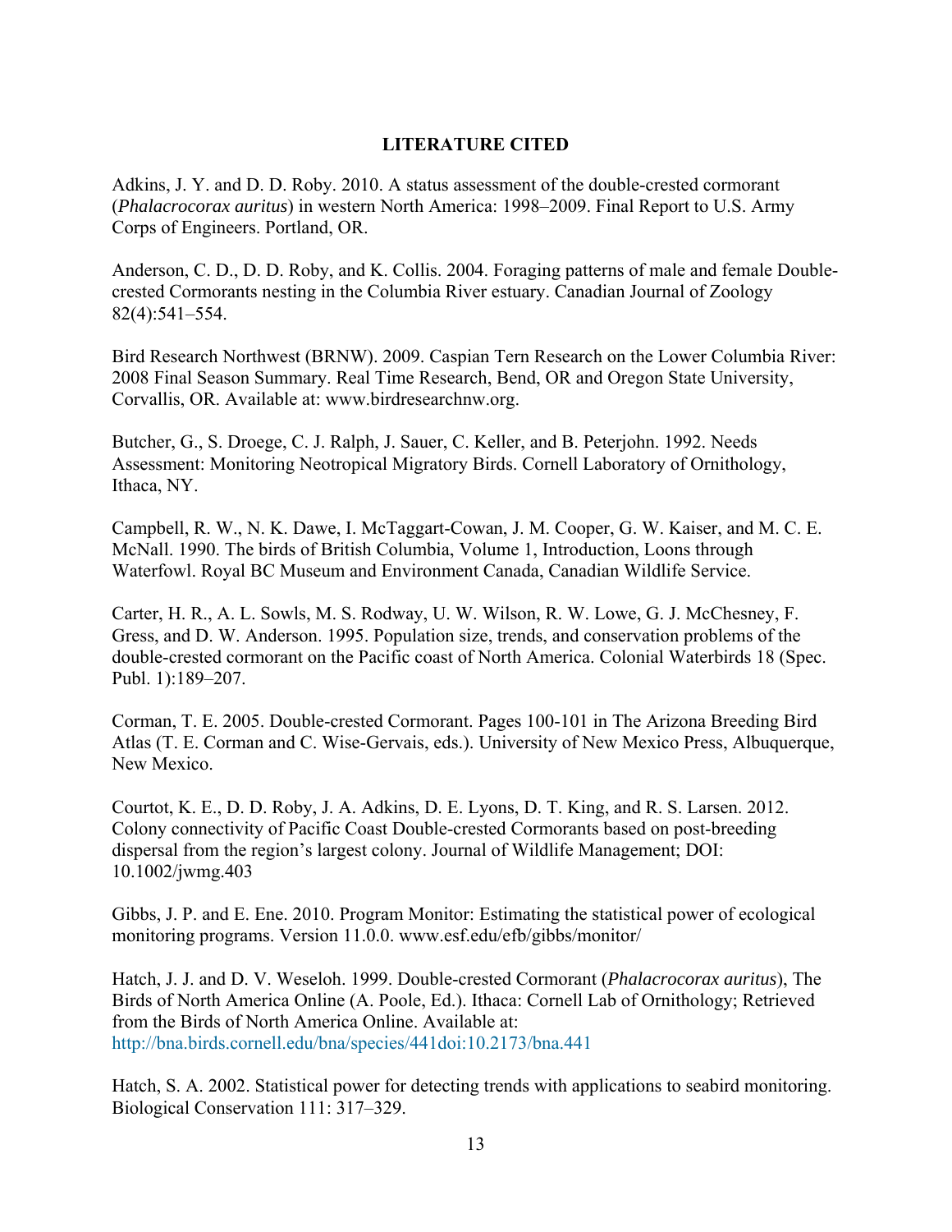## LITERATURE CITED

Adkins, J. Y. and D. D. Roby. 2010. A status assessment of the double-crested cormorant (*Phalacrocorax auritus*) in western North America: 1998–2009. Final Report to U.S. Army Corps of Engineers. Portland, OR.

Anderson, C. D., D. D. Roby, and K. Collis. 2004. Foraging patterns of male and female Double-crested Cormorants nesting in the Columbia River estuary. Canadian Journal of Zoology 82(4):541–554.

Bird Research Northwest (BRNW). 2009. Caspian Tern Research on the Lower Columbia River: 2008 Final Season Summary. Real Time Research, Bend, OR and Oregon State University, Corvallis, OR. Available at: www.birdresearchnw.org.

Butcher, G., S. Droege, C. J. Ralph, J. Sauer, C. Keller, and B. Peterjohn. 1992. Needs Assessment: Monitoring Neotropical Migratory Birds. Cornell Laboratory of Ornithology, Ithaca, NY.

Campbell, R. W., N. K. Dawe, I. McTaggart-Cowan, J. M. Cooper, G. W. Kaiser, and M. C. E. McNall. 1990. The birds of British Columbia, Volume 1, Introduction, Loons through Waterfowl. Royal BC Museum and Environment Canada, Canadian Wildlife Service.

Carter, H. R., A. L. Sowls, M. S. Rodway, U. W. Wilson, R. W. Lowe, G. J. McChesney, F. Gress, and D. W. Anderson. 1995. Population size, trends, and conservation problems of the double-crested cormorant on the Pacific coast of North America. Colonial Waterbirds 18 (Spec. Publ. 1):189–207.

Corman, T. E. 2005. Double-crested Cormorant. Pages 100-101 in The Arizona Breeding Bird Atlas (T. E. Corman and C. Wise-Gervais, eds.). University of New Mexico Press, Albuquerque, New Mexico.

Courtot, K. E., D. D. Roby, J. A. Adkins, D. E. Lyons, D. T. King, and R. S. Larsen. 2012. Colony connectivity of Pacific Coast Double-crested Cormorants based on post-breeding dispersal from the region's largest colony. Journal of Wildlife Management; DOI: 10.1002/jwmg.403

Gibbs, J. P. and E. Ene. 2010. Program Monitor: Estimating the statistical power of ecological monitoring programs. Version 11.0.0. www.esf.edu/efb/gibbs/monitor/

Hatch, J. J. and D. V. Weseloh. 1999. Double-crested Cormorant (*Phalacrocorax auritus*), The Birds of North America Online (A. Poole, Ed.). Ithaca: Cornell Lab of Ornithology; Retrieved from the Birds of North America Online. Available at: http://bna.birds.cornell.edu/bna/species/441doi:10.2173/bna.441

Hatch, S. A. 2002. Statistical power for detecting trends with applications to seabird monitoring. Biological Conservation 111: 317–329.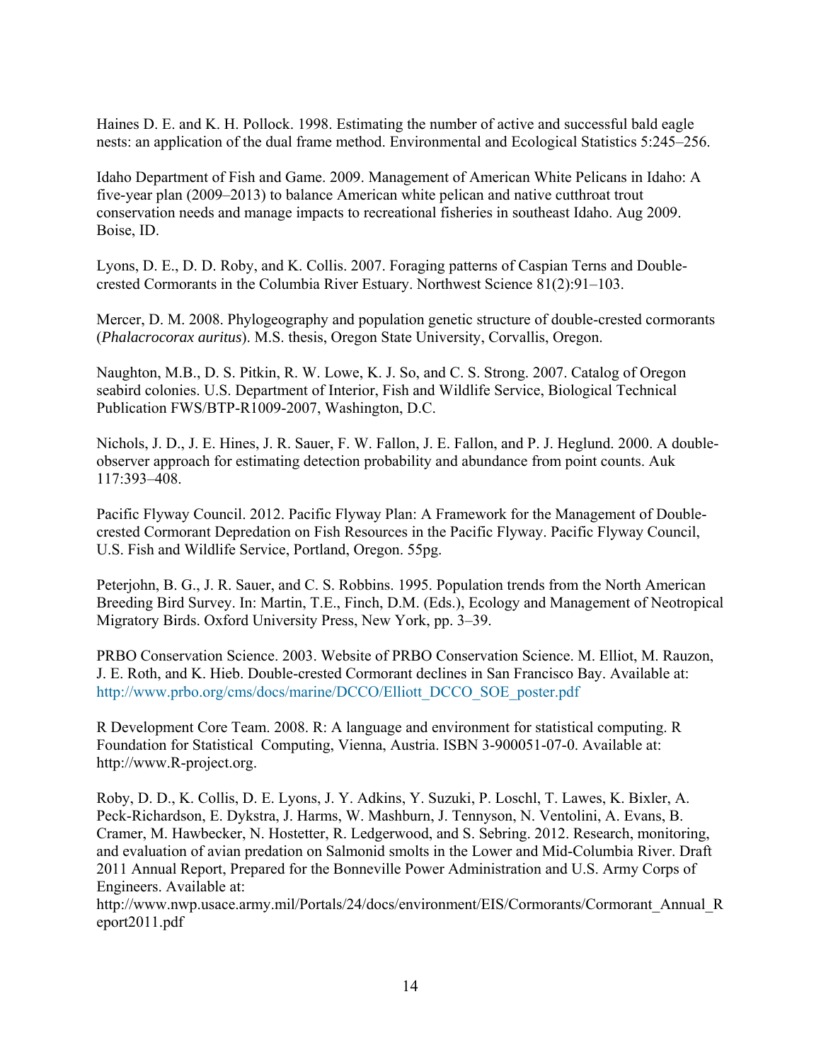Haines D. E. and K. H. Pollock. 1998. Estimating the number of active and successful bald eagle nests: an application of the dual frame method. Environmental and Ecological Statistics 5:245–256.

Idaho Department of Fish and Game. 2009. Management of American White Pelicans in Idaho: A five-year plan (2009–2013) to balance American white pelican and native cutthroat trout conservation needs and manage impacts to recreational fisheries in southeast Idaho. Aug 2009. Boise, ID.

Lyons, D. E., D. D. Roby, and K. Collis. 2007. Foraging patterns of Caspian Terns and Double-crested Cormorants in the Columbia River Estuary. Northwest Science 81(2):91–103.

Mercer, D. M. 2008. Phylogeography and population genetic structure of double-crested cormorants (*Phalacrocorax auritus*). M.S. thesis, Oregon State University, Corvallis, Oregon.

Naughton, M.B., D. S. Pitkin, R. W. Lowe, K. J. So, and C. S. Strong. 2007. Catalog of Oregon seabird colonies. U.S. Department of Interior, Fish and Wildlife Service, Biological Technical Publication FWS/BTP-R1009-2007, Washington, D.C.

Nichols, J. D., J. E. Hines, J. R. Sauer, F. W. Fallon, J. E. Fallon, and P. J. Heglund. 2000. A double-observer approach for estimating detection probability and abundance from point counts. Auk 117:393–408.

Pacific Flyway Council. 2012. Pacific Flyway Plan: A Framework for the Management of Double-crested Cormorant Depredation on Fish Resources in the Pacific Flyway. Pacific Flyway Council, U.S. Fish and Wildlife Service, Portland, Oregon. 55pg.

Peterjohn, B. G., J. R. Sauer, and C. S. Robbins. 1995. Population trends from the North American Breeding Bird Survey. In: Martin, T.E., Finch, D.M. (Eds.), Ecology and Management of Neotropical Migratory Birds. Oxford University Press, New York, pp. 3–39.

PRBO Conservation Science. 2003. Website of PRBO Conservation Science. M. Elliot, M. Rauzon, J. E. Roth, and K. Hieb. Double-crested Cormorant declines in San Francisco Bay. Available at: http://www.prbo.org/cms/docs/marine/DCCO/Elliott_DCCO_SOE_poster.pdf

R Development Core Team. 2008. R: A language and environment for statistical computing. R Foundation for Statistical Computing, Vienna, Austria. ISBN 3-900051-07-0. Available at: http://www.R-project.org.

Roby, D. D., K. Collis, D. E. Lyons, J. Y. Adkins, Y. Suzuki, P. Loschl, T. Lawes, K. Bixler, A. Peck-Richardson, E. Dykstra, J. Harms, W. Mashburn, J. Tennyson, N. Ventolini, A. Evans, B. Cramer, M. Hawbecker, N. Hostetter, R. Ledgerwood, and S. Sebring. 2012. Research, monitoring, and evaluation of avian predation on Salmonid smolts in the Lower and Mid-Columbia River. Draft 2011 Annual Report, Prepared for the Bonneville Power Administration and U.S. Army Corps of Engineers. Available at: http://www.nwp.usace.army.mil/Portals/24/docs/environment/EIS/Cormorants/Cormorant_Annual_Report2011.pdf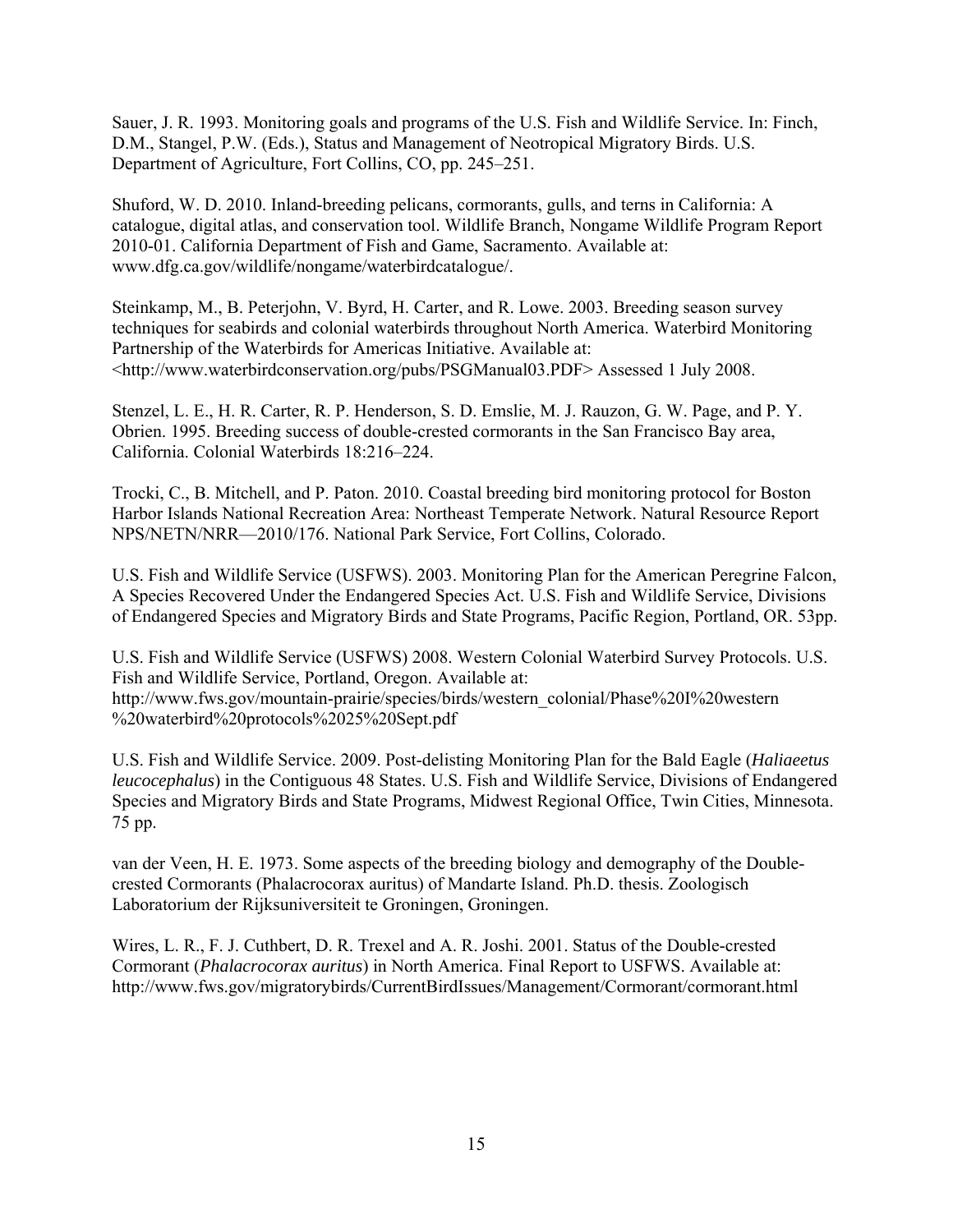Sauer, J. R. 1993. Monitoring goals and programs of the U.S. Fish and Wildlife Service. In: Finch, D.M., Stangel, P.W. (Eds.), Status and Management of Neotropical Migratory Birds. U.S. Department of Agriculture, Fort Collins, CO, pp. 245–251.

Shuford, W. D. 2010. Inland-breeding pelicans, cormorants, gulls, and terns in California: A catalogue, digital atlas, and conservation tool. Wildlife Branch, Nongame Wildlife Program Report 2010-01. California Department of Fish and Game, Sacramento. Available at: www.dfg.ca.gov/wildlife/nongame/waterbirdcatalogue/.

Steinkamp, M., B. Peterjohn, V. Byrd, H. Carter, and R. Lowe. 2003. Breeding season survey techniques for seabirds and colonial waterbirds throughout North America. Waterbird Monitoring Partnership of the Waterbirds for Americas Initiative. Available at: <http://www.waterbirdconservation.org/pubs/PSGManual03.PDF> Assessed 1 July 2008.

Stenzel, L. E., H. R. Carter, R. P. Henderson, S. D. Emslie, M. J. Rauzon, G. W. Page, and P. Y. Obrien. 1995. Breeding success of double-crested cormorants in the San Francisco Bay area, California. Colonial Waterbirds 18:216–224.

Trocki, C., B. Mitchell, and P. Paton. 2010. Coastal breeding bird monitoring protocol for Boston Harbor Islands National Recreation Area: Northeast Temperate Network. Natural Resource Report NPS/NETN/NRR—2010/176. National Park Service, Fort Collins, Colorado.

U.S. Fish and Wildlife Service (USFWS). 2003. Monitoring Plan for the American Peregrine Falcon, A Species Recovered Under the Endangered Species Act. U.S. Fish and Wildlife Service, Divisions of Endangered Species and Migratory Birds and State Programs, Pacific Region, Portland, OR. 53pp.

U.S. Fish and Wildlife Service (USFWS) 2008. Western Colonial Waterbird Survey Protocols. U.S. Fish and Wildlife Service, Portland, Oregon. Available at: http://www.fws.gov/mountain-prairie/species/birds/western_colonial/Phase%20I%20western%20waterbird%20protocols%2025%20Sept.pdf

U.S. Fish and Wildlife Service. 2009. Post-delisting Monitoring Plan for the Bald Eagle (*Haliaeetus leucocephalus*) in the Contiguous 48 States. U.S. Fish and Wildlife Service, Divisions of Endangered Species and Migratory Birds and State Programs, Midwest Regional Office, Twin Cities, Minnesota. 75 pp.

van der Veen, H. E. 1973. Some aspects of the breeding biology and demography of the Double-crested Cormorants (Phalacrocorax auritus) of Mandarte Island. Ph.D. thesis. Zoologisch Laboratorium der Rijksuniversiteit te Groningen, Groningen.

Wires, L. R., F. J. Cuthbert, D. R. Trexel and A. R. Joshi. 2001. Status of the Double-crested Cormorant (*Phalacrocorax auritus*) in North America. Final Report to USFWS. Available at: http://www.fws.gov/migratorybirds/CurrentBirdIssues/Management/Cormorant/cormorant.html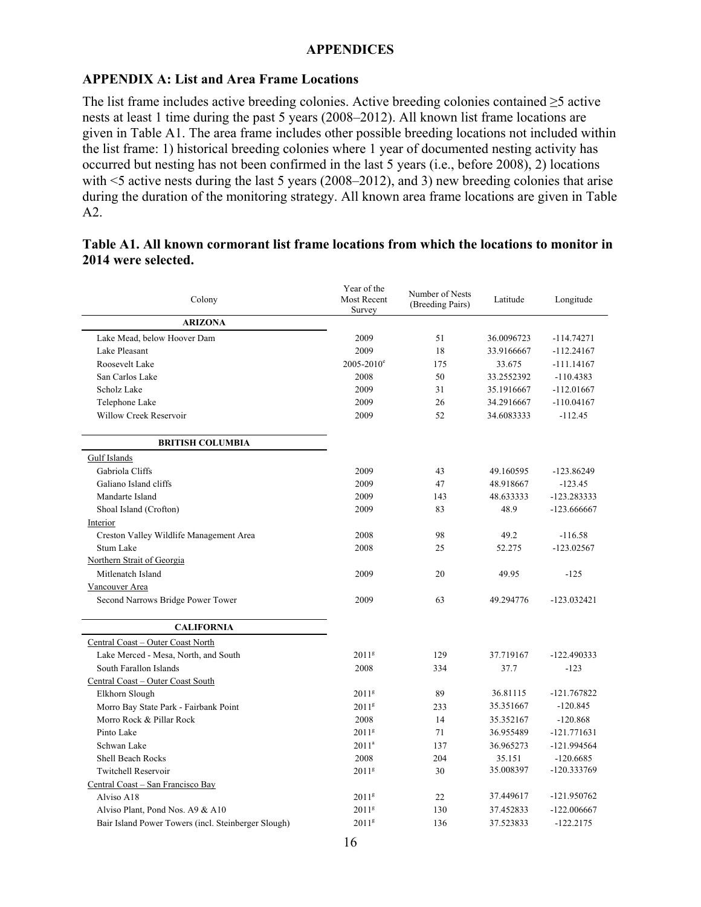# APPENDICES

## APPENDIX A: List and Area Frame Locations

The list frame includes active breeding colonies. Active breeding colonies contained ≥5 active nests at least 1 time during the past 5 years (2008–2012). All known list frame locations are given in Table A1. The area frame includes other possible breeding locations not included within the list frame: 1) historical breeding colonies where 1 year of documented nesting activity has occurred but nesting has not been confirmed in the last 5 years (i.e., before 2008), 2) locations with <5 active nests during the last 5 years (2008–2012), and 3) new breeding colonies that arise during the duration of the monitoring strategy. All known area frame locations are given in Table A2.

### Table A1. All known cormorant list frame locations from which the locations to monitor in 2014 were selected.

| Colony | Year of the Most Recent Survey | Number of Nests (Breeding Pairs) | Latitude | Longitude |
|---|---|---|---|---|
| **ARIZONA** | | | | |
| Lake Mead, below Hoover Dam | 2009 | 51 | 36.0096723 | -114.74271 |
| Lake Pleasant | 2009 | 18 | 33.9166667 | -112.24167 |
| Roosevelt Lake | 2005-2010[e] | 175 | 33.675 | -111.14167 |
| San Carlos Lake | 2008 | 50 | 33.2552392 | -110.4383 |
| Scholz Lake | 2009 | 31 | 35.1916667 | -112.01667 |
| Telephone Lake | 2009 | 26 | 34.2916667 | -110.04167 |
| Willow Creek Reservoir | 2009 | 52 | 34.6083333 | -112.45 |
| **BRITISH COLUMBIA** | | | | |
| Gulf Islands | | | | |
| Gabriola Cliffs | 2009 | 43 | 49.160595 | -123.86249 |
| Galiano Island cliffs | 2009 | 47 | 48.918667 | -123.45 |
| Mandarte Island | 2009 | 143 | 48.633333 | -123.283333 |
| Shoal Island (Crofton) | 2009 | 83 | 48.9 | -123.666667 |
| Interior | | | | |
| Creston Valley Wildlife Management Area | 2008 | 98 | 49.2 | -116.58 |
| Stum Lake | 2008 | 25 | 52.275 | -123.02567 |
| Northern Strait of Georgia | | | | |
| Mitlenatch Island | 2009 | 20 | 49.95 | -125 |
| Vancouver Area | | | | |
| Second Narrows Bridge Power Tower | 2009 | 63 | 49.294776 | -123.032421 |
| **CALIFORNIA** | | | | |
| Central Coast – Outer Coast North | | | | |
| Lake Merced - Mesa, North, and South | 2011[g] | 129 | 37.719167 | -122.490333 |
| South Farallon Islands | 2008 | 334 | 37.7 | -123 |
| Central Coast – Outer Coast South | | | | |
| Elkhorn Slough | 2011[g] | 89 | 36.81115 | -121.767822 |
| Morro Bay State Park - Fairbank Point | 2011[g] | 233 | 35.351667 | -120.845 |
| Morro Rock & Pillar Rock | 2008 | 14 | 35.352167 | -120.868 |
| Pinto Lake | 2011[g] | 71 | 36.955489 | -121.771631 |
| Schwan Lake | 2011[a] | 137 | 36.965273 | -121.994564 |
| Shell Beach Rocks | 2008 | 204 | 35.151 | -120.6685 |
| Twitchell Reservoir | 2011[g] | 30 | 35.008397 | -120.333769 |
| Central Coast – San Francisco Bay | | | | |
| Alviso A18 | 2011[g] | 22 | 37.449617 | -121.950762 |
| Alviso Plant, Pond Nos. A9 & A10 | 2011[g] | 130 | 37.452833 | -122.006667 |
| Bair Island Power Towers (incl. Steinberger Slough) | 2011[g] | 136 | 37.523833 | -122.2175 |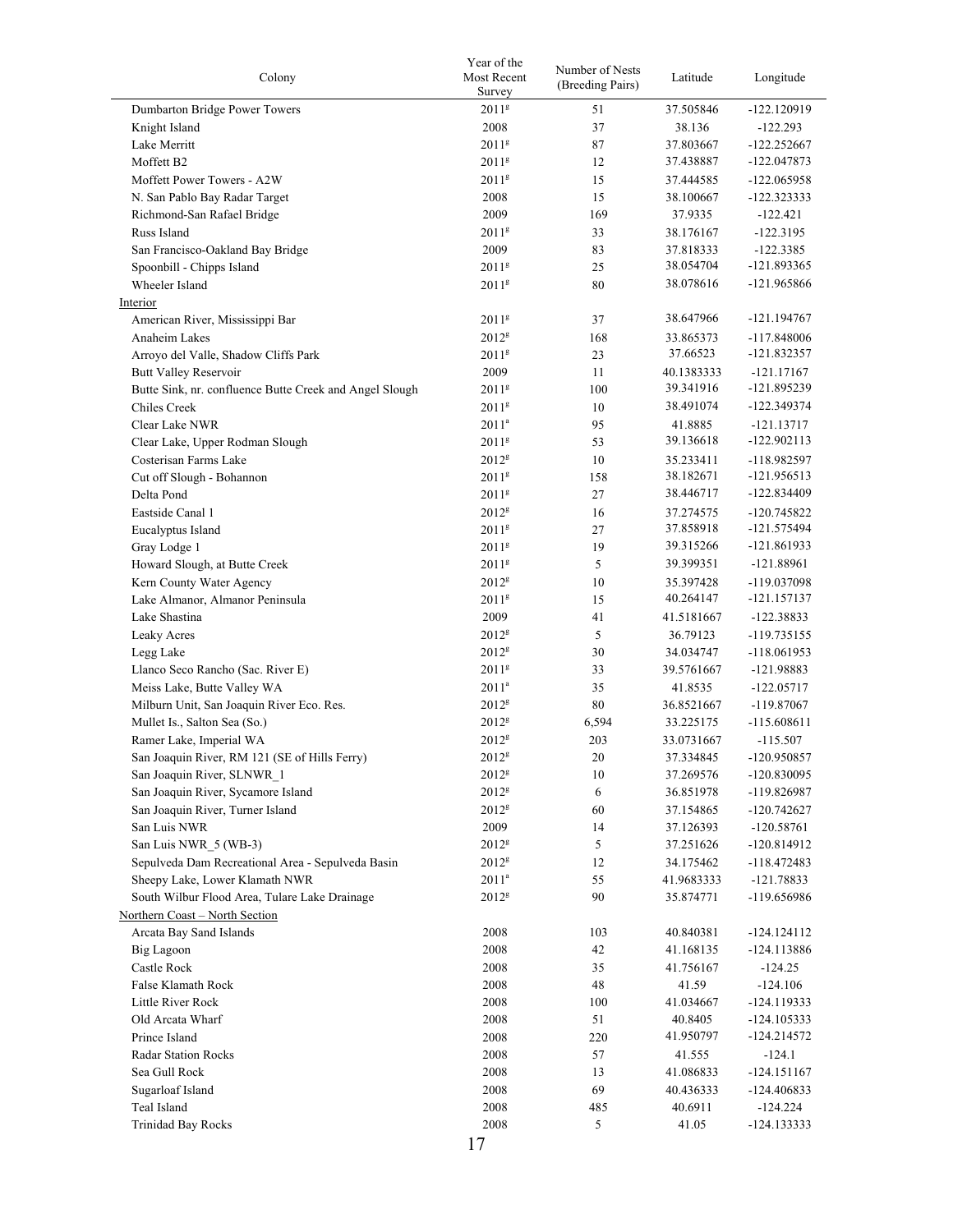| Colony | Year of the Most Recent Survey | Number of Nests (Breeding Pairs) | Latitude | Longitude |
|---|---|---|---|---|
| Dumbarton Bridge Power Towers | 2011[g] | 51 | 37.505846 | -122.120919 |
| Knight Island | 2008 | 37 | 38.136 | -122.293 |
| Lake Merritt | 2011[g] | 87 | 37.803667 | -122.252667 |
| Moffett B2 | 2011[g] | 12 | 37.438887 | -122.047873 |
| Moffett Power Towers - A2W | 2011[g] | 15 | 37.444585 | -122.065958 |
| N. San Pablo Bay Radar Target | 2008 | 15 | 38.100667 | -122.323333 |
| Richmond-San Rafael Bridge | 2009 | 169 | 37.9335 | -122.421 |
| Russ Island | 2011[g] | 33 | 38.176167 | -122.3195 |
| San Francisco-Oakland Bay Bridge | 2009 | 83 | 37.818333 | -122.3385 |
| Spoonbill - Chipps Island | 2011[g] | 25 | 38.054704 | -121.893365 |
| Wheeler Island | 2011[g] | 80 | 38.078616 | -121.965866 |
| Interior | | | | |
| American River, Mississippi Bar | 2011[g] | 37 | 38.647966 | -121.194767 |
| Anaheim Lakes | 2012[g] | 168 | 33.865373 | -117.848006 |
| Arroyo del Valle, Shadow Cliffs Park | 2011[g] | 23 | 37.66523 | -121.832357 |
| Butt Valley Reservoir | 2009 | 11 | 40.1383333 | -121.17167 |
| Butte Sink, nr. confluence Butte Creek and Angel Slough | 2011[g] | 100 | 39.341916 | -121.895239 |
| Chiles Creek | 2011[g] | 10 | 38.491074 | -122.349374 |
| Clear Lake NWR | 2011[a] | 95 | 41.8885 | -121.13717 |
| Clear Lake, Upper Rodman Slough | 2011[g] | 53 | 39.136618 | -122.902113 |
| Costerisan Farms Lake | 2012[g] | 10 | 35.233411 | -118.982597 |
| Cut off Slough - Bohannon | 2011[g] | 158 | 38.182671 | -121.956513 |
| Delta Pond | 2011[g] | 27 | 38.446717 | -122.834409 |
| Eastside Canal 1 | 2012[g] | 16 | 37.274575 | -120.745822 |
| Eucalyptus Island | 2011[g] | 27 | 37.858918 | -121.575494 |
| Gray Lodge 1 | 2011[g] | 19 | 39.315266 | -121.861933 |
| Howard Slough, at Butte Creek | 2011[g] | 5 | 39.399351 | -121.88961 |
| Kern County Water Agency | 2012[g] | 10 | 35.397428 | -119.037098 |
| Lake Almanor, Almanor Peninsula | 2011[g] | 15 | 40.264147 | -121.157137 |
| Lake Shastina | 2009 | 41 | 41.5181667 | -122.38833 |
| Leaky Acres | 2012[g] | 5 | 36.79123 | -119.735155 |
| Legg Lake | 2012[g] | 30 | 34.034747 | -118.061953 |
| Llanco Seco Rancho (Sac. River E) | 2011[g] | 33 | 39.5761667 | -121.98883 |
| Meiss Lake, Butte Valley WA | 2011[a] | 35 | 41.8535 | -122.05717 |
| Milburn Unit, San Joaquin River Eco. Res. | 2012[g] | 80 | 36.8521667 | -119.87067 |
| Mullet Is., Salton Sea (So.) | 2012[g] | 6,594 | 33.225175 | -115.608611 |
| Ramer Lake, Imperial WA | 2012[g] | 203 | 33.0731667 | -115.507 |
| San Joaquin River, RM 121 (SE of Hills Ferry) | 2012[g] | 20 | 37.334845 | -120.950857 |
| San Joaquin River, SLNWR_1 | 2012[g] | 10 | 37.269576 | -120.830095 |
| San Joaquin River, Sycamore Island | 2012[g] | 6 | 36.851978 | -119.826987 |
| San Joaquin River, Turner Island | 2012[g] | 60 | 37.154865 | -120.742627 |
| San Luis NWR | 2009 | 14 | 37.126393 | -120.58761 |
| San Luis NWR_5 (WB-3) | 2012[g] | 5 | 37.251626 | -120.814912 |
| Sepulveda Dam Recreational Area - Sepulveda Basin | 2012[g] | 12 | 34.175462 | -118.472483 |
| Sheepy Lake, Lower Klamath NWR | 2011[a] | 55 | 41.9683333 | -121.78833 |
| South Wilbur Flood Area, Tulare Lake Drainage | 2012[g] | 90 | 35.874771 | -119.656986 |
| Northern Coast – North Section | | | | |
| Arcata Bay Sand Islands | 2008 | 103 | 40.840381 | -124.124112 |
| Big Lagoon | 2008 | 42 | 41.168135 | -124.113886 |
| Castle Rock | 2008 | 35 | 41.756167 | -124.25 |
| False Klamath Rock | 2008 | 48 | 41.59 | -124.106 |
| Little River Rock | 2008 | 100 | 41.034667 | -124.119333 |
| Old Arcata Wharf | 2008 | 51 | 40.8405 | -124.105333 |
| Prince Island | 2008 | 220 | 41.950797 | -124.214572 |
| Radar Station Rocks | 2008 | 57 | 41.555 | -124.1 |
| Sea Gull Rock | 2008 | 13 | 41.086833 | -124.151167 |
| Sugarloaf Island | 2008 | 69 | 40.436333 | -124.406833 |
| Teal Island | 2008 | 485 | 40.6911 | -124.224 |
| Trinidad Bay Rocks | 2008 | 5 | 41.05 | -124.133333 |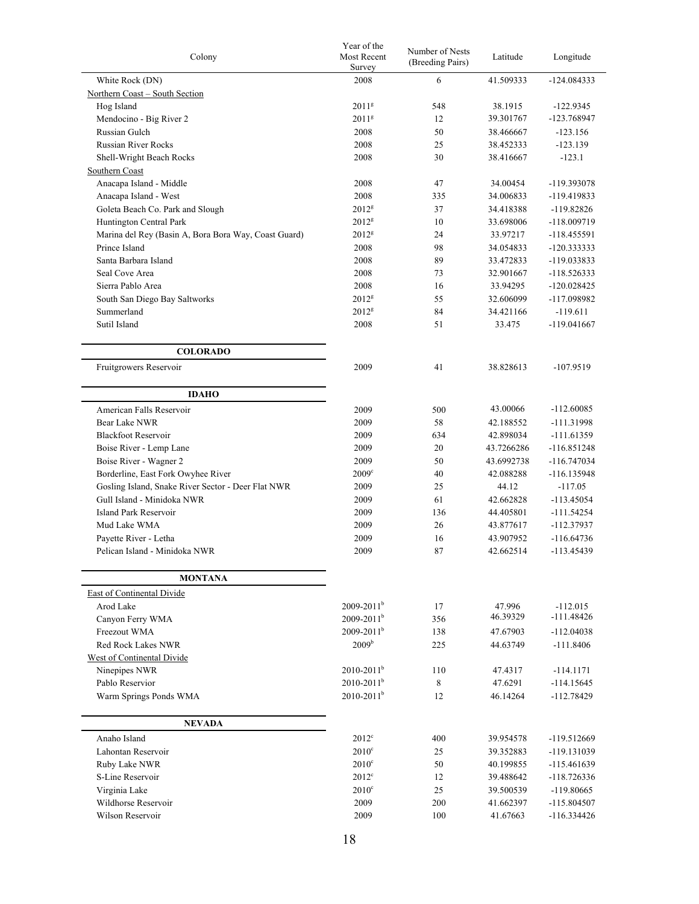| Colony | Year of the Most Recent Survey | Number of Nests (Breeding Pairs) | Latitude | Longitude |
|---|---|---|---|---|
| White Rock (DN) | 2008 | 6 | 41.509333 | -124.084333 |
| Northern Coast – South Section | | | | |
| Hog Island | 2011[g] | 548 | 38.1915 | -122.9345 |
| Mendocino - Big River 2 | 2011[g] | 12 | 39.301767 | -123.768947 |
| Russian Gulch | 2008 | 50 | 38.466667 | -123.156 |
| Russian River Rocks | 2008 | 25 | 38.452333 | -123.139 |
| Shell-Wright Beach Rocks | 2008 | 30 | 38.416667 | -123.1 |
| Southern Coast | | | | |
| Anacapa Island - Middle | 2008 | 47 | 34.00454 | -119.393078 |
| Anacapa Island - West | 2008 | 335 | 34.006833 | -119.419833 |
| Goleta Beach Co. Park and Slough | 2012[g] | 37 | 34.418388 | -119.82826 |
| Huntington Central Park | 2012[g] | 10 | 33.698006 | -118.009719 |
| Marina del Rey (Basin A, Bora Bora Way, Coast Guard) | 2012[g] | 24 | 33.97217 | -118.455591 |
| Prince Island | 2008 | 98 | 34.054833 | -120.333333 |
| Santa Barbara Island | 2008 | 89 | 33.472833 | -119.033833 |
| Seal Cove Area | 2008 | 73 | 32.901667 | -118.526333 |
| Sierra Pablo Area | 2008 | 16 | 33.94295 | -120.028425 |
| South San Diego Bay Saltworks | 2012[g] | 55 | 32.606099 | -117.098982 |
| Summerland | 2012[g] | 84 | 34.421166 | -119.611 |
| Sutil Island | 2008 | 51 | 33.475 | -119.041667 |
| **COLORADO** | | | | |
| Fruitgrowers Reservoir | 2009 | 41 | 38.828613 | -107.9519 |
| **IDAHO** | | | | |
| American Falls Reservoir | 2009 | 500 | 43.00066 | -112.60085 |
| Bear Lake NWR | 2009 | 58 | 42.188552 | -111.31998 |
| Blackfoot Reservoir | 2009 | 634 | 42.898034 | -111.61359 |
| Boise River - Lemp Lane | 2009 | 20 | 43.7266286 | -116.851248 |
| Boise River - Wagner 2 | 2009 | 50 | 43.6992738 | -116.747034 |
| Borderline, East Fork Owyhee River | 2009[c] | 40 | 42.088288 | -116.135948 |
| Gosling Island, Snake River Sector - Deer Flat NWR | 2009 | 25 | 44.12 | -117.05 |
| Gull Island - Minidoka NWR | 2009 | 61 | 42.662828 | -113.45054 |
| Island Park Reservoir | 2009 | 136 | 44.405801 | -111.54254 |
| Mud Lake WMA | 2009 | 26 | 43.877617 | -112.37937 |
| Payette River - Letha | 2009 | 16 | 43.907952 | -116.64736 |
| Pelican Island - Minidoka NWR | 2009 | 87 | 42.662514 | -113.45439 |
| **MONTANA** | | | | |
| East of Continental Divide | | | | |
| Arod Lake | 2009-2011[b] | 17 | 47.996 | -112.015 |
| Canyon Ferry WMA | 2009-2011[b] | 356 | 46.39329 | -111.48426 |
| Freezout WMA | 2009-2011[b] | 138 | 47.67903 | -112.04038 |
| Red Rock Lakes NWR | 2009[b] | 225 | 44.63749 | -111.8406 |
| West of Continental Divide | | | | |
| Ninepipes NWR | 2010-2011[b] | 110 | 47.4317 | -114.1171 |
| Pablo Reservior | 2010-2011[b] | 8 | 47.6291 | -114.15645 |
| Warm Springs Ponds WMA | 2010-2011[b] | 12 | 46.14264 | -112.78429 |
| **NEVADA** | | | | |
| Anaho Island | 2012[c] | 400 | 39.954578 | -119.512669 |
| Lahontan Reservoir | 2010[c] | 25 | 39.352883 | -119.131039 |
| Ruby Lake NWR | 2010[c] | 50 | 40.199855 | -115.461639 |
| S-Line Reservoir | 2012[c] | 12 | 39.488642 | -118.726336 |
| Virginia Lake | 2010[c] | 25 | 39.500539 | -119.80665 |
| Wildhorse Reservoir | 2009 | 200 | 41.662397 | -115.804507 |
| Wilson Reservoir | 2009 | 100 | 41.67663 | -116.334426 |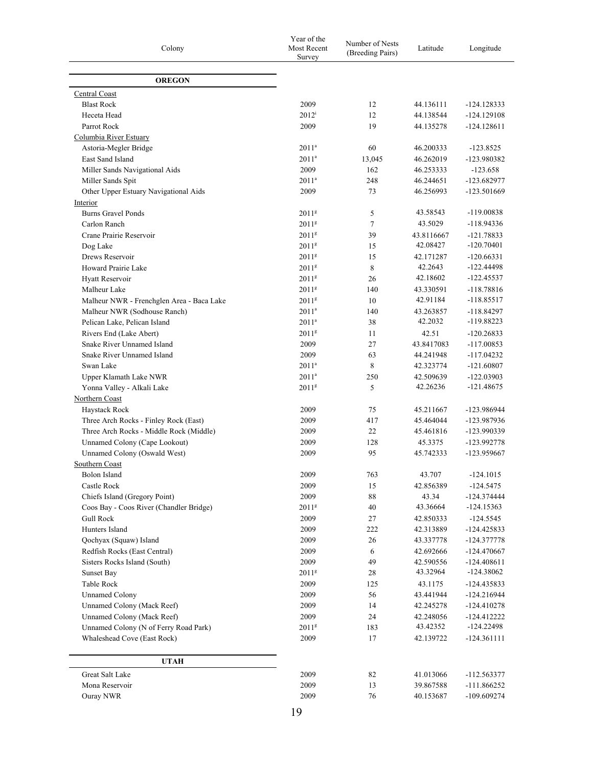| Colony | Year of the Most Recent Survey | Number of Nests (Breeding Pairs) | Latitude | Longitude |
|---|---|---|---|---|
| **OREGON** | | | | |
| Central Coast | | | | |
| Blast Rock | 2009 | 12 | 44.136111 | -124.128333 |
| Heceta Head | 2012[i] | 12 | 44.138544 | -124.129108 |
| Parrot Rock | 2009 | 19 | 44.135278 | -124.128611 |
| Columbia River Estuary | | | | |
| Astoria-Megler Bridge | 2011[a] | 60 | 46.200333 | -123.8525 |
| East Sand Island | 2011[a] | 13,045 | 46.262019 | -123.980382 |
| Miller Sands Navigational Aids | 2009 | 162 | 46.253333 | -123.658 |
| Miller Sands Spit | 2011[a] | 248 | 46.244651 | -123.682977 |
| Other Upper Estuary Navigational Aids | 2009 | 73 | 46.256993 | -123.501669 |
| Interior | | | | |
| Burns Gravel Ponds | 2011[g] | 5 | 43.58543 | -119.00838 |
| Carlon Ranch | 2011[g] | 7 | 43.5029 | -118.94336 |
| Crane Prairie Reservoir | 2011[g] | 39 | 43.8116667 | -121.78833 |
| Dog Lake | 2011[g] | 15 | 42.08427 | -120.70401 |
| Drews Reservoir | 2011[g] | 15 | 42.171287 | -120.66331 |
| Howard Prairie Lake | 2011[g] | 8 | 42.2643 | -122.44498 |
| Hyatt Reservoir | 2011[g] | 26 | 42.18602 | -122.45537 |
| Malheur Lake | 2011[g] | 140 | 43.330591 | -118.78816 |
| Malheur NWR - Frenchglen Area - Baca Lake | 2011[g] | 10 | 42.91184 | -118.85517 |
| Malheur NWR (Sodhouse Ranch) | 2011[a] | 140 | 43.263857 | -118.84297 |
| Pelican Lake, Pelican Island | 2011[a] | 38 | 42.2032 | -119.88223 |
| Rivers End (Lake Abert) | 2011[g] | 11 | 42.51 | -120.26833 |
| Snake River Unnamed Island | 2009 | 27 | 43.8417083 | -117.00853 |
| Snake River Unnamed Island | 2009 | 63 | 44.241948 | -117.04232 |
| Swan Lake | 2011[a] | 8 | 42.323774 | -121.60807 |
| Upper Klamath Lake NWR | 2011[a] | 250 | 42.509639 | -122.03903 |
| Yonna Valley - Alkali Lake | 2011[g] | 5 | 42.26236 | -121.48675 |
| Northern Coast | | | | |
| Haystack Rock | 2009 | 75 | 45.211667 | -123.986944 |
| Three Arch Rocks - Finley Rock (East) | 2009 | 417 | 45.464044 | -123.987936 |
| Three Arch Rocks - Middle Rock (Middle) | 2009 | 22 | 45.461816 | -123.990339 |
| Unnamed Colony (Cape Lookout) | 2009 | 128 | 45.3375 | -123.992778 |
| Unnamed Colony (Oswald West) | 2009 | 95 | 45.742333 | -123.959667 |
| Southern Coast | | | | |
| Bolon Island | 2009 | 763 | 43.707 | -124.1015 |
| Castle Rock | 2009 | 15 | 42.856389 | -124.5475 |
| Chiefs Island (Gregory Point) | 2009 | 88 | 43.34 | -124.374444 |
| Coos Bay - Coos River (Chandler Bridge) | 2011[g] | 40 | 43.36664 | -124.15363 |
| Gull Rock | 2009 | 27 | 42.850333 | -124.5545 |
| Hunters Island | 2009 | 222 | 42.313889 | -124.425833 |
| Qochyax (Squaw) Island | 2009 | 26 | 43.337778 | -124.377778 |
| Redfish Rocks (East Central) | 2009 | 6 | 42.692666 | -124.470667 |
| Sisters Rocks Island (South) | 2009 | 49 | 42.590556 | -124.408611 |
| Sunset Bay | 2011[g] | 28 | 43.32964 | -124.38062 |
| Table Rock | 2009 | 125 | 43.1175 | -124.435833 |
| Unnamed Colony | 2009 | 56 | 43.441944 | -124.216944 |
| Unnamed Colony (Mack Reef) | 2009 | 14 | 42.245278 | -124.410278 |
| Unnamed Colony (Mack Reef) | 2009 | 24 | 42.248056 | -124.412222 |
| Unnamed Colony (N of Ferry Road Park) | 2011[g] | 183 | 43.42352 | -124.22498 |
| Whaleshead Cove (East Rock) | 2009 | 17 | 42.139722 | -124.361111 |
| **UTAH** | | | | |
| Great Salt Lake | 2009 | 82 | 41.013066 | -112.563377 |
| Mona Reservoir | 2009 | 13 | 39.867588 | -111.866252 |
| Ouray NWR | 2009 | 76 | 40.153687 | -109.609274 |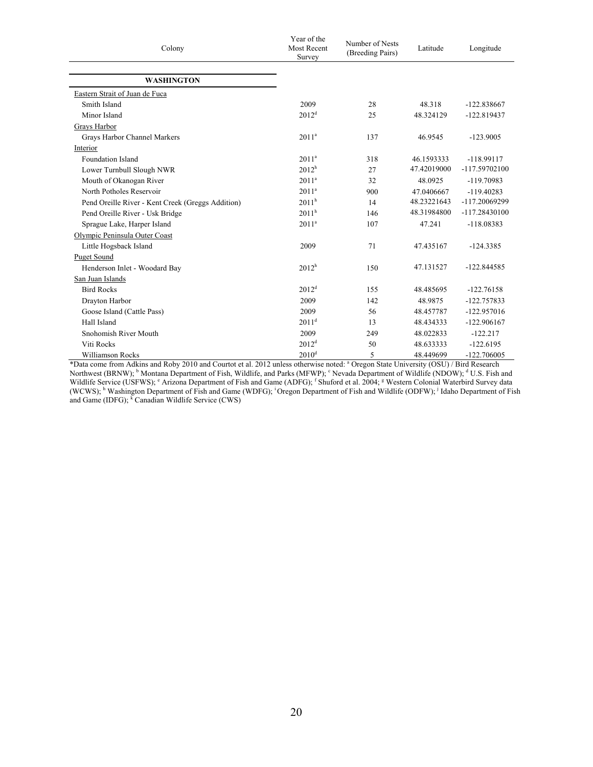| Colony | Year of the Most Recent Survey | Number of Nests (Breeding Pairs) | Latitude | Longitude |
|---|---|---|---|---|
| **WASHINGTON** | | | | |
| Eastern Strait of Juan de Fuca | | | | |
| Smith Island | 2009 | 28 | 48.318 | -122.838667 |
| Minor Island | 2012[d] | 25 | 48.324129 | -122.819437 |
| Grays Harbor | | | | |
| Grays Harbor Channel Markers | 2011[a] | 137 | 46.9545 | -123.9005 |
| Interior | | | | |
| Foundation Island | 2011[a] | 318 | 46.1593333 | -118.99117 |
| Lower Turnbull Slough NWR | 2012[h] | 27 | 47.42019000 | -117.59702100 |
| Mouth of Okanogan River | 2011[a] | 32 | 48.0925 | -119.70983 |
| North Potholes Reservoir | 2011[a] | 900 | 47.0406667 | -119.40283 |
| Pend Oreille River - Kent Creek (Greggs Addition) | 2011[h] | 14 | 48.23221643 | -117.20069299 |
| Pend Oreille River - Usk Bridge | 2011[h] | 146 | 48.31984800 | -117.28430100 |
| Sprague Lake, Harper Island | 2011[a] | 107 | 47.241 | -118.08383 |
| Olympic Peninsula Outer Coast | | | | |
| Little Hogsback Island | 2009 | 71 | 47.435167 | -124.3385 |
| Puget Sound | | | | |
| Henderson Inlet - Woodard Bay | 2012[h] | 150 | 47.131527 | -122.844585 |
| San Juan Islands | | | | |
| Bird Rocks | 2012[d] | 155 | 48.485695 | -122.76158 |
| Drayton Harbor | 2009 | 142 | 48.9875 | -122.757833 |
| Goose Island (Cattle Pass) | 2009 | 56 | 48.457787 | -122.957016 |
| Hall Island | 2011[d] | 13 | 48.434333 | -122.906167 |
| Snohomish River Mouth | 2009 | 249 | 48.022833 | -122.217 |
| Viti Rocks | 2012[d] | 50 | 48.633333 | -122.6195 |
| Williamson Rocks | 2010[d] | 5 | 48.449699 | -122.706005 |

*Data come from Adkins and Roby 2010 and Courtot et al. 2012 unless otherwise noted: [a] Oregon State University (OSU) / Bird Research Northwest (BRNW); [b] Montana Department of Fish, Wildlife, and Parks (MFWP); [c] Nevada Department of Wildlife (NDOW); [d] U.S. Fish and Wildlife Service (USFWS); [e] Arizona Department of Fish and Game (ADFG); [f] Shuford et al. 2004; [g] Western Colonial Waterbird Survey data (WCWS); [h] Washington Department of Fish and Game (WDFG); [i] Oregon Department of Fish and Wildlife (ODFW); [j] Idaho Department of Fish and Game (IDFG); [k] Canadian Wildlife Service (CWS)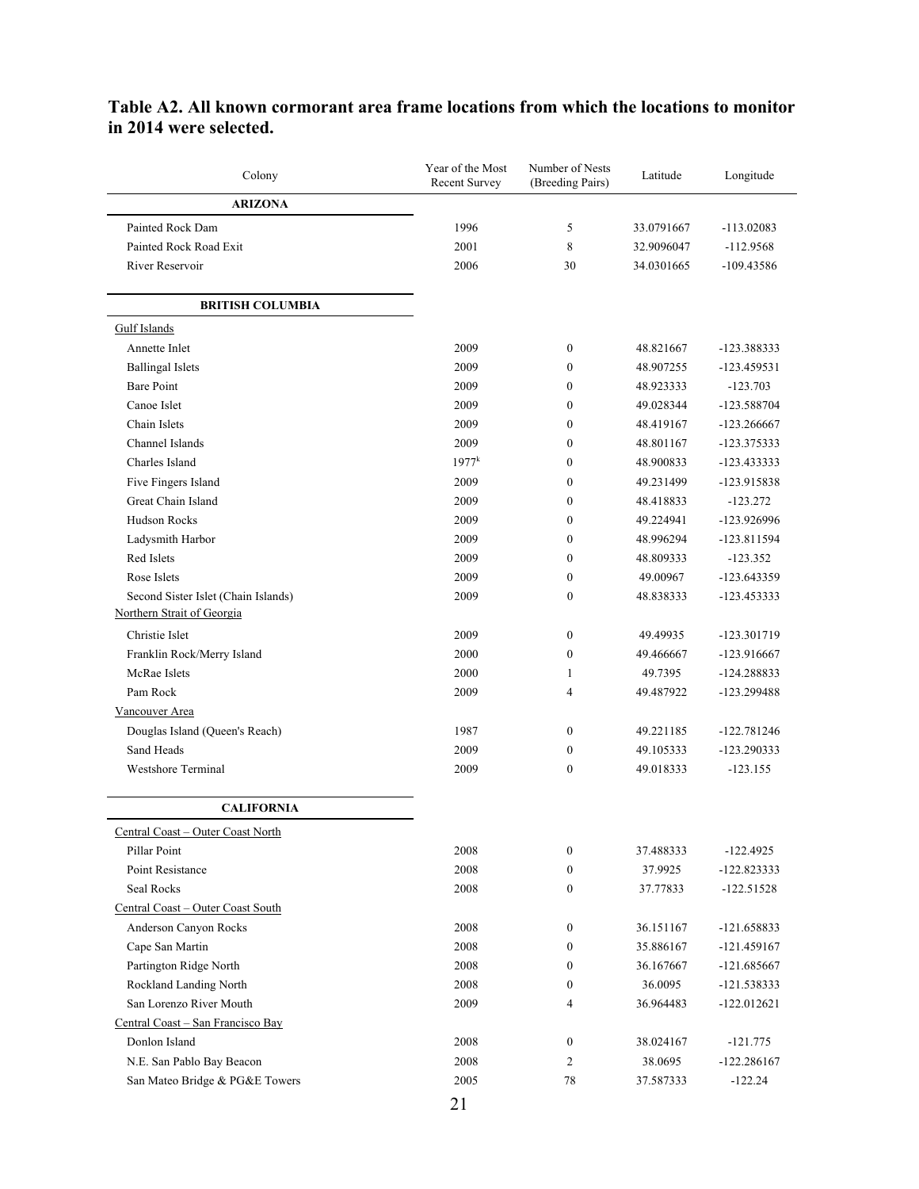**Table A2. All known cormorant area frame locations from which the locations to monitor in 2014 were selected.**

| Colony | Year of the Most Recent Survey | Number of Nests (Breeding Pairs) | Latitude | Longitude |
|---|---|---|---|---|
| **ARIZONA** | | | | |
| Painted Rock Dam | 1996 | 5 | 33.0791667 | -113.02083 |
| Painted Rock Road Exit | 2001 | 8 | 32.9096047 | -112.9568 |
| River Reservoir | 2006 | 30 | 34.0301665 | -109.43586 |
| **BRITISH COLUMBIA** | | | | |
| Gulf Islands | | | | |
| Annette Inlet | 2009 | 0 | 48.821667 | -123.388333 |
| Ballingal Islets | 2009 | 0 | 48.907255 | -123.459531 |
| Bare Point | 2009 | 0 | 48.923333 | -123.703 |
| Canoe Islet | 2009 | 0 | 49.028344 | -123.588704 |
| Chain Islets | 2009 | 0 | 48.419167 | -123.266667 |
| Channel Islands | 2009 | 0 | 48.801167 | -123.375333 |
| Charles Island | 1977[k] | 0 | 48.900833 | -123.433333 |
| Five Fingers Island | 2009 | 0 | 49.231499 | -123.915838 |
| Great Chain Island | 2009 | 0 | 48.418833 | -123.272 |
| Hudson Rocks | 2009 | 0 | 49.224941 | -123.926996 |
| Ladysmith Harbor | 2009 | 0 | 48.996294 | -123.811594 |
| Red Islets | 2009 | 0 | 48.809333 | -123.352 |
| Rose Islets | 2009 | 0 | 49.00967 | -123.643359 |
| Second Sister Islet (Chain Islands) | 2009 | 0 | 48.838333 | -123.453333 |
| Northern Strait of Georgia | | | | |
| Christie Islet | 2009 | 0 | 49.49935 | -123.301719 |
| Franklin Rock/Merry Island | 2000 | 0 | 49.466667 | -123.916667 |
| McRae Islets | 2000 | 1 | 49.7395 | -124.288833 |
| Pam Rock | 2009 | 4 | 49.487922 | -123.299488 |
| Vancouver Area | | | | |
| Douglas Island (Queen's Reach) | 1987 | 0 | 49.221185 | -122.781246 |
| Sand Heads | 2009 | 0 | 49.105333 | -123.290333 |
| Westshore Terminal | 2009 | 0 | 49.018333 | -123.155 |
| **CALIFORNIA** | | | | |
| Central Coast – Outer Coast North | | | | |
| Pillar Point | 2008 | 0 | 37.488333 | -122.4925 |
| Point Resistance | 2008 | 0 | 37.9925 | -122.823333 |
| Seal Rocks | 2008 | 0 | 37.77833 | -122.51528 |
| Central Coast – Outer Coast South | | | | |
| Anderson Canyon Rocks | 2008 | 0 | 36.151167 | -121.658833 |
| Cape San Martin | 2008 | 0 | 35.886167 | -121.459167 |
| Partington Ridge North | 2008 | 0 | 36.167667 | -121.685667 |
| Rockland Landing North | 2008 | 0 | 36.0095 | -121.538333 |
| San Lorenzo River Mouth | 2009 | 4 | 36.964483 | -122.012621 |
| Central Coast – San Francisco Bay | | | | |
| Donlon Island | 2008 | 0 | 38.024167 | -121.775 |
| N.E. San Pablo Bay Beacon | 2008 | 2 | 38.0695 | -122.286167 |
| San Mateo Bridge & PG&E Towers | 2005 | 78 | 37.587333 | -122.24 |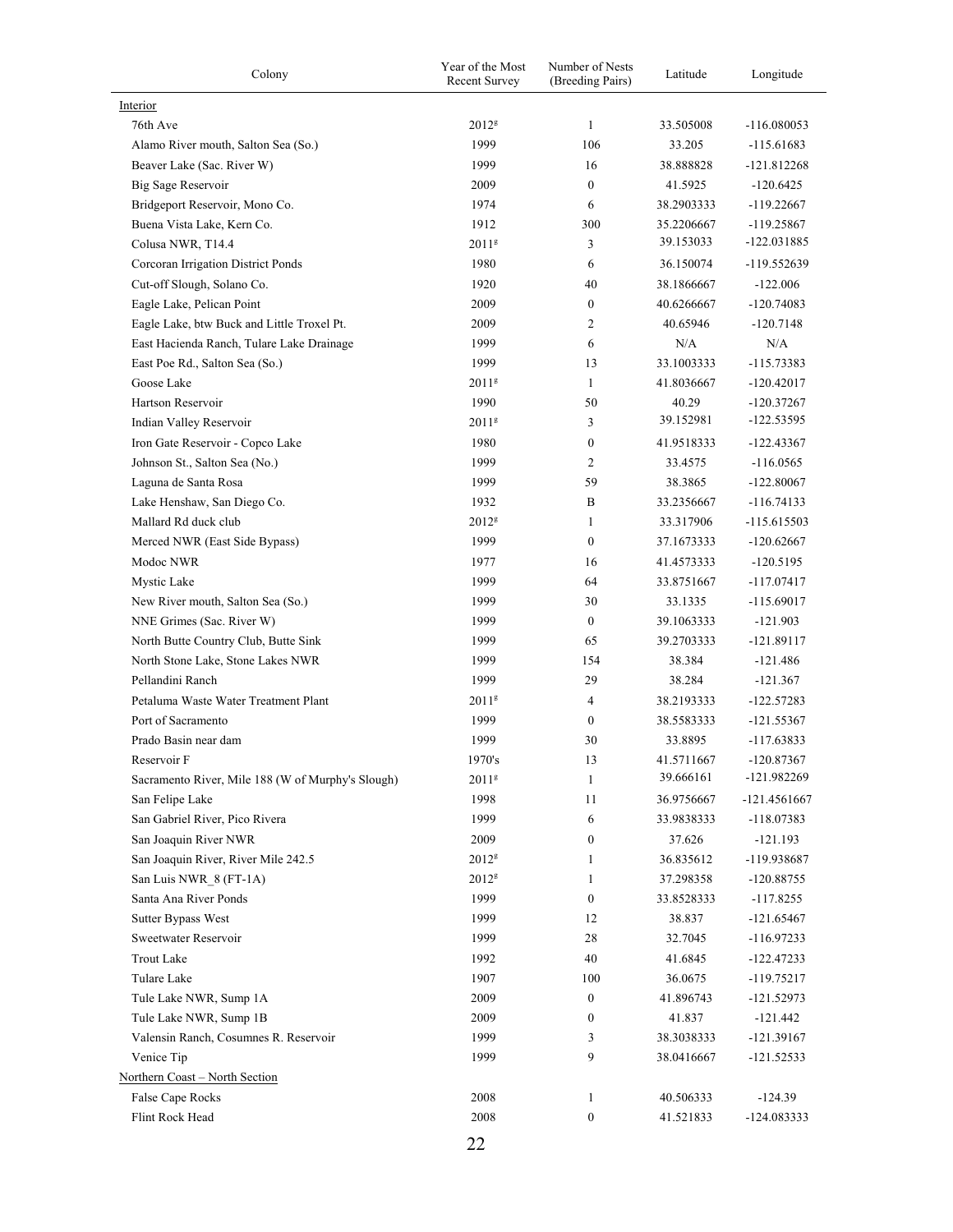| Colony | Year of the Most Recent Survey | Number of Nests (Breeding Pairs) | Latitude | Longitude |
|---|---|---|---|---|
| Interior | | | | |
| 76th Ave | 2012[g] | 1 | 33.505008 | -116.080053 |
| Alamo River mouth, Salton Sea (So.) | 1999 | 106 | 33.205 | -115.61683 |
| Beaver Lake (Sac. River W) | 1999 | 16 | 38.888828 | -121.812268 |
| Big Sage Reservoir | 2009 | 0 | 41.5925 | -120.6425 |
| Bridgeport Reservoir, Mono Co. | 1974 | 6 | 38.2903333 | -119.22667 |
| Buena Vista Lake, Kern Co. | 1912 | 300 | 35.2206667 | -119.25867 |
| Colusa NWR, T14.4 | 2011[g] | 3 | 39.153033 | -122.031885 |
| Corcoran Irrigation District Ponds | 1980 | 6 | 36.150074 | -119.552639 |
| Cut-off Slough, Solano Co. | 1920 | 40 | 38.1866667 | -122.006 |
| Eagle Lake, Pelican Point | 2009 | 0 | 40.6266667 | -120.74083 |
| Eagle Lake, btw Buck and Little Troxel Pt. | 2009 | 2 | 40.65946 | -120.7148 |
| East Hacienda Ranch, Tulare Lake Drainage | 1999 | 6 | N/A | N/A |
| East Poe Rd., Salton Sea (So.) | 1999 | 13 | 33.1003333 | -115.73383 |
| Goose Lake | 2011[g] | 1 | 41.8036667 | -120.42017 |
| Hartson Reservoir | 1990 | 50 | 40.29 | -120.37267 |
| Indian Valley Reservoir | 2011[g] | 3 | 39.152981 | -122.53595 |
| Iron Gate Reservoir - Copco Lake | 1980 | 0 | 41.9518333 | -122.43367 |
| Johnson St., Salton Sea (No.) | 1999 | 2 | 33.4575 | -116.0565 |
| Laguna de Santa Rosa | 1999 | 59 | 38.3865 | -122.80067 |
| Lake Henshaw, San Diego Co. | 1932 | B | 33.2356667 | -116.74133 |
| Mallard Rd duck club | 2012[g] | 1 | 33.317906 | -115.615503 |
| Merced NWR (East Side Bypass) | 1999 | 0 | 37.1673333 | -120.62667 |
| Modoc NWR | 1977 | 16 | 41.4573333 | -120.5195 |
| Mystic Lake | 1999 | 64 | 33.8751667 | -117.07417 |
| New River mouth, Salton Sea (So.) | 1999 | 30 | 33.1335 | -115.69017 |
| NNE Grimes (Sac. River W) | 1999 | 0 | 39.1063333 | -121.903 |
| North Butte Country Club, Butte Sink | 1999 | 65 | 39.2703333 | -121.89117 |
| North Stone Lake, Stone Lakes NWR | 1999 | 154 | 38.384 | -121.486 |
| Pellandini Ranch | 1999 | 29 | 38.284 | -121.367 |
| Petaluma Waste Water Treatment Plant | 2011[g] | 4 | 38.2193333 | -122.57283 |
| Port of Sacramento | 1999 | 0 | 38.5583333 | -121.55367 |
| Prado Basin near dam | 1999 | 30 | 33.8895 | -117.63833 |
| Reservoir F | 1970's | 13 | 41.5711667 | -120.87367 |
| Sacramento River, Mile 188 (W of Murphy's Slough) | 2011[g] | 1 | 39.666161 | -121.982269 |
| San Felipe Lake | 1998 | 11 | 36.9756667 | -121.4561667 |
| San Gabriel River, Pico Rivera | 1999 | 6 | 33.9838333 | -118.07383 |
| San Joaquin River NWR | 2009 | 0 | 37.626 | -121.193 |
| San Joaquin River, River Mile 242.5 | 2012[g] | 1 | 36.835612 | -119.938687 |
| San Luis NWR_8 (FT-1A) | 2012[g] | 1 | 37.298358 | -120.88755 |
| Santa Ana River Ponds | 1999 | 0 | 33.8528333 | -117.8255 |
| Sutter Bypass West | 1999 | 12 | 38.837 | -121.65467 |
| Sweetwater Reservoir | 1999 | 28 | 32.7045 | -116.97233 |
| Trout Lake | 1992 | 40 | 41.6845 | -122.47233 |
| Tulare Lake | 1907 | 100 | 36.0675 | -119.75217 |
| Tule Lake NWR, Sump 1A | 2009 | 0 | 41.896743 | -121.52973 |
| Tule Lake NWR, Sump 1B | 2009 | 0 | 41.837 | -121.442 |
| Valensin Ranch, Cosumnes R. Reservoir | 1999 | 3 | 38.3038333 | -121.39167 |
| Venice Tip | 1999 | 9 | 38.0416667 | -121.52533 |
| Northern Coast – North Section | | | | |
| False Cape Rocks | 2008 | 1 | 40.506333 | -124.39 |
| Flint Rock Head | 2008 | 0 | 41.521833 | -124.083333 |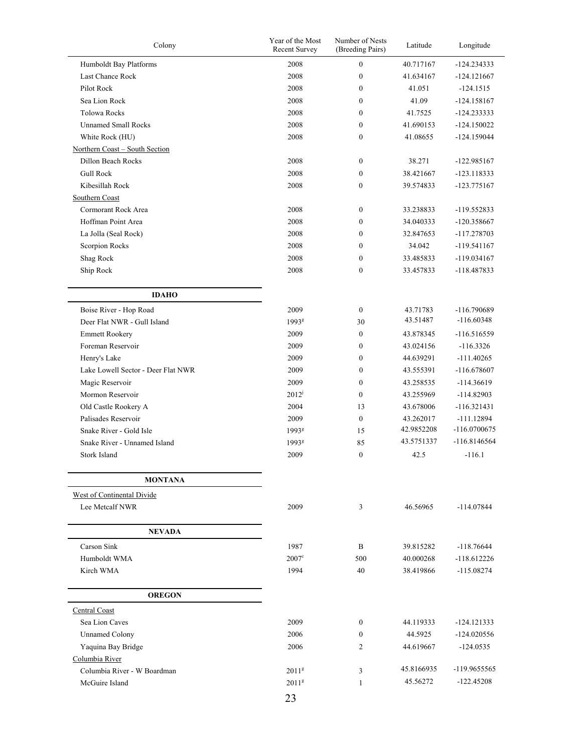| Colony | Year of the Most Recent Survey | Number of Nests (Breeding Pairs) | Latitude | Longitude |
|---|---|---|---|---|
| Humboldt Bay Platforms | 2008 | 0 | 40.717167 | -124.234333 |
| Last Chance Rock | 2008 | 0 | 41.634167 | -124.121667 |
| Pilot Rock | 2008 | 0 | 41.051 | -124.1515 |
| Sea Lion Rock | 2008 | 0 | 41.09 | -124.158167 |
| Tolowa Rocks | 2008 | 0 | 41.7525 | -124.233333 |
| Unnamed Small Rocks | 2008 | 0 | 41.690153 | -124.150022 |
| White Rock (HU) | 2008 | 0 | 41.08655 | -124.159044 |
| Northern Coast – South Section | | | | |
| Dillon Beach Rocks | 2008 | 0 | 38.271 | -122.985167 |
| Gull Rock | 2008 | 0 | 38.421667 | -123.118333 |
| Kibesillah Rock | 2008 | 0 | 39.574833 | -123.775167 |
| Southern Coast | | | | |
| Cormorant Rock Area | 2008 | 0 | 33.238833 | -119.552833 |
| Hoffman Point Area | 2008 | 0 | 34.040333 | -120.358667 |
| La Jolla (Seal Rock) | 2008 | 0 | 32.847653 | -117.278703 |
| Scorpion Rocks | 2008 | 0 | 34.042 | -119.541167 |
| Shag Rock | 2008 | 0 | 33.485833 | -119.034167 |
| Ship Rock | 2008 | 0 | 33.457833 | -118.487833 |
| **IDAHO** | | | | |
| Boise River - Hop Road | 2009 | 0 | 43.71783 | -116.790689 |
| Deer Flat NWR - Gull Island | 1993[g] | 30 | 43.51487 | -116.60348 |
| Emmett Rookery | 2009 | 0 | 43.878345 | -116.516559 |
| Foreman Reservoir | 2009 | 0 | 43.024156 | -116.3326 |
| Henry's Lake | 2009 | 0 | 44.639291 | -111.40265 |
| Lake Lowell Sector - Deer Flat NWR | 2009 | 0 | 43.555391 | -116.678607 |
| Magic Reservoir | 2009 | 0 | 43.258535 | -114.36619 |
| Mormon Reservoir | 2012[j] | 0 | 43.255969 | -114.82903 |
| Old Castle Rookery A | 2004 | 13 | 43.678006 | -116.321431 |
| Palisades Reservoir | 2009 | 0 | 43.262017 | -111.12894 |
| Snake River - Gold Isle | 1993[g] | 15 | 42.9852208 | -116.0700675 |
| Snake River - Unnamed Island | 1993[g] | 85 | 43.5751337 | -116.8146564 |
| Stork Island | 2009 | 0 | 42.5 | -116.1 |
| **MONTANA** | | | | |
| West of Continental Divide | | | | |
| Lee Metcalf NWR | 2009 | 3 | 46.56965 | -114.07844 |
| **NEVADA** | | | | |
| Carson Sink | 1987 | B | 39.815282 | -118.76644 |
| Humboldt WMA | 2007[c] | 500 | 40.000268 | -118.612226 |
| Kirch WMA | 1994 | 40 | 38.419866 | -115.08274 |
| **OREGON** | | | | |
| Central Coast | | | | |
| Sea Lion Caves | 2009 | 0 | 44.119333 | -124.121333 |
| Unnamed Colony | 2006 | 0 | 44.5925 | -124.020556 |
| Yaquina Bay Bridge | 2006 | 2 | 44.619667 | -124.0535 |
| Columbia River | | | | |
| Columbia River - W Boardman | 2011[g] | 3 | 45.8166935 | -119.9655565 |
| McGuire Island | 2011[g] | 1 | 45.56272 | -122.45208 |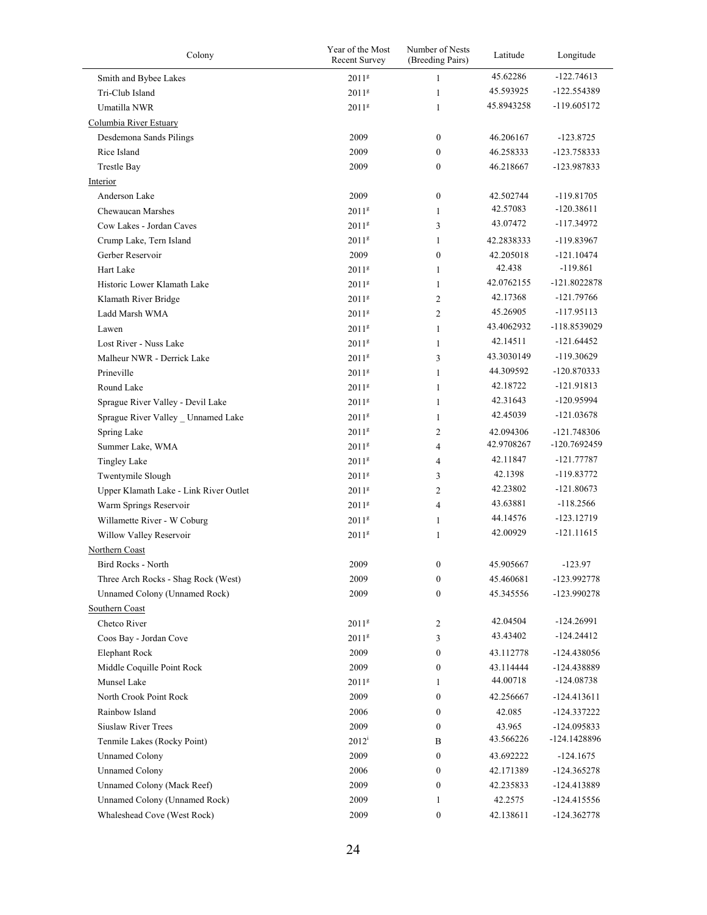| Colony | Year of the Most Recent Survey | Number of Nests (Breeding Pairs) | Latitude | Longitude |
|---|---|---|---|---|
| Smith and Bybee Lakes | 2011[g] | 1 | 45.62286 | -122.74613 |
| Tri-Club Island | 2011[g] | 1 | 45.593925 | -122.554389 |
| Umatilla NWR | 2011[g] | 1 | 45.8943258 | -119.605172 |
| Columbia River Estuary | | | | |
| Desdemona Sands Pilings | 2009 | 0 | 46.206167 | -123.8725 |
| Rice Island | 2009 | 0 | 46.258333 | -123.758333 |
| Trestle Bay | 2009 | 0 | 46.218667 | -123.987833 |
| Interior | | | | |
| Anderson Lake | 2009 | 0 | 42.502744 | -119.81705 |
| Chewaucan Marshes | 2011[g] | 1 | 42.57083 | -120.38611 |
| Cow Lakes - Jordan Caves | 2011[g] | 3 | 43.07472 | -117.34972 |
| Crump Lake, Tern Island | 2011[g] | 1 | 42.2838333 | -119.83967 |
| Gerber Reservoir | 2009 | 0 | 42.205018 | -121.10474 |
| Hart Lake | 2011[g] | 1 | 42.438 | -119.861 |
| Historic Lower Klamath Lake | 2011[g] | 1 | 42.0762155 | -121.8022878 |
| Klamath River Bridge | 2011[g] | 2 | 42.17368 | -121.79766 |
| Ladd Marsh WMA | 2011[g] | 2 | 45.26905 | -117.95113 |
| Lawen | 2011[g] | 1 | 43.4062932 | -118.8539029 |
| Lost River - Nuss Lake | 2011[g] | 1 | 42.14511 | -121.64452 |
| Malheur NWR - Derrick Lake | 2011[g] | 3 | 43.3030149 | -119.30629 |
| Prineville | 2011[g] | 1 | 44.309592 | -120.870333 |
| Round Lake | 2011[g] | 1 | 42.18722 | -121.91813 |
| Sprague River Valley - Devil Lake | 2011[g] | 1 | 42.31643 | -120.95994 |
| Sprague River Valley _ Unnamed Lake | 2011[g] | 1 | 42.45039 | -121.03678 |
| Spring Lake | 2011[g] | 2 | 42.094306 | -121.748306 |
| Summer Lake, WMA | 2011[g] | 4 | 42.9708267 | -120.7692459 |
| Tingley Lake | 2011[g] | 4 | 42.11847 | -121.77787 |
| Twentymile Slough | 2011[g] | 3 | 42.1398 | -119.83772 |
| Upper Klamath Lake - Link River Outlet | 2011[g] | 2 | 42.23802 | -121.80673 |
| Warm Springs Reservoir | 2011[g] | 4 | 43.63881 | -118.2566 |
| Willamette River - W Coburg | 2011[g] | 1 | 44.14576 | -123.12719 |
| Willow Valley Reservoir | 2011[g] | 1 | 42.00929 | -121.11615 |
| Northern Coast | | | | |
| Bird Rocks - North | 2009 | 0 | 45.905667 | -123.97 |
| Three Arch Rocks - Shag Rock (West) | 2009 | 0 | 45.460681 | -123.992778 |
| Unnamed Colony (Unnamed Rock) | 2009 | 0 | 45.345556 | -123.990278 |
| Southern Coast | | | | |
| Chetco River | 2011[g] | 2 | 42.04504 | -124.26991 |
| Coos Bay - Jordan Cove | 2011[g] | 3 | 43.43402 | -124.24412 |
| Elephant Rock | 2009 | 0 | 43.112778 | -124.438056 |
| Middle Coquille Point Rock | 2009 | 0 | 43.114444 | -124.438889 |
| Munsel Lake | 2011[g] | 1 | 44.00718 | -124.08738 |
| North Crook Point Rock | 2009 | 0 | 42.256667 | -124.413611 |
| Rainbow Island | 2006 | 0 | 42.085 | -124.337222 |
| Siuslaw River Trees | 2009 | 0 | 43.965 | -124.095833 |
| Tenmile Lakes (Rocky Point) | 2012[i] | B | 43.566226 | -124.1428896 |
| Unnamed Colony | 2009 | 0 | 43.692222 | -124.1675 |
| Unnamed Colony | 2006 | 0 | 42.171389 | -124.365278 |
| Unnamed Colony (Mack Reef) | 2009 | 0 | 42.235833 | -124.413889 |
| Unnamed Colony (Unnamed Rock) | 2009 | 1 | 42.2575 | -124.415556 |
| Whaleshead Cove (West Rock) | 2009 | 0 | 42.138611 | -124.362778 |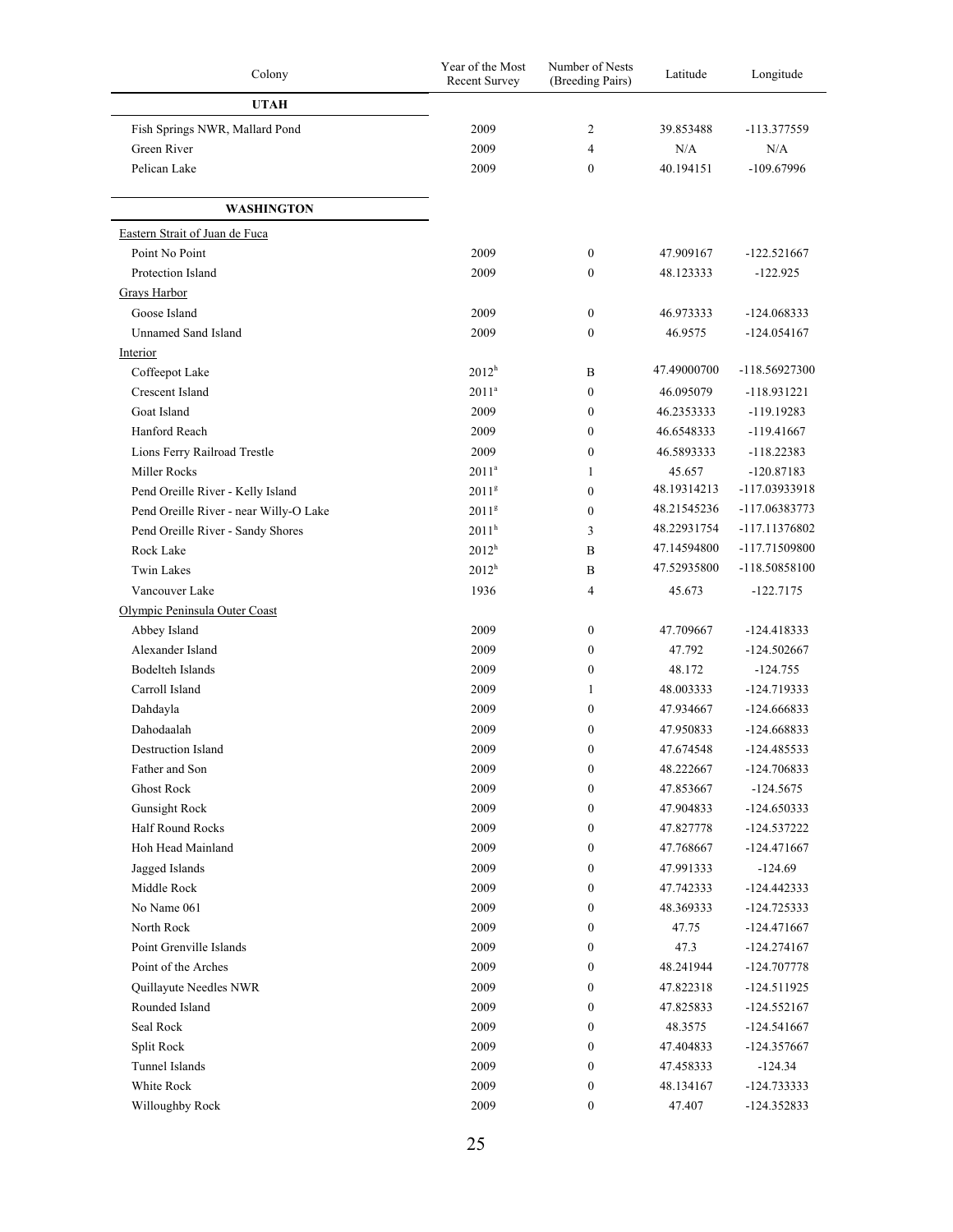| Colony | Year of the Most Recent Survey | Number of Nests (Breeding Pairs) | Latitude | Longitude |
|---|---|---|---|---|
| **UTAH** | | | | |
| Fish Springs NWR, Mallard Pond | 2009 | 2 | 39.853488 | -113.377559 |
| Green River | 2009 | 4 | N/A | N/A |
| Pelican Lake | 2009 | 0 | 40.194151 | -109.67996 |
| **WASHINGTON** | | | | |
| Eastern Strait of Juan de Fuca | | | | |
| Point No Point | 2009 | 0 | 47.909167 | -122.521667 |
| Protection Island | 2009 | 0 | 48.123333 | -122.925 |
| Grays Harbor | | | | |
| Goose Island | 2009 | 0 | 46.973333 | -124.068333 |
| Unnamed Sand Island | 2009 | 0 | 46.9575 | -124.054167 |
| Interior | | | | |
| Coffeepot Lake | 2012[h] | B | 47.49000700 | -118.56927300 |
| Crescent Island | 2011[a] | 0 | 46.095079 | -118.931221 |
| Goat Island | 2009 | 0 | 46.2353333 | -119.19283 |
| Hanford Reach | 2009 | 0 | 46.6548333 | -119.41667 |
| Lions Ferry Railroad Trestle | 2009 | 0 | 46.5893333 | -118.22383 |
| Miller Rocks | 2011[a] | 1 | 45.657 | -120.87183 |
| Pend Oreille River - Kelly Island | 2011[g] | 0 | 48.19314213 | -117.03933918 |
| Pend Oreille River - near Willy-O Lake | 2011[g] | 0 | 48.21545236 | -117.06383773 |
| Pend Oreille River - Sandy Shores | 2011[h] | 3 | 48.22931754 | -117.11376802 |
| Rock Lake | 2012[h] | B | 47.14594800 | -117.71509800 |
| Twin Lakes | 2012[h] | B | 47.52935800 | -118.50858100 |
| Vancouver Lake | 1936 | 4 | 45.673 | -122.7175 |
| Olympic Peninsula Outer Coast | | | | |
| Abbey Island | 2009 | 0 | 47.709667 | -124.418333 |
| Alexander Island | 2009 | 0 | 47.792 | -124.502667 |
| Bodelteh Islands | 2009 | 0 | 48.172 | -124.755 |
| Carroll Island | 2009 | 1 | 48.003333 | -124.719333 |
| Dahdayla | 2009 | 0 | 47.934667 | -124.666833 |
| Dahodaalah | 2009 | 0 | 47.950833 | -124.668833 |
| Destruction Island | 2009 | 0 | 47.674548 | -124.485533 |
| Father and Son | 2009 | 0 | 48.222667 | -124.706833 |
| Ghost Rock | 2009 | 0 | 47.853667 | -124.5675 |
| Gunsight Rock | 2009 | 0 | 47.904833 | -124.650333 |
| Half Round Rocks | 2009 | 0 | 47.827778 | -124.537222 |
| Hoh Head Mainland | 2009 | 0 | 47.768667 | -124.471667 |
| Jagged Islands | 2009 | 0 | 47.991333 | -124.69 |
| Middle Rock | 2009 | 0 | 47.742333 | -124.442333 |
| No Name 061 | 2009 | 0 | 48.369333 | -124.725333 |
| North Rock | 2009 | 0 | 47.75 | -124.471667 |
| Point Grenville Islands | 2009 | 0 | 47.3 | -124.274167 |
| Point of the Arches | 2009 | 0 | 48.241944 | -124.707778 |
| Quillayute Needles NWR | 2009 | 0 | 47.822318 | -124.511925 |
| Rounded Island | 2009 | 0 | 47.825833 | -124.552167 |
| Seal Rock | 2009 | 0 | 48.3575 | -124.541667 |
| Split Rock | 2009 | 0 | 47.404833 | -124.357667 |
| Tunnel Islands | 2009 | 0 | 47.458333 | -124.34 |
| White Rock | 2009 | 0 | 48.134167 | -124.733333 |
| Willoughby Rock | 2009 | 0 | 47.407 | -124.352833 |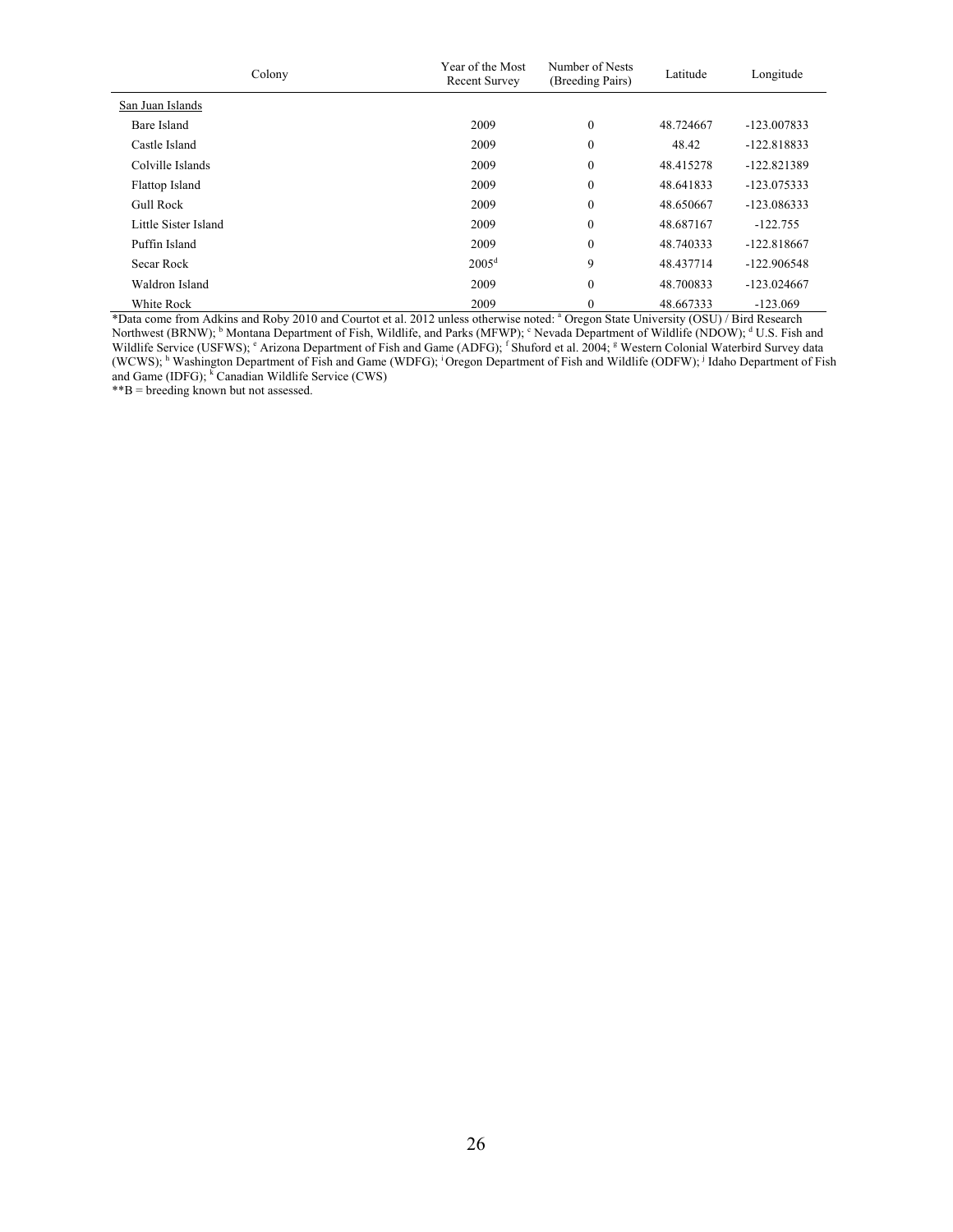| Colony | Year of the Most Recent Survey | Number of Nests (Breeding Pairs) | Latitude | Longitude |
|---|---|---|---|---|
| San Juan Islands | | | | |
| Bare Island | 2009 | 0 | 48.724667 | -123.007833 |
| Castle Island | 2009 | 0 | 48.42 | -122.818833 |
| Colville Islands | 2009 | 0 | 48.415278 | -122.821389 |
| Flattop Island | 2009 | 0 | 48.641833 | -123.075333 |
| Gull Rock | 2009 | 0 | 48.650667 | -123.086333 |
| Little Sister Island | 2009 | 0 | 48.687167 | -122.755 |
| Puffin Island | 2009 | 0 | 48.740333 | -122.818667 |
| Secar Rock | 2005[d] | 9 | 48.437714 | -122.906548 |
| Waldron Island | 2009 | 0 | 48.700833 | -123.024667 |
| White Rock | 2009 | 0 | 48.667333 | -123.069 |

*Data come from Adkins and Roby 2010 and Courtot et al. 2012 unless otherwise noted: [a] Oregon State University (OSU) / Bird Research Northwest (BRNW); [b] Montana Department of Fish, Wildlife, and Parks (MFWP); [c] Nevada Department of Wildlife (NDOW); [d] U.S. Fish and Wildlife Service (USFWS); [e] Arizona Department of Fish and Game (ADFG); [f] Shuford et al. 2004; [g] Western Colonial Waterbird Survey data (WCWS); [h] Washington Department of Fish and Game (WDFG); [i] Oregon Department of Fish and Wildlife (ODFW); [j] Idaho Department of Fish and Game (IDFG); [k] Canadian Wildlife Service (CWS)

**B = breeding known but not assessed.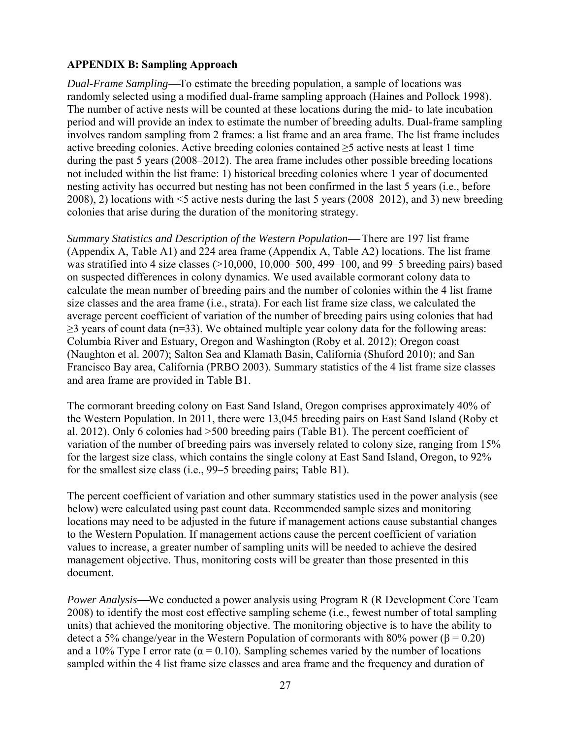## APPENDIX B: Sampling Approach

*Dual-Frame Sampling*—To estimate the breeding population, a sample of locations was randomly selected using a modified dual-frame sampling approach (Haines and Pollock 1998). The number of active nests will be counted at these locations during the mid- to late incubation period and will provide an index to estimate the number of breeding adults. Dual-frame sampling involves random sampling from 2 frames: a list frame and an area frame. The list frame includes active breeding colonies. Active breeding colonies contained ≥5 active nests at least 1 time during the past 5 years (2008–2012). The area frame includes other possible breeding locations not included within the list frame: 1) historical breeding colonies where 1 year of documented nesting activity has occurred but nesting has not been confirmed in the last 5 years (i.e., before 2008), 2) locations with <5 active nests during the last 5 years (2008–2012), and 3) new breeding colonies that arise during the duration of the monitoring strategy.

*Summary Statistics and Description of the Western Population*— There are 197 list frame (Appendix A, Table A1) and 224 area frame (Appendix A, Table A2) locations. The list frame was stratified into 4 size classes (>10,000, 10,000–500, 499–100, and 99–5 breeding pairs) based on suspected differences in colony dynamics. We used available cormorant colony data to calculate the mean number of breeding pairs and the number of colonies within the 4 list frame size classes and the area frame (i.e., strata). For each list frame size class, we calculated the average percent coefficient of variation of the number of breeding pairs using colonies that had ≥3 years of count data (n=33). We obtained multiple year colony data for the following areas: Columbia River and Estuary, Oregon and Washington (Roby et al. 2012); Oregon coast (Naughton et al. 2007); Salton Sea and Klamath Basin, California (Shuford 2010); and San Francisco Bay area, California (PRBO 2003). Summary statistics of the 4 list frame size classes and area frame are provided in Table B1.

The cormorant breeding colony on East Sand Island, Oregon comprises approximately 40% of the Western Population. In 2011, there were 13,045 breeding pairs on East Sand Island (Roby et al. 2012). Only 6 colonies had >500 breeding pairs (Table B1). The percent coefficient of variation of the number of breeding pairs was inversely related to colony size, ranging from 15% for the largest size class, which contains the single colony at East Sand Island, Oregon, to 92% for the smallest size class (i.e., 99–5 breeding pairs; Table B1).

The percent coefficient of variation and other summary statistics used in the power analysis (see below) were calculated using past count data. Recommended sample sizes and monitoring locations may need to be adjusted in the future if management actions cause substantial changes to the Western Population. If management actions cause the percent coefficient of variation values to increase, a greater number of sampling units will be needed to achieve the desired management objective. Thus, monitoring costs will be greater than those presented in this document.

*Power Analysis*—We conducted a power analysis using Program R (R Development Core Team 2008) to identify the most cost effective sampling scheme (i.e., fewest number of total sampling units) that achieved the monitoring objective. The monitoring objective is to have the ability to detect a 5% change/year in the Western Population of cormorants with 80% power ($\beta = 0.20$) and a 10% Type I error rate ($\alpha = 0.10$). Sampling schemes varied by the number of locations sampled within the 4 list frame size classes and area frame and the frequency and duration of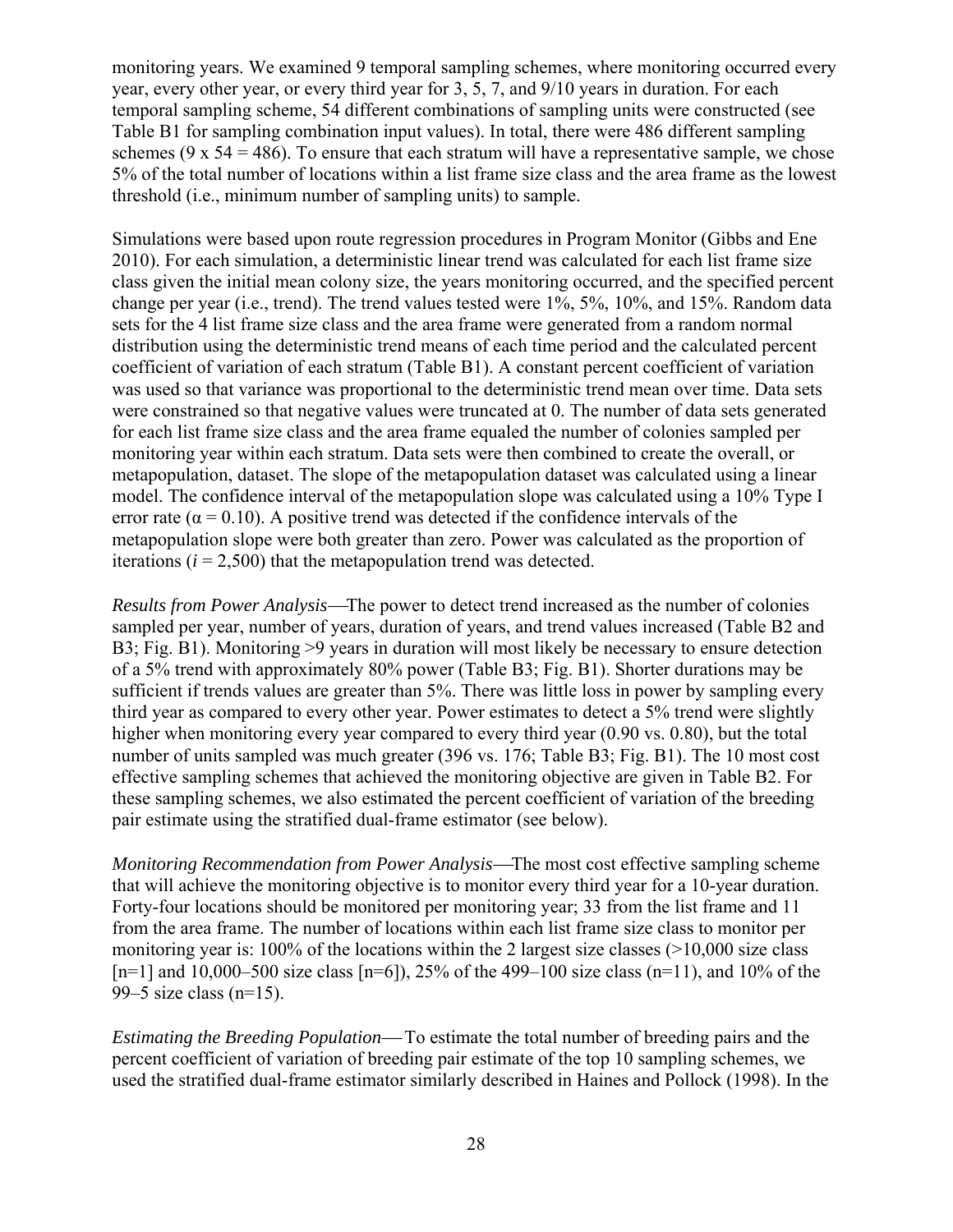monitoring years. We examined 9 temporal sampling schemes, where monitoring occurred every year, every other year, or every third year for 3, 5, 7, and 9/10 years in duration. For each temporal sampling scheme, 54 different combinations of sampling units were constructed (see Table B1 for sampling combination input values). In total, there were 486 different sampling schemes (9 x 54 = 486). To ensure that each stratum will have a representative sample, we chose 5% of the total number of locations within a list frame size class and the area frame as the lowest threshold (i.e., minimum number of sampling units) to sample.

Simulations were based upon route regression procedures in Program Monitor (Gibbs and Ene 2010). For each simulation, a deterministic linear trend was calculated for each list frame size class given the initial mean colony size, the years monitoring occurred, and the specified percent change per year (i.e., trend). The trend values tested were 1%, 5%, 10%, and 15%. Random data sets for the 4 list frame size class and the area frame were generated from a random normal distribution using the deterministic trend means of each time period and the calculated percent coefficient of variation of each stratum (Table B1). A constant percent coefficient of variation was used so that variance was proportional to the deterministic trend mean over time. Data sets were constrained so that negative values were truncated at 0. The number of data sets generated for each list frame size class and the area frame equaled the number of colonies sampled per monitoring year within each stratum. Data sets were then combined to create the overall, or metapopulation, dataset. The slope of the metapopulation dataset was calculated using a linear model. The confidence interval of the metapopulation slope was calculated using a 10% Type I error rate ($\alpha = 0.10$). A positive trend was detected if the confidence intervals of the metapopulation slope were both greater than zero. Power was calculated as the proportion of iterations ($i = 2{,}500$) that the metapopulation trend was detected.

*Results from Power Analysis*—The power to detect trend increased as the number of colonies sampled per year, number of years, duration of years, and trend values increased (Table B2 and B3; Fig. B1). Monitoring >9 years in duration will most likely be necessary to ensure detection of a 5% trend with approximately 80% power (Table B3; Fig. B1). Shorter durations may be sufficient if trends values are greater than 5%. There was little loss in power by sampling every third year as compared to every other year. Power estimates to detect a 5% trend were slightly higher when monitoring every year compared to every third year (0.90 vs. 0.80), but the total number of units sampled was much greater (396 vs. 176; Table B3; Fig. B1). The 10 most cost effective sampling schemes that achieved the monitoring objective are given in Table B2. For these sampling schemes, we also estimated the percent coefficient of variation of the breeding pair estimate using the stratified dual-frame estimator (see below).

*Monitoring Recommendation from Power Analysis*—The most cost effective sampling scheme that will achieve the monitoring objective is to monitor every third year for a 10-year duration. Forty-four locations should be monitored per monitoring year; 33 from the list frame and 11 from the area frame. The number of locations within each list frame size class to monitor per monitoring year is: 100% of the locations within the 2 largest size classes (>10,000 size class [n=1] and 10,000–500 size class [n=6]), 25% of the 499–100 size class (n=11), and 10% of the 99–5 size class (n=15).

*Estimating the Breeding Population*— To estimate the total number of breeding pairs and the percent coefficient of variation of breeding pair estimate of the top 10 sampling schemes, we used the stratified dual-frame estimator similarly described in Haines and Pollock (1998). In the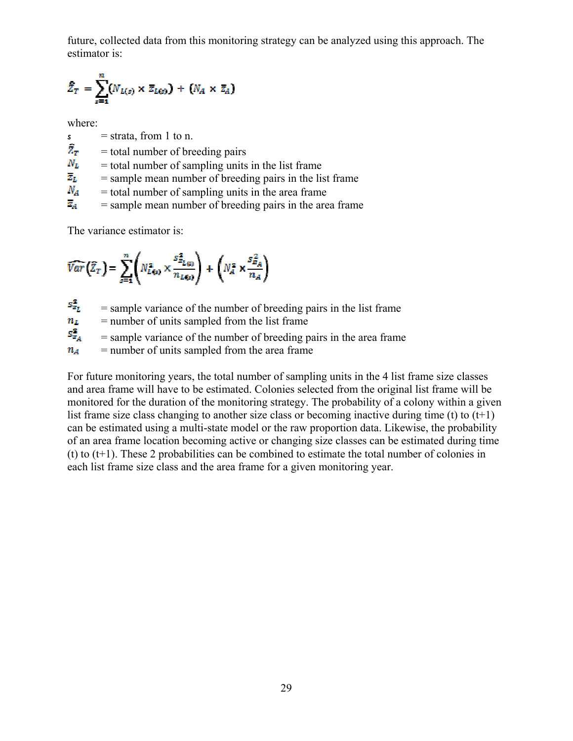future, collected data from this monitoring strategy can be analyzed using this approach. The estimator is:

$$\hat{Z}_T = \sum_{s=1}^{n}(N_{L(s)} \times \bar{z}_{L(s)}) + (N_A \times \bar{z}_A)$$

where:

$s$ = strata, from 1 to n.
$\hat{Z}_T$ = total number of breeding pairs
$N_L$ = total number of sampling units in the list frame
$\bar{z}_L$ = sample mean number of breeding pairs in the list frame
$N_A$ = total number of sampling units in the area frame
$\bar{z}_A$ = sample mean number of breeding pairs in the area frame

The variance estimator is:

$$\widehat{Var}(\hat{Z}_T) = \sum_{s=1}^{n}\left(N_{L(s)}^2 \times \frac{s_{\bar{z}_{L(s)}}^2}{n_{L(s)}}\right) + \left(N_A^2 \times \frac{s_{\bar{z}_A}^2}{n_A}\right)$$

$s_{\bar{z}_L}^2$ = sample variance of the number of breeding pairs in the list frame
$n_L$ = number of units sampled from the list frame
$s_{\bar{z}_A}^2$ = sample variance of the number of breeding pairs in the area frame
$n_A$ = number of units sampled from the area frame

For future monitoring years, the total number of sampling units in the 4 list frame size classes and area frame will have to be estimated. Colonies selected from the original list frame will be monitored for the duration of the monitoring strategy. The probability of a colony within a given list frame size class changing to another size class or becoming inactive during time (t) to (t+1) can be estimated using a multi-state model or the raw proportion data. Likewise, the probability of an area frame location becoming active or changing size classes can be estimated during time (t) to (t+1). These 2 probabilities can be combined to estimate the total number of colonies in each list frame size class and the area frame for a given monitoring year.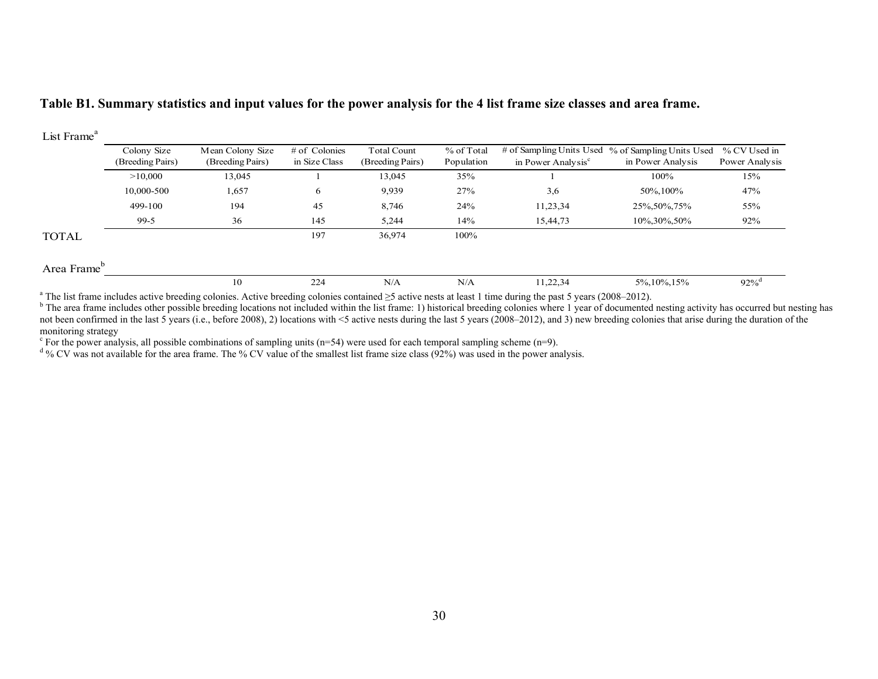**Table B1. Summary statistics and input values for the power analysis for the 4 list frame size classes and area frame.**

List Frame[a]

| | Colony Size (Breeding Pairs) | Mean Colony Size (Breeding Pairs) | # of Colonies in Size Class | Total Count (Breeding Pairs) | % of Total Population | # of Sampling Units Used in Power Analysis[c] | % of Sampling Units Used in Power Analysis | % CV Used in Power Analysis |
|---|---|---|---|---|---|---|---|---|
| | >10,000 | 13,045 | 1 | 13,045 | 35% | 1 | 100% | 15% |
| | 10,000-500 | 1,657 | 6 | 9,939 | 27% | 3,6 | 50%,100% | 47% |
| | 499-100 | 194 | 45 | 8,746 | 24% | 11,23,34 | 25%,50%,75% | 55% |
| | 99-5 | 36 | 145 | 5,244 | 14% | 15,44,73 | 10%,30%,50% | 92% |
| TOTAL | | | 197 | 36,974 | 100% | | | |
| Area Frame[b] | | | | | | | | |
| | | 10 | 224 | N/A | N/A | 11,22,34 | 5%,10%,15% | 92%[d] |

[a] The list frame includes active breeding colonies. Active breeding colonies contained ≥5 active nests at least 1 time during the past 5 years (2008–2012).

[b] The area frame includes other possible breeding locations not included within the list frame: 1) historical breeding colonies where 1 year of documented nesting activity has occurred but nesting has not been confirmed in the last 5 years (i.e., before 2008), 2) locations with <5 active nests during the last 5 years (2008–2012), and 3) new breeding colonies that arise during the duration of the monitoring strategy

[c] For the power analysis, all possible combinations of sampling units (n=54) were used for each temporal sampling scheme (n=9).

[d] % CV was not available for the area frame. The % CV value of the smallest list frame size class (92%) was used in the power analysis.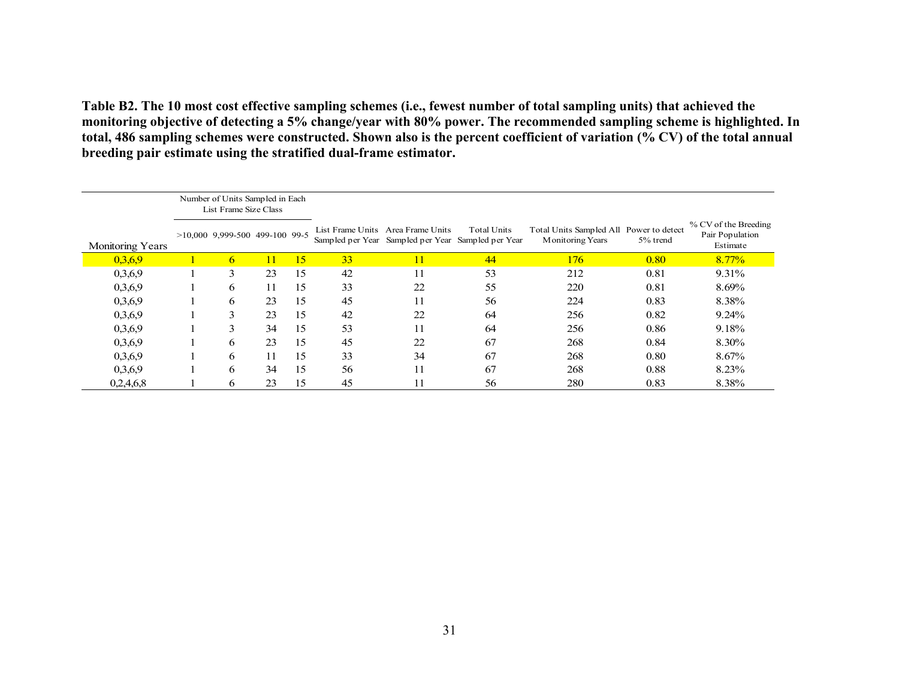**Table B2. The 10 most cost effective sampling schemes (i.e., fewest number of total sampling units) that achieved the monitoring objective of detecting a 5% change/year with 80% power. The recommended sampling scheme is highlighted. In total, 486 sampling schemes were constructed. Shown also is the percent coefficient of variation (% CV) of the total annual breeding pair estimate using the stratified dual-frame estimator.**

| | Number of Units Sampled in Each List Frame Size Class | | | | | | | | | |
|---|---|---|---|---|---|---|---|---|---|---|
| Monitoring Years | >10,000 | 9,999-500 | 499-100 | 99-5 | List Frame Units Sampled per Year | Area Frame Units Sampled per Year | Total Units Sampled per Year | Total Units Sampled All Monitoring Years | Power to detect 5% trend | % CV of the Breeding Pair Population Estimate |
| 0,3,6,9 | 1 | 6 | 11 | 15 | 33 | 11 | 44 | 176 | 0.80 | 8.77% |
| 0,3,6,9 | 1 | 3 | 23 | 15 | 42 | 11 | 53 | 212 | 0.81 | 9.31% |
| 0,3,6,9 | 1 | 6 | 11 | 15 | 33 | 22 | 55 | 220 | 0.81 | 8.69% |
| 0,3,6,9 | 1 | 6 | 23 | 15 | 45 | 11 | 56 | 224 | 0.83 | 8.38% |
| 0,3,6,9 | 1 | 3 | 23 | 15 | 42 | 22 | 64 | 256 | 0.82 | 9.24% |
| 0,3,6,9 | 1 | 3 | 34 | 15 | 53 | 11 | 64 | 256 | 0.86 | 9.18% |
| 0,3,6,9 | 1 | 6 | 23 | 15 | 45 | 22 | 67 | 268 | 0.84 | 8.30% |
| 0,3,6,9 | 1 | 6 | 11 | 15 | 33 | 34 | 67 | 268 | 0.80 | 8.67% |
| 0,3,6,9 | 1 | 6 | 34 | 15 | 56 | 11 | 67 | 268 | 0.88 | 8.23% |
| 0,2,4,6,8 | 1 | 6 | 23 | 15 | 45 | 11 | 56 | 280 | 0.83 | 8.38% |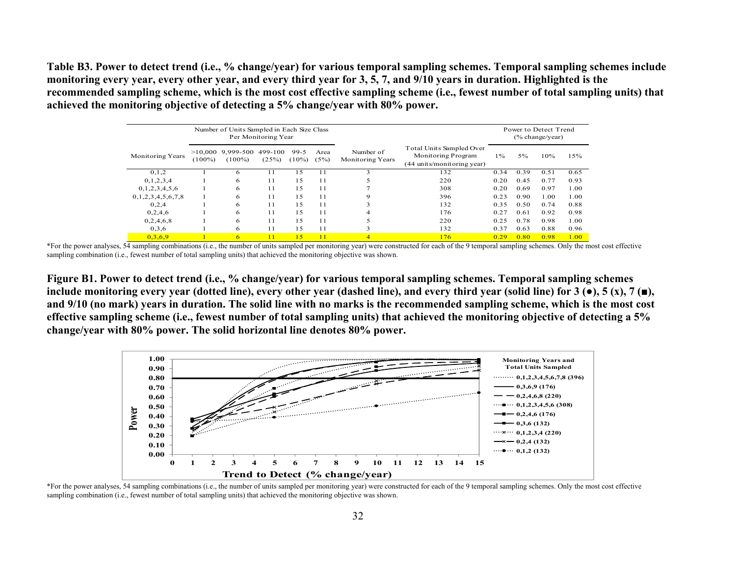**Table B3. Power to detect trend (i.e., % change/year) for various temporal sampling schemes. Temporal sampling schemes include monitoring every year, every other year, and every third year for 3, 5, 7, and 9/10 years in duration. Highlighted is the recommended sampling scheme, which is the most cost effective sampling scheme (i.e., fewest number of total sampling units) that achieved the monitoring objective of detecting a 5% change/year with 80% power.**

| | Number of Units Sampled in Each Size Class Per Monitoring Year | | | | | | | Power to Detect Trend (% change/year) | | | |
|---|---|---|---|---|---|---|---|---|---|---|---|
| Monitoring Years | >10,000 (100%) | 9,999-500 (100%) | 499-100 (25%) | 99-5 (10%) | Area (5%) | Number of Monitoring Years | Total Units Sampled Over Monitoring Program (44 units/monitoring year) | 1% | 5% | 10% | 15% |
| 0,1,2 | 1 | 6 | 11 | 15 | 11 | 3 | 132 | 0.34 | 0.39 | 0.51 | 0.65 |
| 0,1,2,3,4 | 1 | 6 | 11 | 15 | 11 | 5 | 220 | 0.20 | 0.45 | 0.77 | 0.93 |
| 0,1,2,3,4,5,6 | 1 | 6 | 11 | 15 | 11 | 7 | 308 | 0.20 | 0.69 | 0.97 | 1.00 |
| 0,1,2,3,4,5,6,7,8 | 1 | 6 | 11 | 15 | 11 | 9 | 396 | 0.23 | 0.90 | 1.00 | 1.00 |
| 0,2,4 | 1 | 6 | 11 | 15 | 11 | 3 | 132 | 0.35 | 0.50 | 0.74 | 0.88 |
| 0,2,4,6 | 1 | 6 | 11 | 15 | 11 | 4 | 176 | 0.27 | 0.61 | 0.92 | 0.98 |
| 0,2,4,6,8 | 1 | 6 | 11 | 15 | 11 | 5 | 220 | 0.25 | 0.78 | 0.98 | 1.00 |
| 0,3,6 | 1 | 6 | 11 | 15 | 11 | 3 | 132 | 0.37 | 0.63 | 0.88 | 0.96 |
| 0,3,6,9 | 1 | 6 | 11 | 15 | 11 | 4 | 176 | 0.29 | 0.80 | 0.98 | 1.00 |

*For the power analyses, 54 sampling combinations (i.e., the number of units sampled per monitoring year) were constructed for each of the 9 temporal sampling schemes. Only the most cost effective sampling combination (i.e., fewest number of total sampling units) that achieved the monitoring objective was shown.

**Figure B1. Power to detect trend (i.e., % change/year) for various temporal sampling schemes. Temporal sampling schemes include monitoring every year (dotted line), every other year (dashed line), and every third year (solid line) for 3 (●), 5 (x), 7 (■), and 9/10 (no mark) years in duration. The solid line with no marks is the recommended sampling scheme, which is the most cost effective sampling scheme (i.e., fewest number of total sampling units) that achieved the monitoring objective of detecting a 5% change/year with 80% power. The solid horizontal line denotes 80% power.**

*For the power analyses, 54 sampling combinations (i.e., the number of units sampled per monitoring year) were constructed for each of the 9 temporal sampling schemes. Only the most cost effective sampling combination (i.e., fewest number of total sampling units) that achieved the monitoring objective was shown.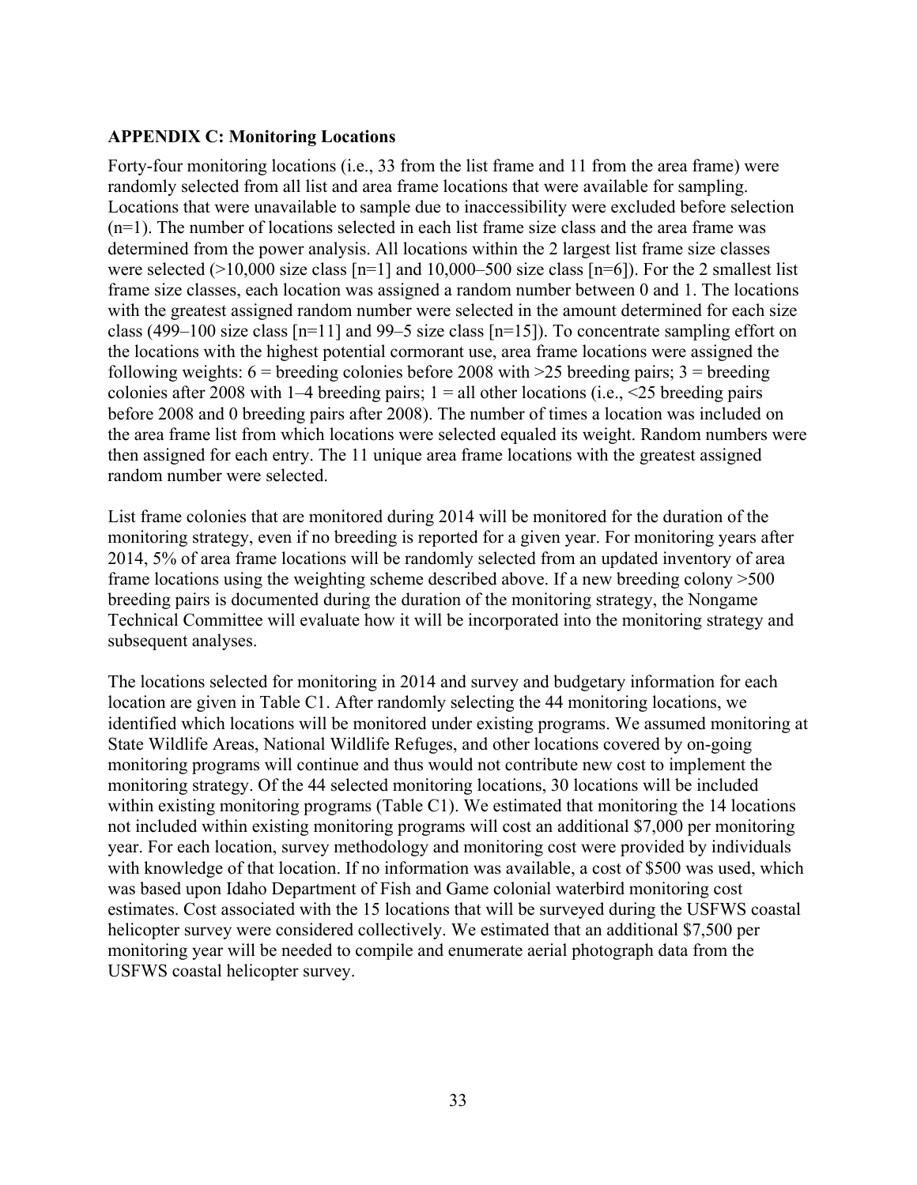**APPENDIX C: Monitoring Locations**

Forty-four monitoring locations (i.e., 33 from the list frame and 11 from the area frame) were randomly selected from all list and area frame locations that were available for sampling. Locations that were unavailable to sample due to inaccessibility were excluded before selection (n=1). The number of locations selected in each list frame size class and the area frame was determined from the power analysis. All locations within the 2 largest list frame size classes were selected (>10,000 size class [n=1] and 10,000–500 size class [n=6]). For the 2 smallest list frame size classes, each location was assigned a random number between 0 and 1. The locations with the greatest assigned random number were selected in the amount determined for each size class (499–100 size class [n=11] and 99–5 size class [n=15]). To concentrate sampling effort on the locations with the highest potential cormorant use, area frame locations were assigned the following weights: 6 = breeding colonies before 2008 with >25 breeding pairs; 3 = breeding colonies after 2008 with 1–4 breeding pairs; 1 = all other locations (i.e., <25 breeding pairs before 2008 and 0 breeding pairs after 2008). The number of times a location was included on the area frame list from which locations were selected equaled its weight. Random numbers were then assigned for each entry. The 11 unique area frame locations with the greatest assigned random number were selected.

List frame colonies that are monitored during 2014 will be monitored for the duration of the monitoring strategy, even if no breeding is reported for a given year. For monitoring years after 2014, 5% of area frame locations will be randomly selected from an updated inventory of area frame locations using the weighting scheme described above. If a new breeding colony >500 breeding pairs is documented during the duration of the monitoring strategy, the Nongame Technical Committee will evaluate how it will be incorporated into the monitoring strategy and subsequent analyses.

The locations selected for monitoring in 2014 and survey and budgetary information for each location are given in Table C1. After randomly selecting the 44 monitoring locations, we identified which locations will be monitored under existing programs. We assumed monitoring at State Wildlife Areas, National Wildlife Refuges, and other locations covered by on-going monitoring programs will continue and thus would not contribute new cost to implement the monitoring strategy. Of the 44 selected monitoring locations, 30 locations will be included within existing monitoring programs (Table C1). We estimated that monitoring the 14 locations not included within existing monitoring programs will cost an additional $7,000 per monitoring year. For each location, survey methodology and monitoring cost were provided by individuals with knowledge of that location. If no information was available, a cost of $500 was used, which was based upon Idaho Department of Fish and Game colonial waterbird monitoring cost estimates. Cost associated with the 15 locations that will be surveyed during the USFWS coastal helicopter survey were considered collectively. We estimated that an additional $7,500 per monitoring year will be needed to compile and enumerate aerial photograph data from the USFWS coastal helicopter survey.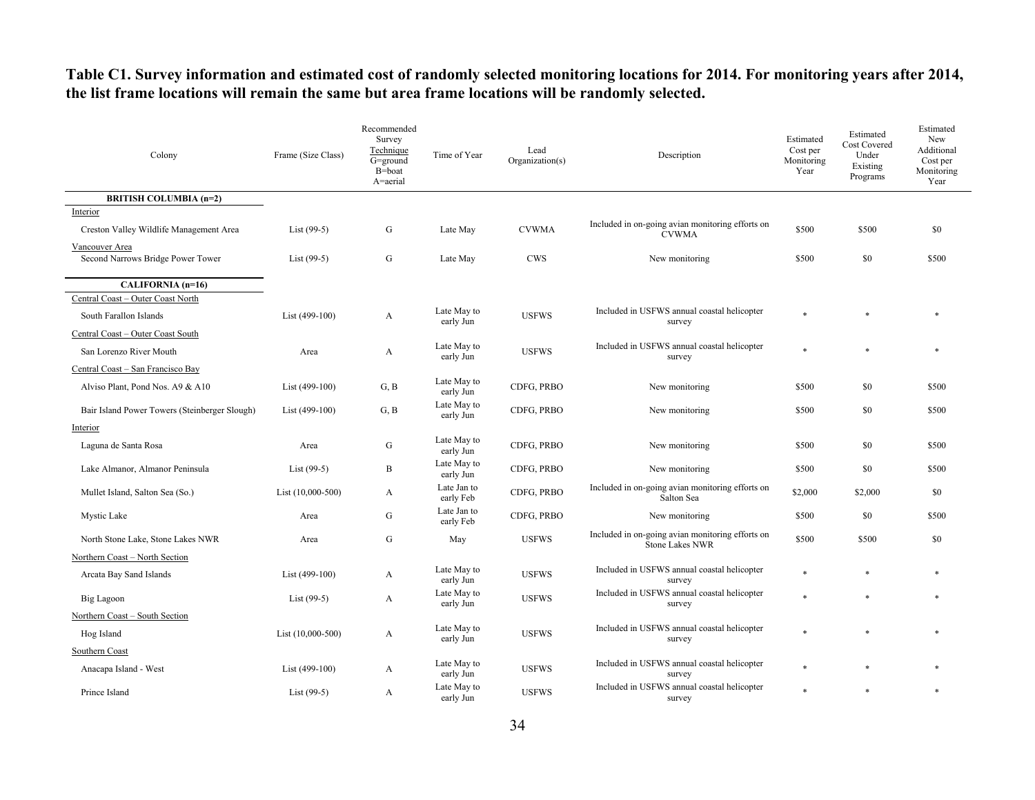**Table C1. Survey information and estimated cost of randomly selected monitoring locations for 2014. For monitoring years after 2014, the list frame locations will remain the same but area frame locations will be randomly selected.**

| Colony | Frame (Size Class) | Recommended Survey Technique G=ground B=boat A=aerial | Time of Year | Lead Organization(s) | Description | Estimated Cost per Monitoring Year | Estimated Cost Covered Under Existing Programs | Estimated New Additional Cost per Monitoring Year |
|---|---|---|---|---|---|---|---|---|
| **BRITISH COLUMBIA (n=2)** | | | | | | | | |
| Interior | | | | | | | | |
| Creston Valley Wildlife Management Area | List (99-5) | G | Late May | CVWMA | Included in on-going avian monitoring efforts on CVWMA | $500 | $500 | $0 |
| Vancouver Area | | | | | | | | |
| Second Narrows Bridge Power Tower | List (99-5) | G | Late May | CWS | New monitoring | $500 | $0 | $500 |
| **CALIFORNIA (n=16)** | | | | | | | | |
| Central Coast – Outer Coast North | | | | | | | | |
| South Farallon Islands | List (499-100) | A | Late May to early Jun | USFWS | Included in USFWS annual coastal helicopter survey | * | * | * |
| Central Coast – Outer Coast South | | | | | | | | |
| San Lorenzo River Mouth | Area | A | Late May to early Jun | USFWS | Included in USFWS annual coastal helicopter survey | * | * | * |
| Central Coast – San Francisco Bay | | | | | | | | |
| Alviso Plant, Pond Nos. A9 & A10 | List (499-100) | G, B | Late May to early Jun | CDFG, PRBO | New monitoring | $500 | $0 | $500 |
| Bair Island Power Towers (Steinberger Slough) | List (499-100) | G, B | Late May to early Jun | CDFG, PRBO | New monitoring | $500 | $0 | $500 |
| Interior | | | | | | | | |
| Laguna de Santa Rosa | Area | G | Late May to early Jun | CDFG, PRBO | New monitoring | $500 | $0 | $500 |
| Lake Almanor, Almanor Peninsula | List (99-5) | B | Late May to early Jun | CDFG, PRBO | New monitoring | $500 | $0 | $500 |
| Mullet Island, Salton Sea (So.) | List (10,000-500) | A | Late Jan to early Feb | CDFG, PRBO | Included in on-going avian monitoring efforts on Salton Sea | $2,000 | $2,000 | $0 |
| Mystic Lake | Area | G | Late Jan to early Feb | CDFG, PRBO | New monitoring | $500 | $0 | $500 |
| North Stone Lake, Stone Lakes NWR | Area | G | May | USFWS | Included in on-going avian monitoring efforts on Stone Lakes NWR | $500 | $500 | $0 |
| Northern Coast – North Section | | | | | | | | |
| Arcata Bay Sand Islands | List (499-100) | A | Late May to early Jun | USFWS | Included in USFWS annual coastal helicopter survey | * | * | * |
| Big Lagoon | List (99-5) | A | Late May to early Jun | USFWS | Included in USFWS annual coastal helicopter survey | * | * | * |
| Northern Coast – South Section | | | | | | | | |
| Hog Island | List (10,000-500) | A | Late May to early Jun | USFWS | Included in USFWS annual coastal helicopter survey | * | * | * |
| Southern Coast | | | | | | | | |
| Anacapa Island - West | List (499-100) | A | Late May to early Jun | USFWS | Included in USFWS annual coastal helicopter survey | * | * | * |
| Prince Island | List (99-5) | A | Late May to early Jun | USFWS | Included in USFWS annual coastal helicopter survey | * | * | * |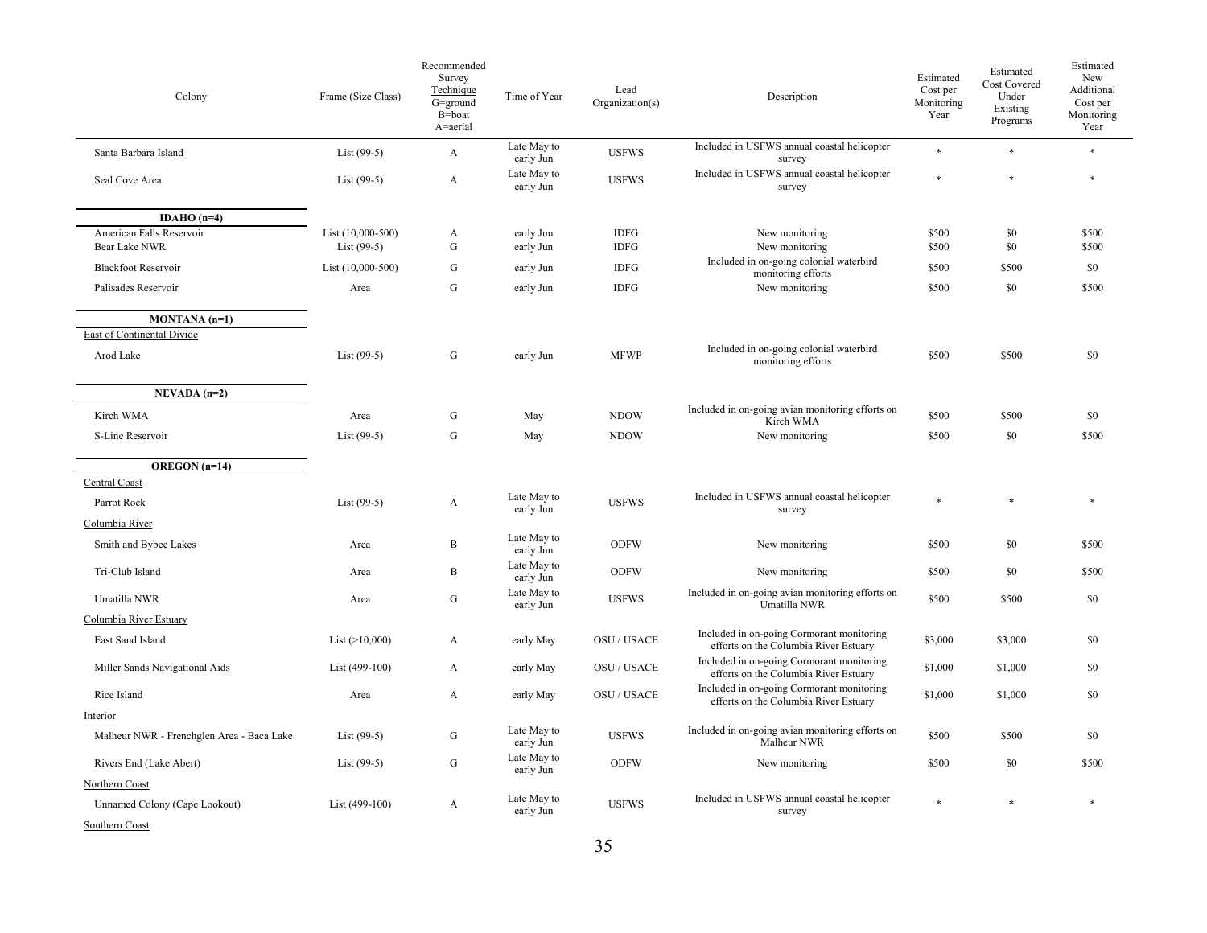| Colony | Frame (Size Class) | Recommended Survey Technique G=ground B=boat A=aerial | Time of Year | Lead Organization(s) | Description | Estimated Cost per Monitoring Year | Estimated Cost Covered Under Existing Programs | Estimated New Additional Cost per Monitoring Year |
|---|---|---|---|---|---|---|---|---|
| Santa Barbara Island | List (99-5) | A | Late May to early Jun | USFWS | Included in USFWS annual coastal helicopter survey | * | * | * |
| Seal Cove Area | List (99-5) | A | Late May to early Jun | USFWS | Included in USFWS annual coastal helicopter survey | * | * | * |
| **IDAHO (n=4)** | | | | | | | | |
| American Falls Reservoir | List (10,000-500) | A | early Jun | IDFG | New monitoring | $500 | $0 | $500 |
| Bear Lake NWR | List (99-5) | G | early Jun | IDFG | New monitoring | $500 | $0 | $500 |
| Blackfoot Reservoir | List (10,000-500) | G | early Jun | IDFG | Included in on-going colonial waterbird monitoring efforts | $500 | $500 | $0 |
| Palisades Reservoir | Area | G | early Jun | IDFG | New monitoring | $500 | $0 | $500 |
| **MONTANA (n=1)** | | | | | | | | |
| East of Continental Divide | | | | | | | | |
| Arod Lake | List (99-5) | G | early Jun | MFWP | Included in on-going colonial waterbird monitoring efforts | $500 | $500 | $0 |
| **NEVADA (n=2)** | | | | | | | | |
| Kirch WMA | Area | G | May | NDOW | Included in on-going avian monitoring efforts on Kirch WMA | $500 | $500 | $0 |
| S-Line Reservoir | List (99-5) | G | May | NDOW | New monitoring | $500 | $0 | $500 |
| **OREGON (n=14)** | | | | | | | | |
| Central Coast | | | | | | | | |
| Parrot Rock | List (99-5) | A | Late May to early Jun | USFWS | Included in USFWS annual coastal helicopter survey | * | * | * |
| Columbia River | | | | | | | | |
| Smith and Bybee Lakes | Area | B | Late May to early Jun | ODFW | New monitoring | $500 | $0 | $500 |
| Tri-Club Island | Area | B | Late May to early Jun | ODFW | New monitoring | $500 | $0 | $500 |
| Umatilla NWR | Area | G | Late May to early Jun | USFWS | Included in on-going avian monitoring efforts on Umatilla NWR | $500 | $500 | $0 |
| Columbia River Estuary | | | | | | | | |
| East Sand Island | List (>10,000) | A | early May | OSU / USACE | Included in on-going Cormorant monitoring efforts on the Columbia River Estuary | $3,000 | $3,000 | $0 |
| Miller Sands Navigational Aids | List (499-100) | A | early May | OSU / USACE | Included in on-going Cormorant monitoring efforts on the Columbia River Estuary | $1,000 | $1,000 | $0 |
| Rice Island | Area | A | early May | OSU / USACE | Included in on-going Cormorant monitoring efforts on the Columbia River Estuary | $1,000 | $1,000 | $0 |
| Interior | | | | | | | | |
| Malheur NWR - Frenchglen Area - Baca Lake | List (99-5) | G | Late May to early Jun | USFWS | Included in on-going avian monitoring efforts on Malheur NWR | $500 | $500 | $0 |
| Rivers End (Lake Abert) | List (99-5) | G | Late May to early Jun | ODFW | New monitoring | $500 | $0 | $500 |
| Northern Coast | | | | | | | | |
| Unnamed Colony (Cape Lookout) | List (499-100) | A | Late May to early Jun | USFWS | Included in USFWS annual coastal helicopter survey | * | * | * |
| Southern Coast | | | | | | | | |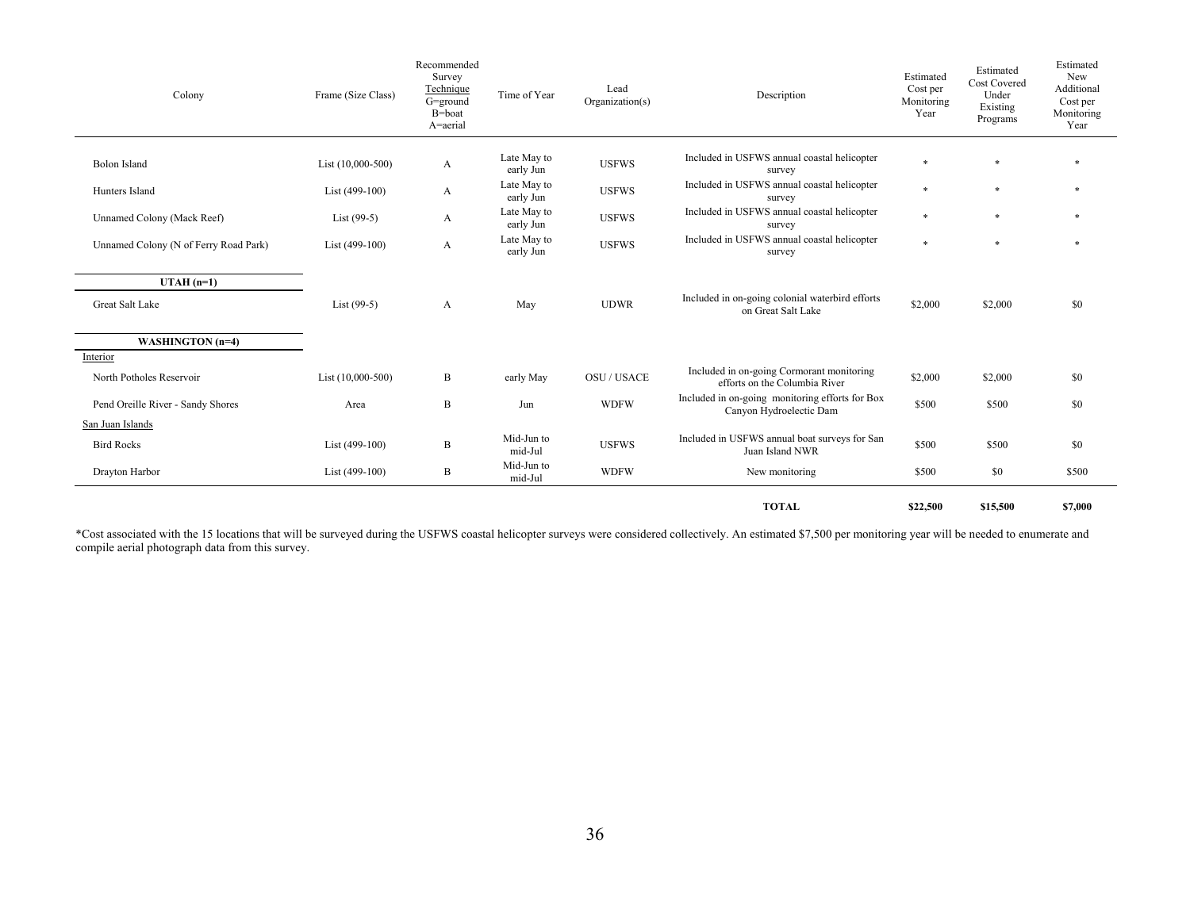| Colony | Frame (Size Class) | Recommended Survey Technique G=ground B=boat A=aerial | Time of Year | Lead Organization(s) | Description | Estimated Cost per Monitoring Year | Estimated Cost Covered Under Existing Programs | Estimated New Additional Cost per Monitoring Year |
|---|---|---|---|---|---|---|---|---|
| Bolon Island | List (10,000-500) | A | Late May to early Jun | USFWS | Included in USFWS annual coastal helicopter survey | * | * | * |
| Hunters Island | List (499-100) | A | Late May to early Jun | USFWS | Included in USFWS annual coastal helicopter survey | * | * | * |
| Unnamed Colony (Mack Reef) | List (99-5) | A | Late May to early Jun | USFWS | Included in USFWS annual coastal helicopter survey | * | * | * |
| Unnamed Colony (N of Ferry Road Park) | List (499-100) | A | Late May to early Jun | USFWS | Included in USFWS annual coastal helicopter survey | * | * | * |
| **UTAH (n=1)** | | | | | | | | |
| Great Salt Lake | List (99-5) | A | May | UDWR | Included in on-going colonial waterbird efforts on Great Salt Lake | $2,000 | $2,000 | $0 |
| **WASHINGTON (n=4)** | | | | | | | | |
| Interior | | | | | | | | |
| North Potholes Reservoir | List (10,000-500) | B | early May | OSU / USACE | Included in on-going Cormorant monitoring efforts on the Columbia River | $2,000 | $2,000 | $0 |
| Pend Oreille River - Sandy Shores | Area | B | Jun | WDFW | Included in on-going monitoring efforts for Box Canyon Hydroelectic Dam | $500 | $500 | $0 |
| San Juan Islands | | | | | | | | |
| Bird Rocks | List (499-100) | B | Mid-Jun to mid-Jul | USFWS | Included in USFWS annual boat surveys for San Juan Island NWR | $500 | $500 | $0 |
| Drayton Harbor | List (499-100) | B | Mid-Jun to mid-Jul | WDFW | New monitoring | $500 | $0 | $500 |
| | | | | | **TOTAL** | **$22,500** | **$15,500** | **$7,000** |

*Cost associated with the 15 locations that will be surveyed during the USFWS coastal helicopter surveys were considered collectively. An estimated $7,500 per monitoring year will be needed to enumerate and compile aerial photograph data from this survey.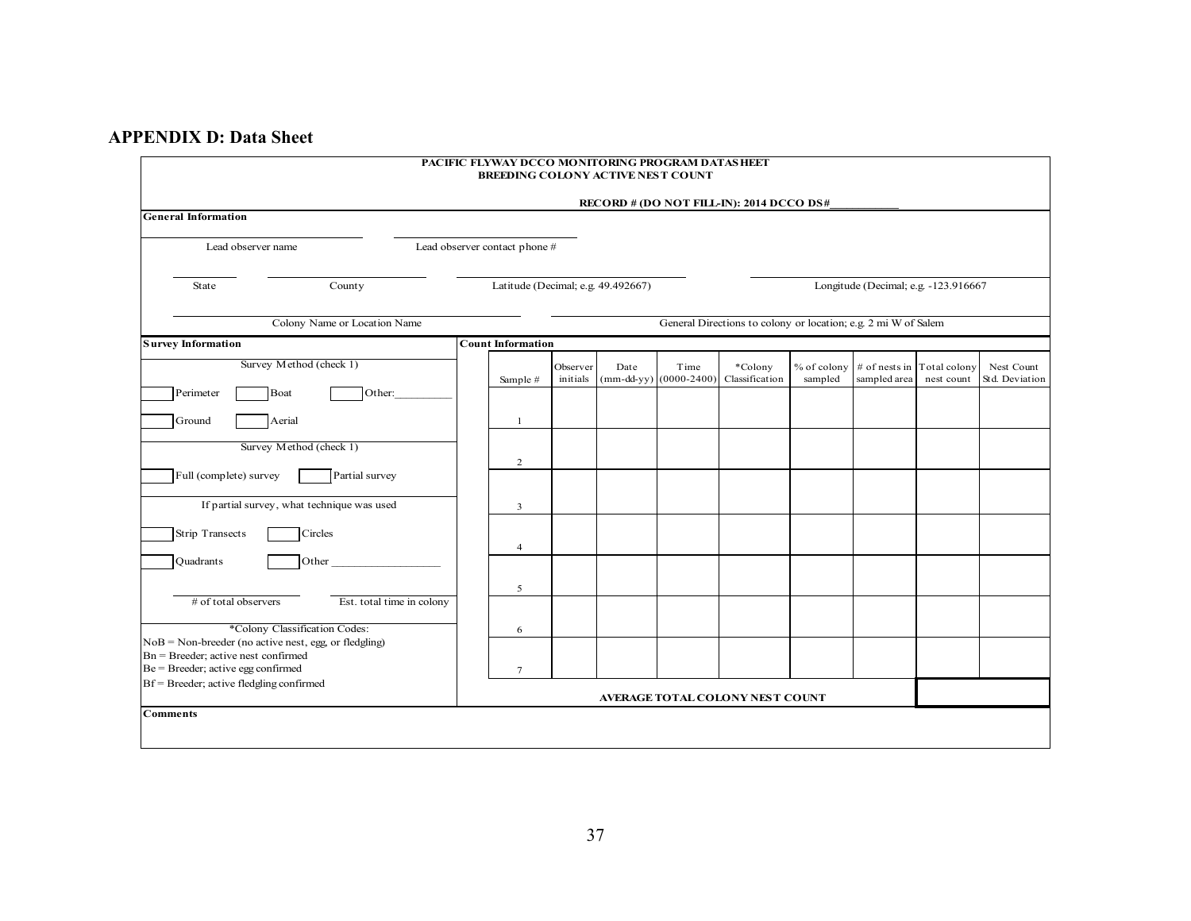## APPENDIX D: Data Sheet

**PACIFIC FLYWAY DCCO MONITORING PROGRAM DATASHEET**
**BREEDING COLONY ACTIVE NEST COUNT**

**RECORD # (DO NOT FILL-IN): 2014 DCCO DS#\_\_\_\_\_\_\_\_\_\_\_\_**

**General Information**

\_\_\_\_\_\_\_\_\_\_\_\_\_\_\_\_\_\_\_\_ Lead observer name

\_\_\_\_\_\_\_\_\_\_\_\_\_\_\_\_\_\_\_\_ Lead observer contact phone #

\_\_\_\_\_\_\_\_\_\_ State

\_\_\_\_\_\_\_\_\_\_\_\_\_\_\_\_\_\_\_\_ County

\_\_\_\_\_\_\_\_\_\_\_\_\_\_\_\_\_\_\_\_ Latitude (Decimal; e.g. 49.492667)

\_\_\_\_\_\_\_\_\_\_\_\_\_\_\_\_\_\_\_\_ Longitude (Decimal; e.g. -123.916667)

\_\_\_\_\_\_\_\_\_\_\_\_\_\_\_\_\_\_\_\_ Colony Name or Location Name

\_\_\_\_\_\_\_\_\_\_\_\_\_\_\_\_\_\_\_\_ General Directions to colony or location; e.g. 2 mi W of Salem

**Survey Information**

Survey Method (check 1)

☐ Perimeter ☐ Boat ☐ Other:\_\_\_\_\_\_\_\_\_\_

☐ Ground ☐ Aerial

Survey Method (check 1)

☐ Full (complete) survey ☐ Partial survey

If partial survey, what technique was used

☐ Strip Transects ☐ Circles

☐ Quadrants ☐ Other \_\_\_\_\_\_\_\_\_\_\_\_\_\_\_\_\_\_

\_\_\_\_\_\_\_\_\_\_ # of total observers

\_\_\_\_\_\_\_\_\_\_ Est. total time in colony

*Colony Classification Codes:
NoB = Non-breeder (no active nest, egg, or fledgling)
Bn = Breeder; active nest confirmed
Be = Breeder; active egg confirmed
Bf = Breeder; active fledgling confirmed

**Count Information**

| Sample # | Observer initials | Date (mm-dd-yy) | Time (0000-2400) | *Colony Classification | % of colony sampled | # of nests in sampled area | Total colony nest count | Nest Count Std. Deviation |
|---|---|---|---|---|---|---|---|---|
| 1 | | | | | | | | |
| 2 | | | | | | | | |
| 3 | | | | | | | | |
| 4 | | | | | | | | |
| 5 | | | | | | | | |
| 6 | | | | | | | | |
| 7 | | | | | | | | |
| **AVERAGE TOTAL COLONY NEST COUNT** | | | | | | | | |

**Comments**